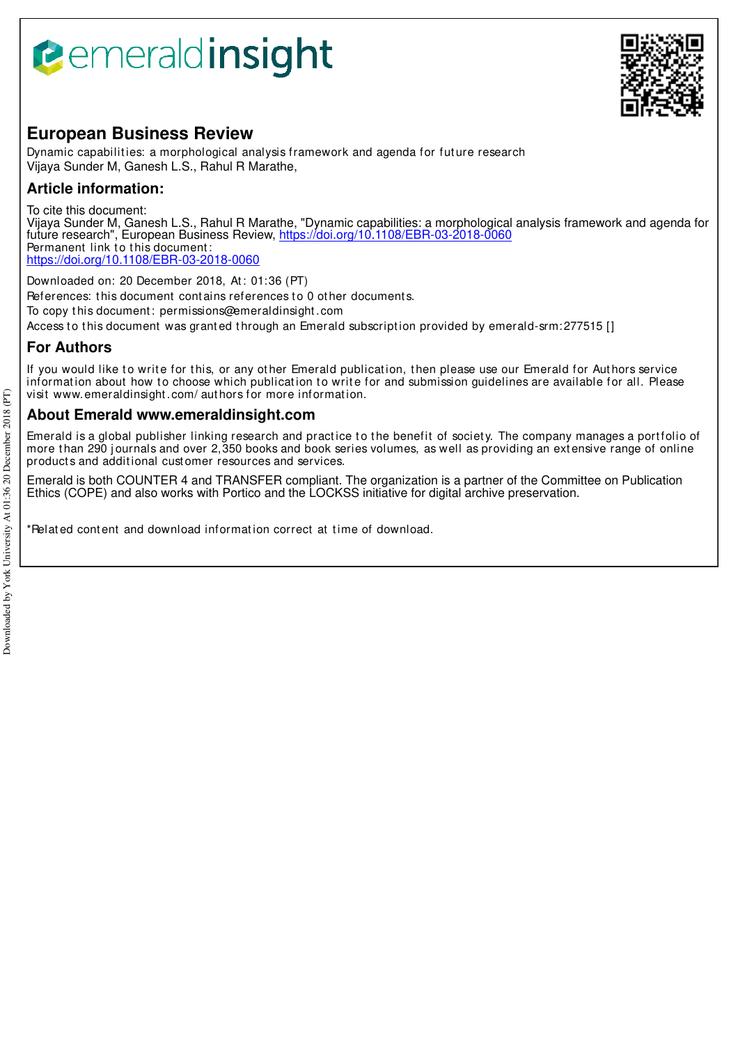# emeraldinsight

## European Business Review

Dynamic capabilities: a morphological analysis framework and agenda for future research
Vijaya Sunder M, Ganesh L.S., Rahul R Marathe,

## Article information:

To cite this document:
Vijaya Sunder M, Ganesh L.S., Rahul R Marathe, "Dynamic capabilities: a morphological analysis framework and agenda for future research", European Business Review, https://doi.org/10.1108/EBR-03-2018-0060
Permanent link to this document:
https://doi.org/10.1108/EBR-03-2018-0060

Downloaded on: 20 December 2018, At: 01:36 (PT)

References: this document contains references to 0 other documents.

To copy this document: permissions@emeraldinsight.com

Access to this document was granted through an Emerald subscription provided by emerald-srm:277515 []

## For Authors

If you would like to write for this, or any other Emerald publication, then please use our Emerald for Authors service information about how to choose which publication to write for and submission guidelines are available for all. Please visit www.emeraldinsight.com/authors for more information.

## About Emerald www.emeraldinsight.com

Emerald is a global publisher linking research and practice to the benefit of society. The company manages a portfolio of more than 290 journals and over 2,350 books and book series volumes, as well as providing an extensive range of online products and additional customer resources and services.

Emerald is both COUNTER 4 and TRANSFER compliant. The organization is a partner of the Committee on Publication Ethics (COPE) and also works with Portico and the LOCKSS initiative for digital archive preservation.

*Related content and download information correct at time of download.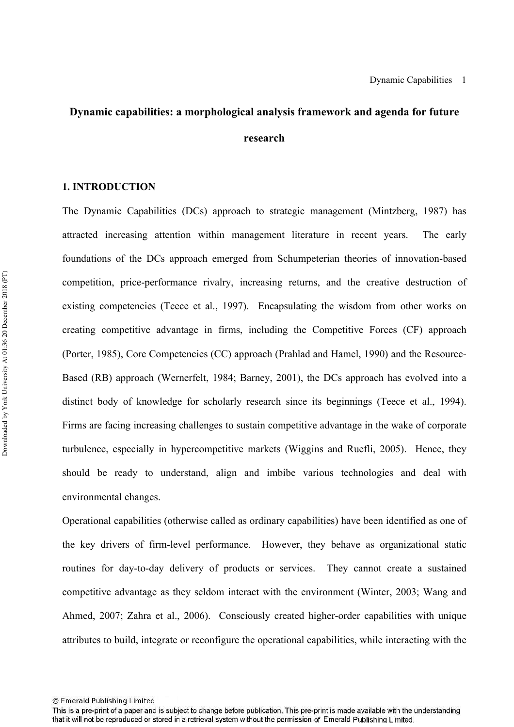# Dynamic capabilities: a morphological analysis framework and agenda for future research

## 1. INTRODUCTION

The Dynamic Capabilities (DCs) approach to strategic management (Mintzberg, 1987) has attracted increasing attention within management literature in recent years. The early foundations of the DCs approach emerged from Schumpeterian theories of innovation-based competition, price-performance rivalry, increasing returns, and the creative destruction of existing competencies (Teece et al., 1997). Encapsulating the wisdom from other works on creating competitive advantage in firms, including the Competitive Forces (CF) approach (Porter, 1985), Core Competencies (CC) approach (Prahlad and Hamel, 1990) and the Resource-Based (RB) approach (Wernerfelt, 1984; Barney, 2001), the DCs approach has evolved into a distinct body of knowledge for scholarly research since its beginnings (Teece et al., 1994). Firms are facing increasing challenges to sustain competitive advantage in the wake of corporate turbulence, especially in hypercompetitive markets (Wiggins and Ruefli, 2005). Hence, they should be ready to understand, align and imbibe various technologies and deal with environmental changes.

Operational capabilities (otherwise called as ordinary capabilities) have been identified as one of the key drivers of firm-level performance. However, they behave as organizational static routines for day-to-day delivery of products or services. They cannot create a sustained competitive advantage as they seldom interact with the environment (Winter, 2003; Wang and Ahmed, 2007; Zahra et al., 2006). Consciously created higher-order capabilities with unique attributes to build, integrate or reconfigure the operational capabilities, while interacting with the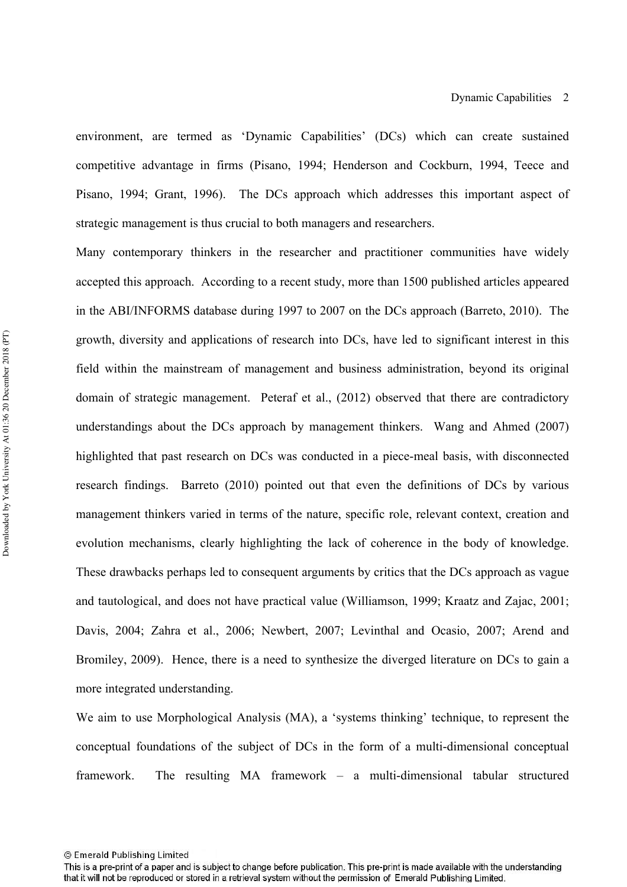environment, are termed as 'Dynamic Capabilities' (DCs) which can create sustained competitive advantage in firms (Pisano, 1994; Henderson and Cockburn, 1994, Teece and Pisano, 1994; Grant, 1996). The DCs approach which addresses this important aspect of strategic management is thus crucial to both managers and researchers.

Many contemporary thinkers in the researcher and practitioner communities have widely accepted this approach. According to a recent study, more than 1500 published articles appeared in the ABI/INFORMS database during 1997 to 2007 on the DCs approach (Barreto, 2010). The growth, diversity and applications of research into DCs, have led to significant interest in this field within the mainstream of management and business administration, beyond its original domain of strategic management. Peteraf et al., (2012) observed that there are contradictory understandings about the DCs approach by management thinkers. Wang and Ahmed (2007) highlighted that past research on DCs was conducted in a piece-meal basis, with disconnected research findings. Barreto (2010) pointed out that even the definitions of DCs by various management thinkers varied in terms of the nature, specific role, relevant context, creation and evolution mechanisms, clearly highlighting the lack of coherence in the body of knowledge. These drawbacks perhaps led to consequent arguments by critics that the DCs approach as vague and tautological, and does not have practical value (Williamson, 1999; Kraatz and Zajac, 2001; Davis, 2004; Zahra et al., 2006; Newbert, 2007; Levinthal and Ocasio, 2007; Arend and Bromiley, 2009). Hence, there is a need to synthesize the diverged literature on DCs to gain a more integrated understanding.

We aim to use Morphological Analysis (MA), a 'systems thinking' technique, to represent the conceptual foundations of the subject of DCs in the form of a multi-dimensional conceptual framework. The resulting MA framework – a multi-dimensional tabular structured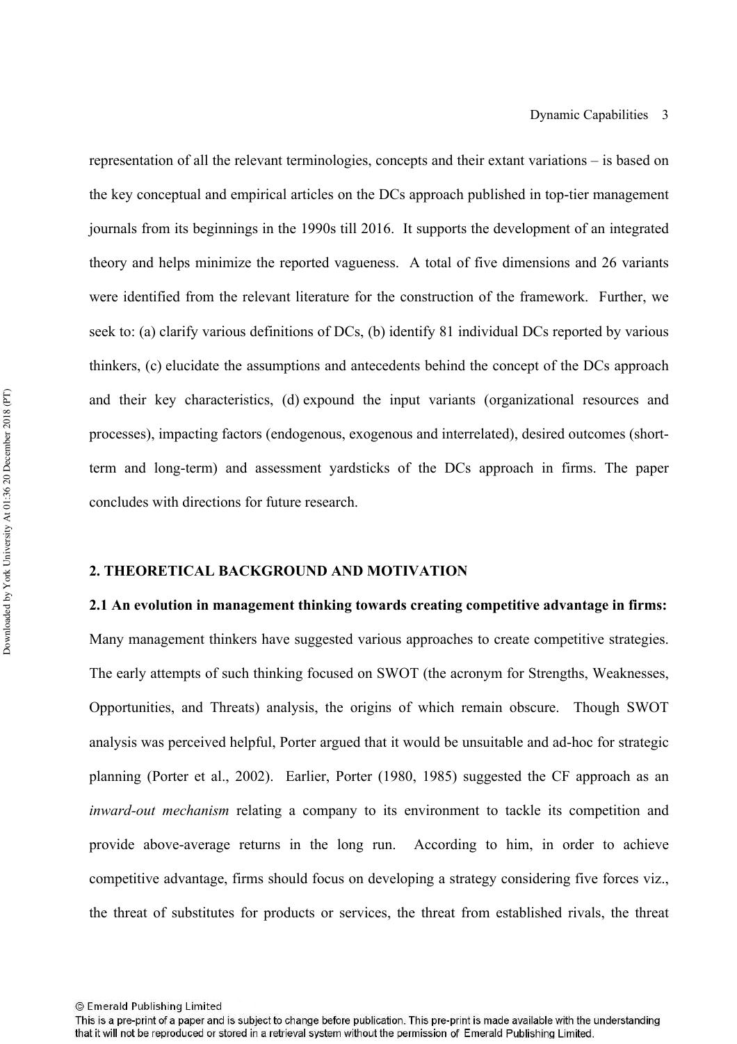representation of all the relevant terminologies, concepts and their extant variations – is based on the key conceptual and empirical articles on the DCs approach published in top-tier management journals from its beginnings in the 1990s till 2016. It supports the development of an integrated theory and helps minimize the reported vagueness. A total of five dimensions and 26 variants were identified from the relevant literature for the construction of the framework. Further, we seek to: (a) clarify various definitions of DCs, (b) identify 81 individual DCs reported by various thinkers, (c) elucidate the assumptions and antecedents behind the concept of the DCs approach and their key characteristics, (d) expound the input variants (organizational resources and processes), impacting factors (endogenous, exogenous and interrelated), desired outcomes (short-term and long-term) and assessment yardsticks of the DCs approach in firms. The paper concludes with directions for future research.

## 2. THEORETICAL BACKGROUND AND MOTIVATION

**2.1 An evolution in management thinking towards creating competitive advantage in firms:** Many management thinkers have suggested various approaches to create competitive strategies. The early attempts of such thinking focused on SWOT (the acronym for Strengths, Weaknesses, Opportunities, and Threats) analysis, the origins of which remain obscure. Though SWOT analysis was perceived helpful, Porter argued that it would be unsuitable and ad-hoc for strategic planning (Porter et al., 2002). Earlier, Porter (1980, 1985) suggested the CF approach as an *inward-out mechanism* relating a company to its environment to tackle its competition and provide above-average returns in the long run. According to him, in order to achieve competitive advantage, firms should focus on developing a strategy considering five forces viz., the threat of substitutes for products or services, the threat from established rivals, the threat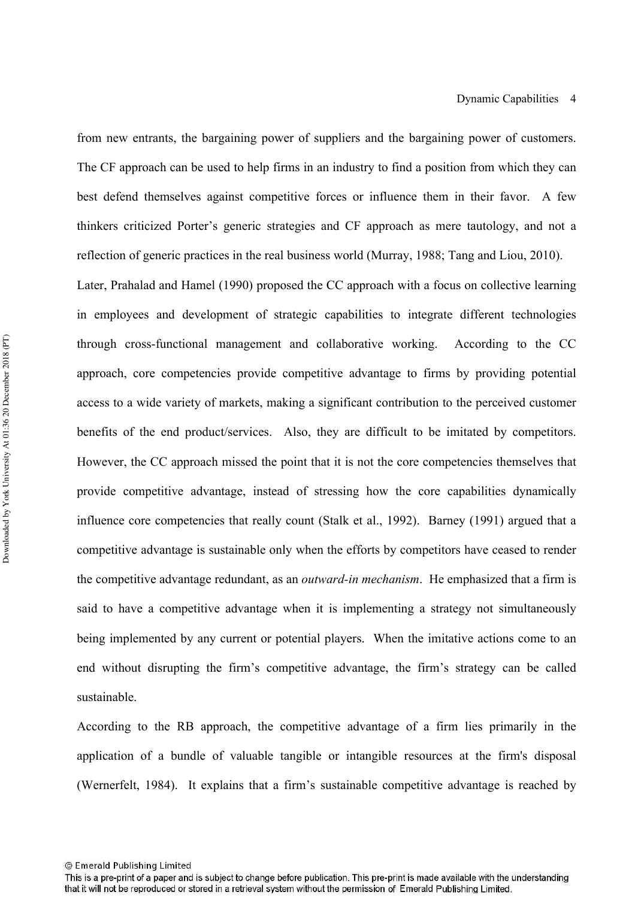from new entrants, the bargaining power of suppliers and the bargaining power of customers. The CF approach can be used to help firms in an industry to find a position from which they can best defend themselves against competitive forces or influence them in their favor. A few thinkers criticized Porter's generic strategies and CF approach as mere tautology, and not a reflection of generic practices in the real business world (Murray, 1988; Tang and Liou, 2010).

Later, Prahalad and Hamel (1990) proposed the CC approach with a focus on collective learning in employees and development of strategic capabilities to integrate different technologies through cross-functional management and collaborative working. According to the CC approach, core competencies provide competitive advantage to firms by providing potential access to a wide variety of markets, making a significant contribution to the perceived customer benefits of the end product/services. Also, they are difficult to be imitated by competitors. However, the CC approach missed the point that it is not the core competencies themselves that provide competitive advantage, instead of stressing how the core capabilities dynamically influence core competencies that really count (Stalk et al., 1992). Barney (1991) argued that a competitive advantage is sustainable only when the efforts by competitors have ceased to render the competitive advantage redundant, as an *outward-in mechanism*. He emphasized that a firm is said to have a competitive advantage when it is implementing a strategy not simultaneously being implemented by any current or potential players. When the imitative actions come to an end without disrupting the firm's competitive advantage, the firm's strategy can be called sustainable.

According to the RB approach, the competitive advantage of a firm lies primarily in the application of a bundle of valuable tangible or intangible resources at the firm's disposal (Wernerfelt, 1984). It explains that a firm's sustainable competitive advantage is reached by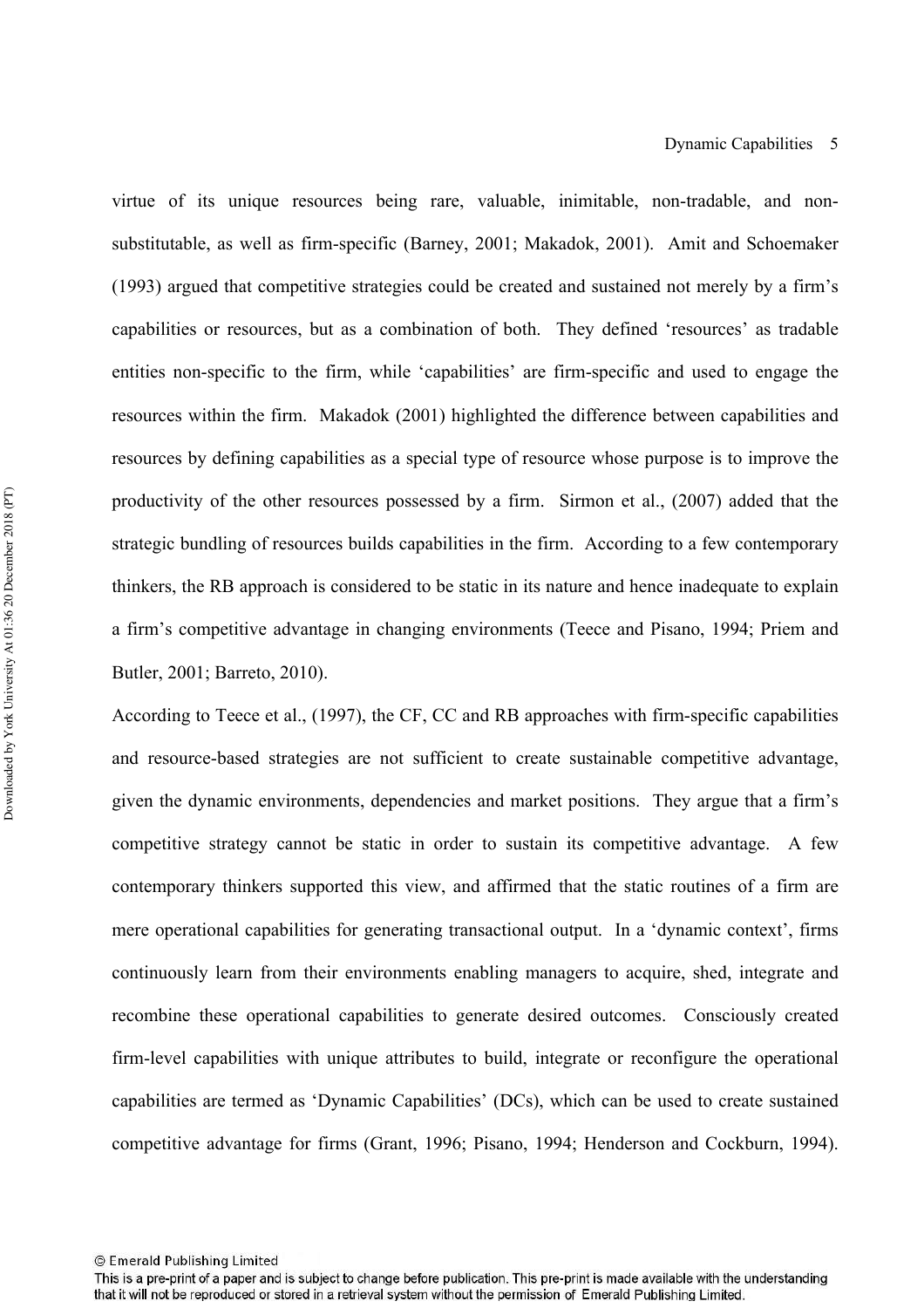virtue of its unique resources being rare, valuable, inimitable, non-tradable, and non-substitutable, as well as firm-specific (Barney, 2001; Makadok, 2001). Amit and Schoemaker (1993) argued that competitive strategies could be created and sustained not merely by a firm's capabilities or resources, but as a combination of both. They defined 'resources' as tradable entities non-specific to the firm, while 'capabilities' are firm-specific and used to engage the resources within the firm. Makadok (2001) highlighted the difference between capabilities and resources by defining capabilities as a special type of resource whose purpose is to improve the productivity of the other resources possessed by a firm. Sirmon et al., (2007) added that the strategic bundling of resources builds capabilities in the firm. According to a few contemporary thinkers, the RB approach is considered to be static in its nature and hence inadequate to explain a firm's competitive advantage in changing environments (Teece and Pisano, 1994; Priem and Butler, 2001; Barreto, 2010).

According to Teece et al., (1997), the CF, CC and RB approaches with firm-specific capabilities and resource-based strategies are not sufficient to create sustainable competitive advantage, given the dynamic environments, dependencies and market positions. They argue that a firm's competitive strategy cannot be static in order to sustain its competitive advantage. A few contemporary thinkers supported this view, and affirmed that the static routines of a firm are mere operational capabilities for generating transactional output. In a 'dynamic context', firms continuously learn from their environments enabling managers to acquire, shed, integrate and recombine these operational capabilities to generate desired outcomes. Consciously created firm-level capabilities with unique attributes to build, integrate or reconfigure the operational capabilities are termed as 'Dynamic Capabilities' (DCs), which can be used to create sustained competitive advantage for firms (Grant, 1996; Pisano, 1994; Henderson and Cockburn, 1994).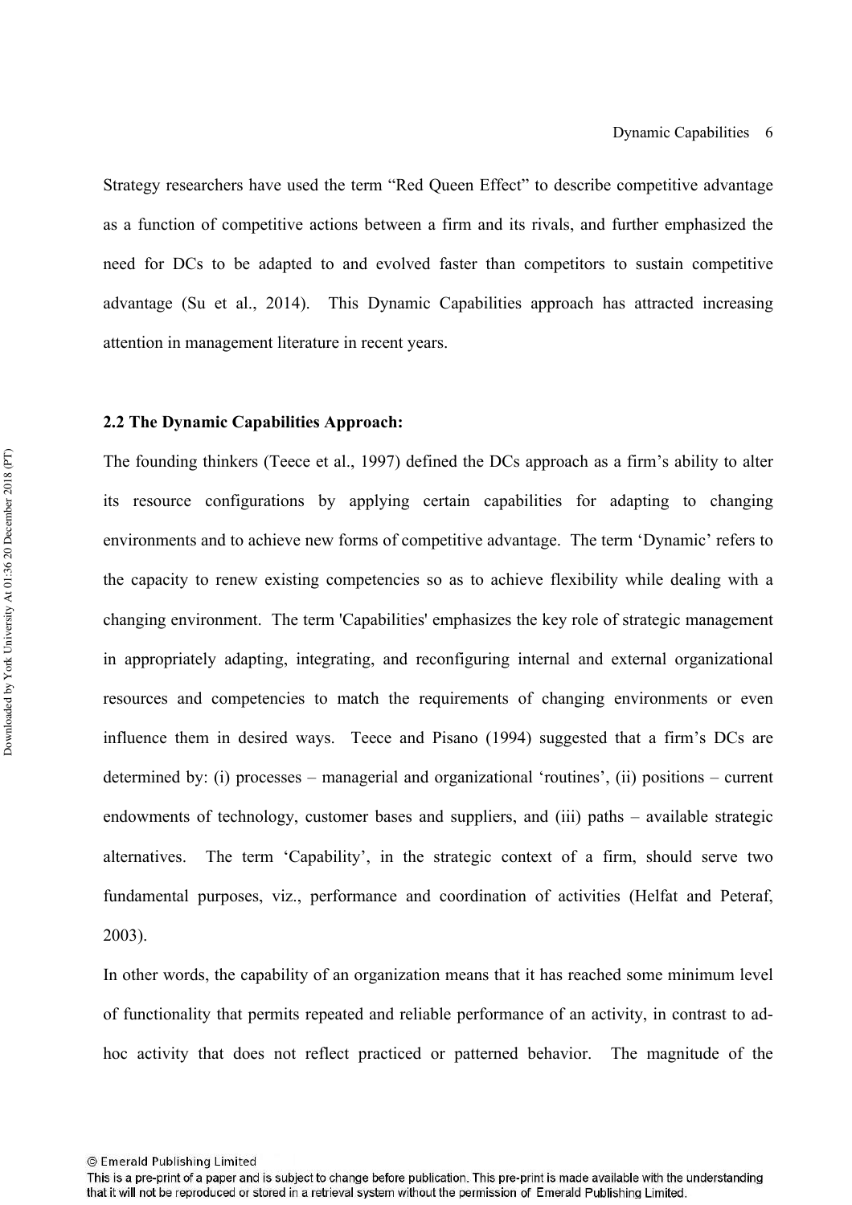Strategy researchers have used the term "Red Queen Effect" to describe competitive advantage as a function of competitive actions between a firm and its rivals, and further emphasized the need for DCs to be adapted to and evolved faster than competitors to sustain competitive advantage (Su et al., 2014). This Dynamic Capabilities approach has attracted increasing attention in management literature in recent years.

## 2.2 The Dynamic Capabilities Approach:

The founding thinkers (Teece et al., 1997) defined the DCs approach as a firm's ability to alter its resource configurations by applying certain capabilities for adapting to changing environments and to achieve new forms of competitive advantage. The term 'Dynamic' refers to the capacity to renew existing competencies so as to achieve flexibility while dealing with a changing environment. The term 'Capabilities' emphasizes the key role of strategic management in appropriately adapting, integrating, and reconfiguring internal and external organizational resources and competencies to match the requirements of changing environments or even influence them in desired ways. Teece and Pisano (1994) suggested that a firm's DCs are determined by: (i) processes – managerial and organizational 'routines', (ii) positions – current endowments of technology, customer bases and suppliers, and (iii) paths – available strategic alternatives. The term 'Capability', in the strategic context of a firm, should serve two fundamental purposes, viz., performance and coordination of activities (Helfat and Peteraf, 2003).

In other words, the capability of an organization means that it has reached some minimum level of functionality that permits repeated and reliable performance of an activity, in contrast to ad-hoc activity that does not reflect practiced or patterned behavior. The magnitude of the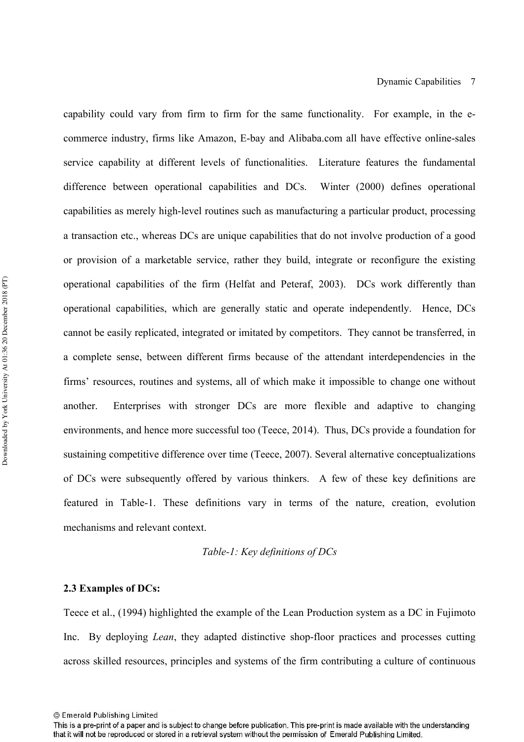capability could vary from firm to firm for the same functionality. For example, in the e-commerce industry, firms like Amazon, E-bay and Alibaba.com all have effective online-sales service capability at different levels of functionalities. Literature features the fundamental difference between operational capabilities and DCs. Winter (2000) defines operational capabilities as merely high-level routines such as manufacturing a particular product, processing a transaction etc., whereas DCs are unique capabilities that do not involve production of a good or provision of a marketable service, rather they build, integrate or reconfigure the existing operational capabilities of the firm (Helfat and Peteraf, 2003). DCs work differently than operational capabilities, which are generally static and operate independently. Hence, DCs cannot be easily replicated, integrated or imitated by competitors. They cannot be transferred, in a complete sense, between different firms because of the attendant interdependencies in the firms' resources, routines and systems, all of which make it impossible to change one without another. Enterprises with stronger DCs are more flexible and adaptive to changing environments, and hence more successful too (Teece, 2014). Thus, DCs provide a foundation for sustaining competitive difference over time (Teece, 2007). Several alternative conceptualizations of DCs were subsequently offered by various thinkers. A few of these key definitions are featured in Table-1. These definitions vary in terms of the nature, creation, evolution mechanisms and relevant context.

*Table-1: Key definitions of DCs*

### 2.3 Examples of DCs:

Teece et al., (1994) highlighted the example of the Lean Production system as a DC in Fujimoto Inc. By deploying *Lean*, they adapted distinctive shop-floor practices and processes cutting across skilled resources, principles and systems of the firm contributing a culture of continuous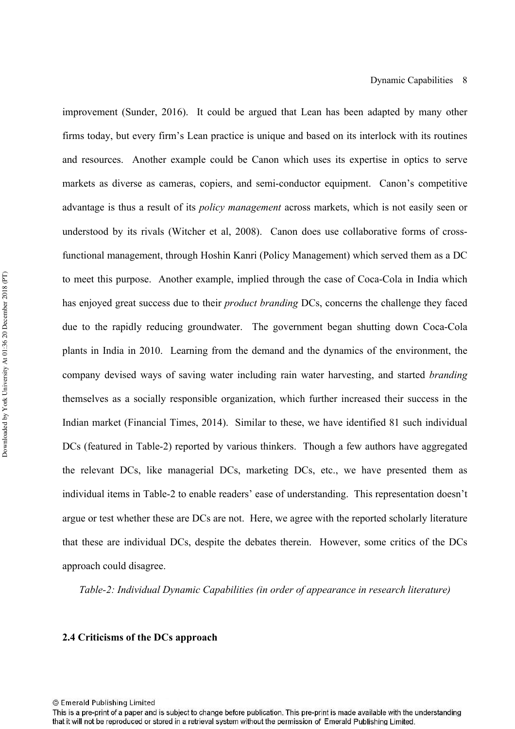improvement (Sunder, 2016). It could be argued that Lean has been adapted by many other firms today, but every firm's Lean practice is unique and based on its interlock with its routines and resources. Another example could be Canon which uses its expertise in optics to serve markets as diverse as cameras, copiers, and semi-conductor equipment. Canon's competitive advantage is thus a result of its *policy management* across markets, which is not easily seen or understood by its rivals (Witcher et al, 2008). Canon does use collaborative forms of cross-functional management, through Hoshin Kanri (Policy Management) which served them as a DC to meet this purpose. Another example, implied through the case of Coca-Cola in India which has enjoyed great success due to their *product branding* DCs, concerns the challenge they faced due to the rapidly reducing groundwater. The government began shutting down Coca-Cola plants in India in 2010. Learning from the demand and the dynamics of the environment, the company devised ways of saving water including rain water harvesting, and started *branding* themselves as a socially responsible organization, which further increased their success in the Indian market (Financial Times, 2014). Similar to these, we have identified 81 such individual DCs (featured in Table-2) reported by various thinkers. Though a few authors have aggregated the relevant DCs, like managerial DCs, marketing DCs, etc., we have presented them as individual items in Table-2 to enable readers' ease of understanding. This representation doesn't argue or test whether these are DCs are not. Here, we agree with the reported scholarly literature that these are individual DCs, despite the debates therein. However, some critics of the DCs approach could disagree.

*Table-2: Individual Dynamic Capabilities (in order of appearance in research literature)*

### 2.4 Criticisms of the DCs approach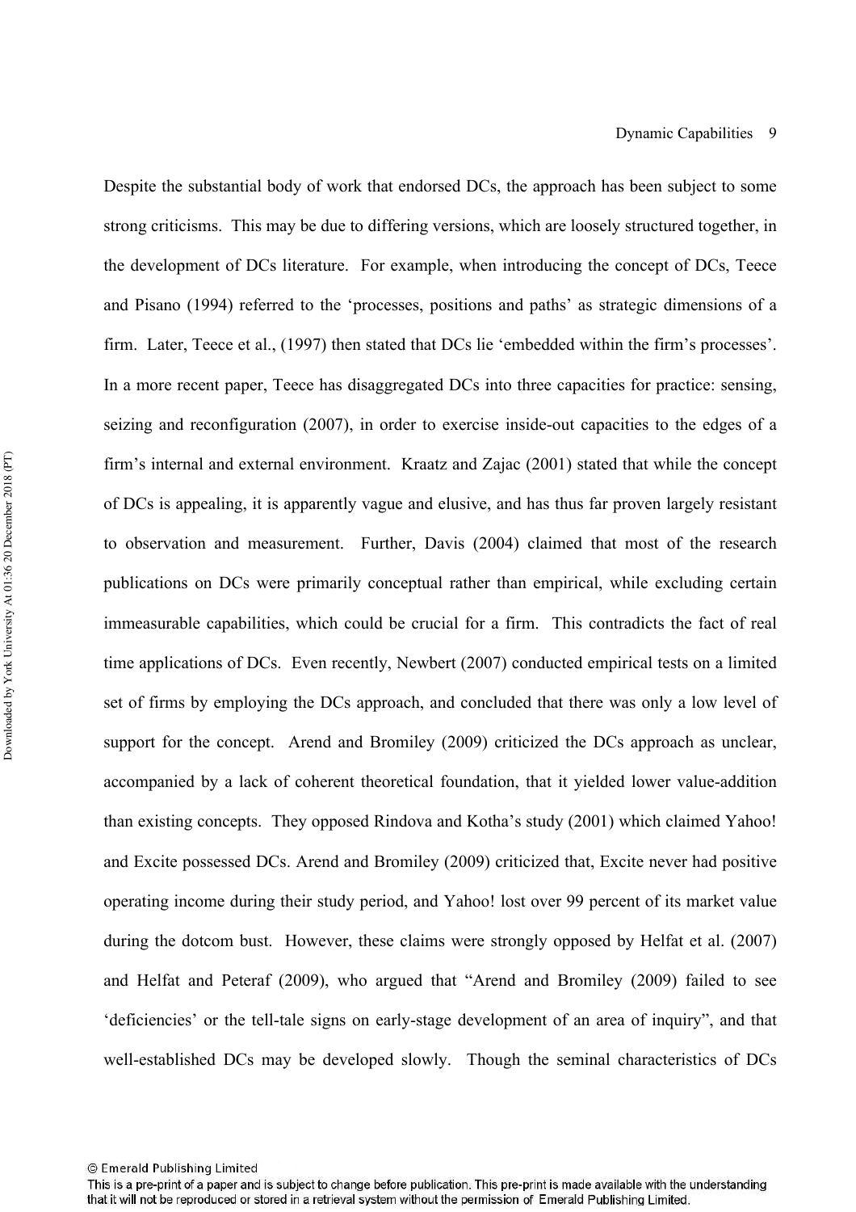Despite the substantial body of work that endorsed DCs, the approach has been subject to some strong criticisms. This may be due to differing versions, which are loosely structured together, in the development of DCs literature. For example, when introducing the concept of DCs, Teece and Pisano (1994) referred to the 'processes, positions and paths' as strategic dimensions of a firm. Later, Teece et al., (1997) then stated that DCs lie 'embedded within the firm's processes'. In a more recent paper, Teece has disaggregated DCs into three capacities for practice: sensing, seizing and reconfiguration (2007), in order to exercise inside-out capacities to the edges of a firm's internal and external environment. Kraatz and Zajac (2001) stated that while the concept of DCs is appealing, it is apparently vague and elusive, and has thus far proven largely resistant to observation and measurement. Further, Davis (2004) claimed that most of the research publications on DCs were primarily conceptual rather than empirical, while excluding certain immeasurable capabilities, which could be crucial for a firm. This contradicts the fact of real time applications of DCs. Even recently, Newbert (2007) conducted empirical tests on a limited set of firms by employing the DCs approach, and concluded that there was only a low level of support for the concept. Arend and Bromiley (2009) criticized the DCs approach as unclear, accompanied by a lack of coherent theoretical foundation, that it yielded lower value-addition than existing concepts. They opposed Rindova and Kotha's study (2001) which claimed Yahoo! and Excite possessed DCs. Arend and Bromiley (2009) criticized that, Excite never had positive operating income during their study period, and Yahoo! lost over 99 percent of its market value during the dotcom bust. However, these claims were strongly opposed by Helfat et al. (2007) and Helfat and Peteraf (2009), who argued that "Arend and Bromiley (2009) failed to see 'deficiencies' or the tell-tale signs on early-stage development of an area of inquiry", and that well-established DCs may be developed slowly. Though the seminal characteristics of DCs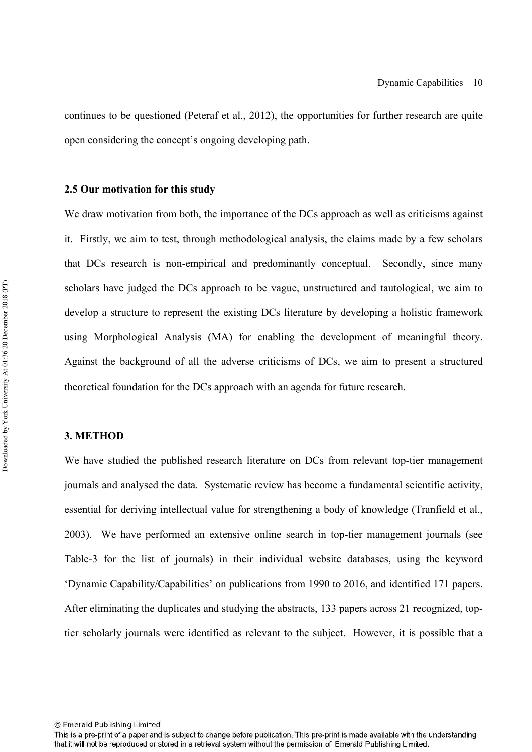continues to be questioned (Peteraf et al., 2012), the opportunities for further research are quite open considering the concept's ongoing developing path.

### 2.5 Our motivation for this study

We draw motivation from both, the importance of the DCs approach as well as criticisms against it. Firstly, we aim to test, through methodological analysis, the claims made by a few scholars that DCs research is non-empirical and predominantly conceptual. Secondly, since many scholars have judged the DCs approach to be vague, unstructured and tautological, we aim to develop a structure to represent the existing DCs literature by developing a holistic framework using Morphological Analysis (MA) for enabling the development of meaningful theory. Against the background of all the adverse criticisms of DCs, we aim to present a structured theoretical foundation for the DCs approach with an agenda for future research.

## 3. METHOD

We have studied the published research literature on DCs from relevant top-tier management journals and analysed the data. Systematic review has become a fundamental scientific activity, essential for deriving intellectual value for strengthening a body of knowledge (Tranfield et al., 2003). We have performed an extensive online search in top-tier management journals (see Table-3 for the list of journals) in their individual website databases, using the keyword 'Dynamic Capability/Capabilities' on publications from 1990 to 2016, and identified 171 papers. After eliminating the duplicates and studying the abstracts, 133 papers across 21 recognized, top-tier scholarly journals were identified as relevant to the subject. However, it is possible that a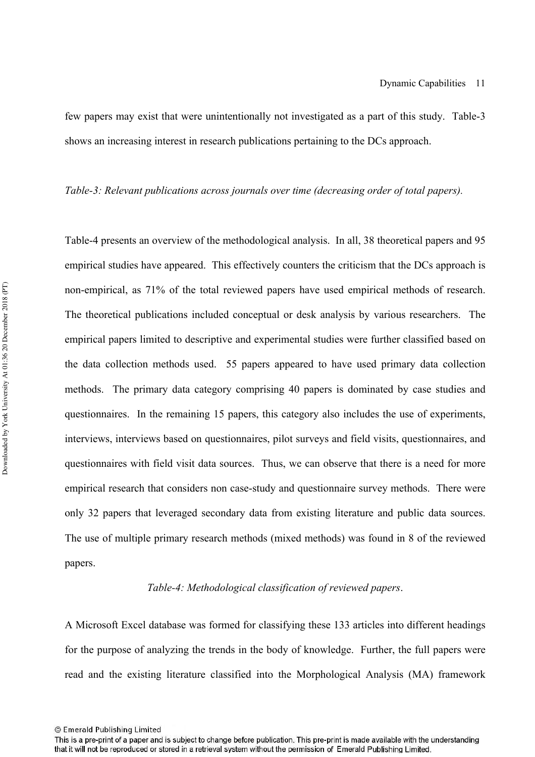few papers may exist that were unintentionally not investigated as a part of this study. Table-3 shows an increasing interest in research publications pertaining to the DCs approach.

*Table-3: Relevant publications across journals over time (decreasing order of total papers).*

Table-4 presents an overview of the methodological analysis. In all, 38 theoretical papers and 95 empirical studies have appeared. This effectively counters the criticism that the DCs approach is non-empirical, as 71% of the total reviewed papers have used empirical methods of research. The theoretical publications included conceptual or desk analysis by various researchers. The empirical papers limited to descriptive and experimental studies were further classified based on the data collection methods used. 55 papers appeared to have used primary data collection methods. The primary data category comprising 40 papers is dominated by case studies and questionnaires. In the remaining 15 papers, this category also includes the use of experiments, interviews, interviews based on questionnaires, pilot surveys and field visits, questionnaires, and questionnaires with field visit data sources. Thus, we can observe that there is a need for more empirical research that considers non case-study and questionnaire survey methods. There were only 32 papers that leveraged secondary data from existing literature and public data sources. The use of multiple primary research methods (mixed methods) was found in 8 of the reviewed papers.

*Table-4: Methodological classification of reviewed papers.*

A Microsoft Excel database was formed for classifying these 133 articles into different headings for the purpose of analyzing the trends in the body of knowledge. Further, the full papers were read and the existing literature classified into the Morphological Analysis (MA) framework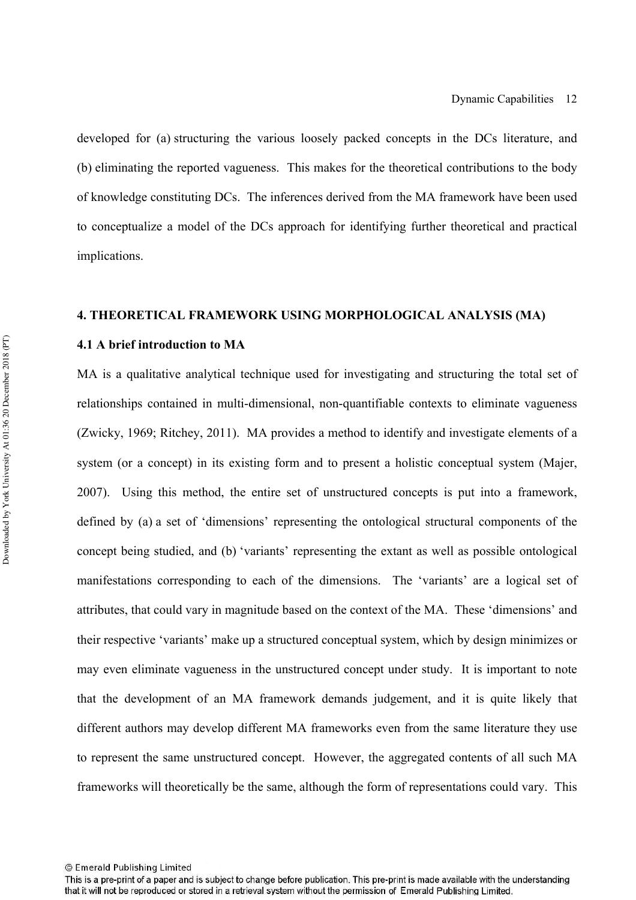developed for (a) structuring the various loosely packed concepts in the DCs literature, and (b) eliminating the reported vagueness. This makes for the theoretical contributions to the body of knowledge constituting DCs. The inferences derived from the MA framework have been used to conceptualize a model of the DCs approach for identifying further theoretical and practical implications.

## 4. THEORETICAL FRAMEWORK USING MORPHOLOGICAL ANALYSIS (MA)

### 4.1 A brief introduction to MA

MA is a qualitative analytical technique used for investigating and structuring the total set of relationships contained in multi-dimensional, non-quantifiable contexts to eliminate vagueness (Zwicky, 1969; Ritchey, 2011). MA provides a method to identify and investigate elements of a system (or a concept) in its existing form and to present a holistic conceptual system (Majer, 2007). Using this method, the entire set of unstructured concepts is put into a framework, defined by (a) a set of 'dimensions' representing the ontological structural components of the concept being studied, and (b) 'variants' representing the extant as well as possible ontological manifestations corresponding to each of the dimensions. The 'variants' are a logical set of attributes, that could vary in magnitude based on the context of the MA. These 'dimensions' and their respective 'variants' make up a structured conceptual system, which by design minimizes or may even eliminate vagueness in the unstructured concept under study. It is important to note that the development of an MA framework demands judgement, and it is quite likely that different authors may develop different MA frameworks even from the same literature they use to represent the same unstructured concept. However, the aggregated contents of all such MA frameworks will theoretically be the same, although the form of representations could vary. This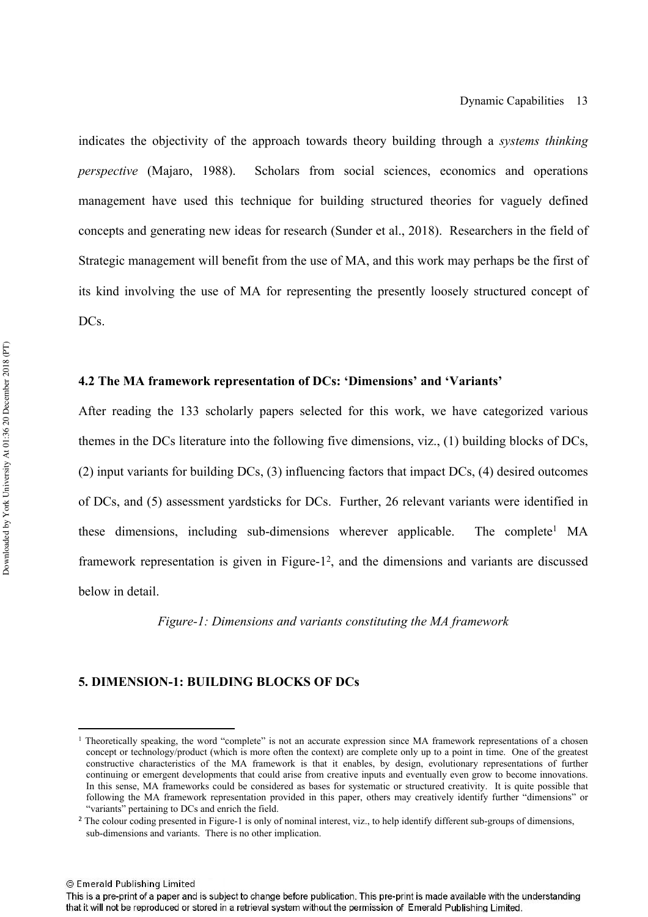indicates the objectivity of the approach towards theory building through a *systems thinking perspective* (Majaro, 1988). Scholars from social sciences, economics and operations management have used this technique for building structured theories for vaguely defined concepts and generating new ideas for research (Sunder et al., 2018). Researchers in the field of Strategic management will benefit from the use of MA, and this work may perhaps be the first of its kind involving the use of MA for representing the presently loosely structured concept of DCs.

### 4.2 The MA framework representation of DCs: 'Dimensions' and 'Variants'

After reading the 133 scholarly papers selected for this work, we have categorized various themes in the DCs literature into the following five dimensions, viz., (1) building blocks of DCs, (2) input variants for building DCs, (3) influencing factors that impact DCs, (4) desired outcomes of DCs, and (5) assessment yardsticks for DCs. Further, 26 relevant variants were identified in these dimensions, including sub-dimensions wherever applicable. The complete[1] MA framework representation is given in Figure-1[2], and the dimensions and variants are discussed below in detail.

*Figure-1: Dimensions and variants constituting the MA framework*

## 5. DIMENSION-1: BUILDING BLOCKS OF DCs

[1] Theoretically speaking, the word "complete" is not an accurate expression since MA framework representations of a chosen concept or technology/product (which is more often the context) are complete only up to a point in time. One of the greatest constructive characteristics of the MA framework is that it enables, by design, evolutionary representations of further continuing or emergent developments that could arise from creative inputs and eventually even grow to become innovations. In this sense, MA frameworks could be considered as bases for systematic or structured creativity. It is quite possible that following the MA framework representation provided in this paper, others may creatively identify further "dimensions" or "variants" pertaining to DCs and enrich the field.

[2] The colour coding presented in Figure-1 is only of nominal interest, viz., to help identify different sub-groups of dimensions, sub-dimensions and variants. There is no other implication.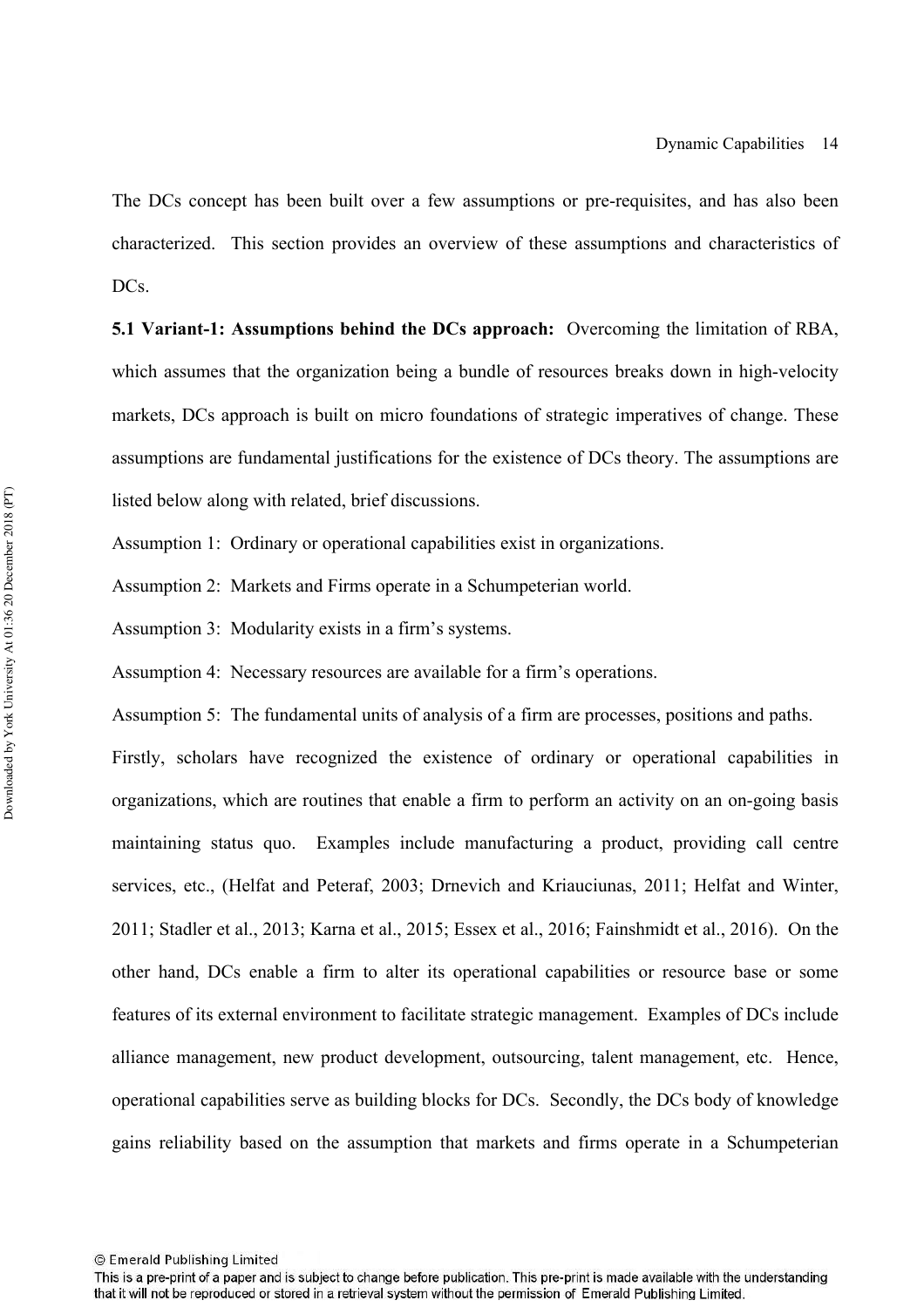The DCs concept has been built over a few assumptions or pre-requisites, and has also been characterized. This section provides an overview of these assumptions and characteristics of DCs.

**5.1 Variant-1: Assumptions behind the DCs approach:** Overcoming the limitation of RBA, which assumes that the organization being a bundle of resources breaks down in high-velocity markets, DCs approach is built on micro foundations of strategic imperatives of change. These assumptions are fundamental justifications for the existence of DCs theory. The assumptions are listed below along with related, brief discussions.

Assumption 1: Ordinary or operational capabilities exist in organizations.

Assumption 2: Markets and Firms operate in a Schumpeterian world.

Assumption 3: Modularity exists in a firm's systems.

Assumption 4: Necessary resources are available for a firm's operations.

Assumption 5: The fundamental units of analysis of a firm are processes, positions and paths.

Firstly, scholars have recognized the existence of ordinary or operational capabilities in organizations, which are routines that enable a firm to perform an activity on an on-going basis maintaining status quo. Examples include manufacturing a product, providing call centre services, etc., (Helfat and Peteraf, 2003; Drnevich and Kriauciunas, 2011; Helfat and Winter, 2011; Stadler et al., 2013; Karna et al., 2015; Essex et al., 2016; Fainshmidt et al., 2016). On the other hand, DCs enable a firm to alter its operational capabilities or resource base or some features of its external environment to facilitate strategic management. Examples of DCs include alliance management, new product development, outsourcing, talent management, etc. Hence, operational capabilities serve as building blocks for DCs. Secondly, the DCs body of knowledge gains reliability based on the assumption that markets and firms operate in a Schumpeterian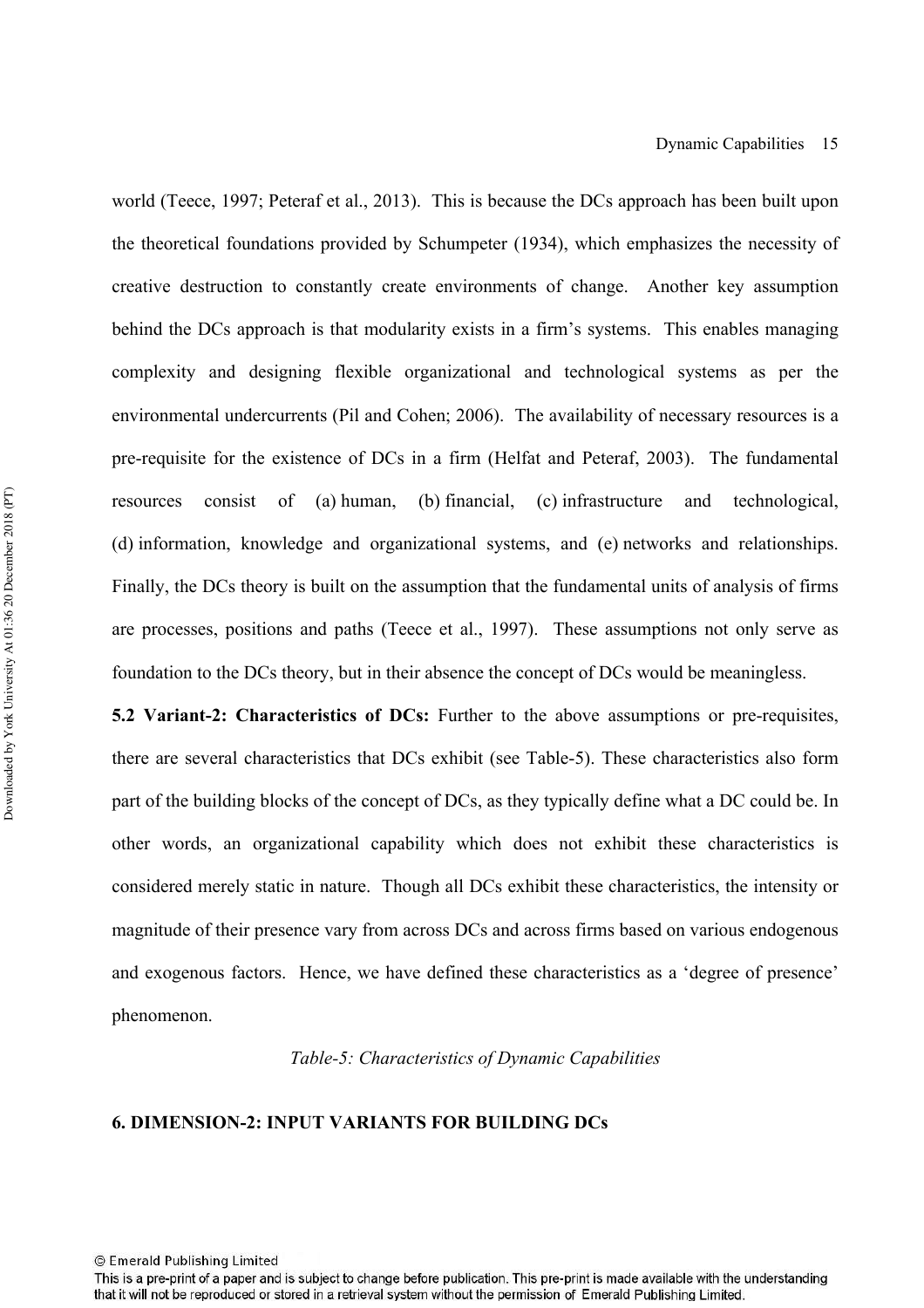world (Teece, 1997; Peteraf et al., 2013). This is because the DCs approach has been built upon the theoretical foundations provided by Schumpeter (1934), which emphasizes the necessity of creative destruction to constantly create environments of change. Another key assumption behind the DCs approach is that modularity exists in a firm's systems. This enables managing complexity and designing flexible organizational and technological systems as per the environmental undercurrents (Pil and Cohen; 2006). The availability of necessary resources is a pre-requisite for the existence of DCs in a firm (Helfat and Peteraf, 2003). The fundamental resources consist of (a) human, (b) financial, (c) infrastructure and technological, (d) information, knowledge and organizational systems, and (e) networks and relationships. Finally, the DCs theory is built on the assumption that the fundamental units of analysis of firms are processes, positions and paths (Teece et al., 1997). These assumptions not only serve as foundation to the DCs theory, but in their absence the concept of DCs would be meaningless.

**5.2 Variant-2: Characteristics of DCs:** Further to the above assumptions or pre-requisites, there are several characteristics that DCs exhibit (see Table-5). These characteristics also form part of the building blocks of the concept of DCs, as they typically define what a DC could be. In other words, an organizational capability which does not exhibit these characteristics is considered merely static in nature. Though all DCs exhibit these characteristics, the intensity or magnitude of their presence vary from across DCs and across firms based on various endogenous and exogenous factors. Hence, we have defined these characteristics as a 'degree of presence' phenomenon.

*Table-5: Characteristics of Dynamic Capabilities*

## 6. DIMENSION-2: INPUT VARIANTS FOR BUILDING DCs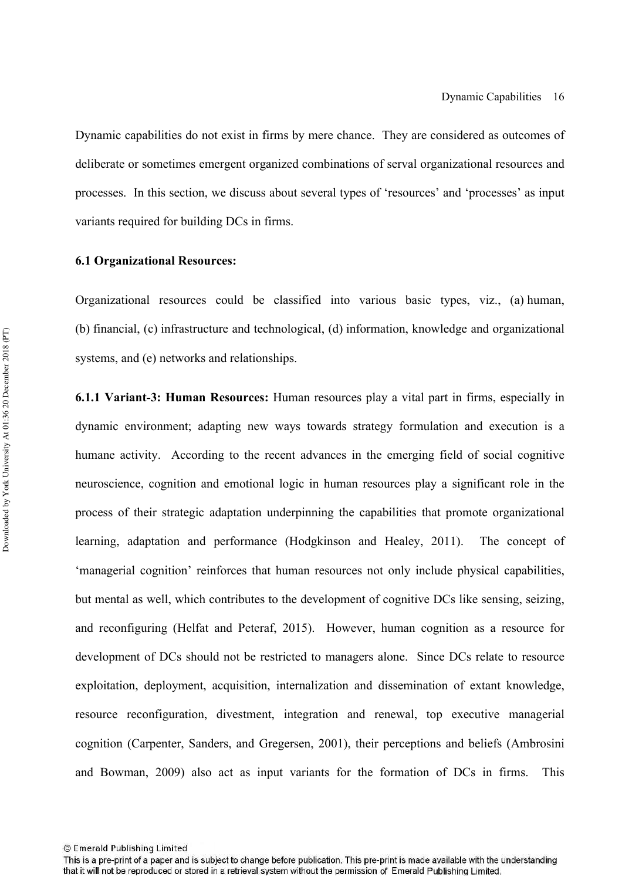Dynamic capabilities do not exist in firms by mere chance. They are considered as outcomes of deliberate or sometimes emergent organized combinations of serval organizational resources and processes. In this section, we discuss about several types of 'resources' and 'processes' as input variants required for building DCs in firms.

### 6.1 Organizational Resources:

Organizational resources could be classified into various basic types, viz., (a) human, (b) financial, (c) infrastructure and technological, (d) information, knowledge and organizational systems, and (e) networks and relationships.

**6.1.1 Variant-3: Human Resources:** Human resources play a vital part in firms, especially in dynamic environment; adapting new ways towards strategy formulation and execution is a humane activity. According to the recent advances in the emerging field of social cognitive neuroscience, cognition and emotional logic in human resources play a significant role in the process of their strategic adaptation underpinning the capabilities that promote organizational learning, adaptation and performance (Hodgkinson and Healey, 2011). The concept of 'managerial cognition' reinforces that human resources not only include physical capabilities, but mental as well, which contributes to the development of cognitive DCs like sensing, seizing, and reconfiguring (Helfat and Peteraf, 2015). However, human cognition as a resource for development of DCs should not be restricted to managers alone. Since DCs relate to resource exploitation, deployment, acquisition, internalization and dissemination of extant knowledge, resource reconfiguration, divestment, integration and renewal, top executive managerial cognition (Carpenter, Sanders, and Gregersen, 2001), their perceptions and beliefs (Ambrosini and Bowman, 2009) also act as input variants for the formation of DCs in firms. This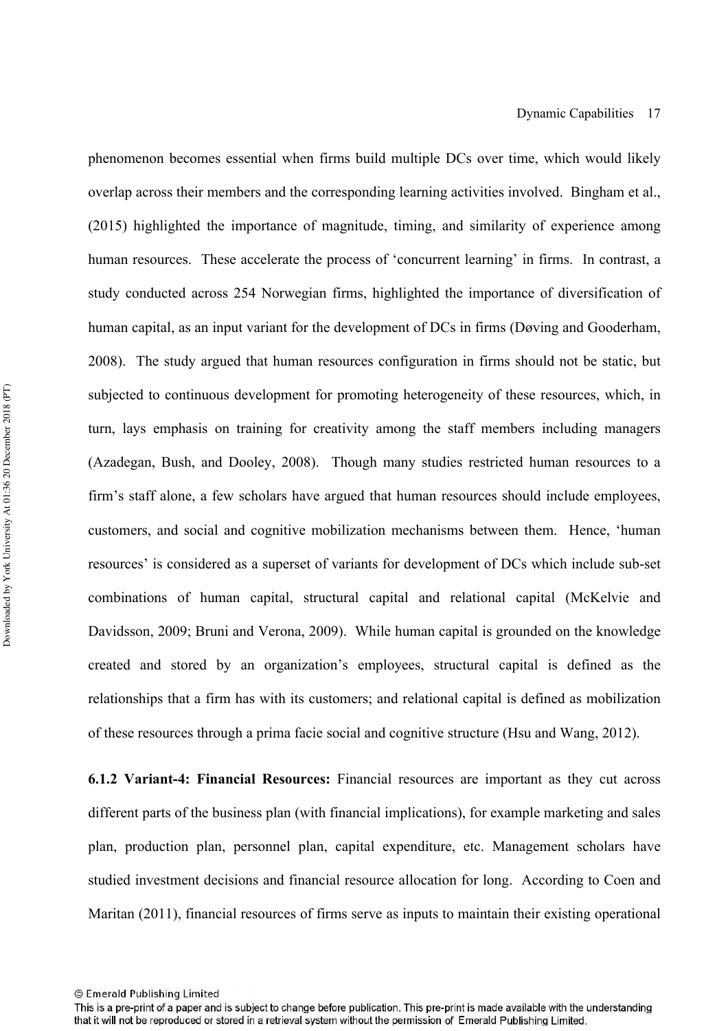phenomenon becomes essential when firms build multiple DCs over time, which would likely overlap across their members and the corresponding learning activities involved. Bingham et al., (2015) highlighted the importance of magnitude, timing, and similarity of experience among human resources. These accelerate the process of 'concurrent learning' in firms. In contrast, a study conducted across 254 Norwegian firms, highlighted the importance of diversification of human capital, as an input variant for the development of DCs in firms (Døving and Gooderham, 2008). The study argued that human resources configuration in firms should not be static, but subjected to continuous development for promoting heterogeneity of these resources, which, in turn, lays emphasis on training for creativity among the staff members including managers (Azadegan, Bush, and Dooley, 2008). Though many studies restricted human resources to a firm's staff alone, a few scholars have argued that human resources should include employees, customers, and social and cognitive mobilization mechanisms between them. Hence, 'human resources' is considered as a superset of variants for development of DCs which include sub-set combinations of human capital, structural capital and relational capital (McKelvie and Davidsson, 2009; Bruni and Verona, 2009). While human capital is grounded on the knowledge created and stored by an organization's employees, structural capital is defined as the relationships that a firm has with its customers; and relational capital is defined as mobilization of these resources through a prima facie social and cognitive structure (Hsu and Wang, 2012).

**6.1.2 Variant-4: Financial Resources:** Financial resources are important as they cut across different parts of the business plan (with financial implications), for example marketing and sales plan, production plan, personnel plan, capital expenditure, etc. Management scholars have studied investment decisions and financial resource allocation for long. According to Coen and Maritan (2011), financial resources of firms serve as inputs to maintain their existing operational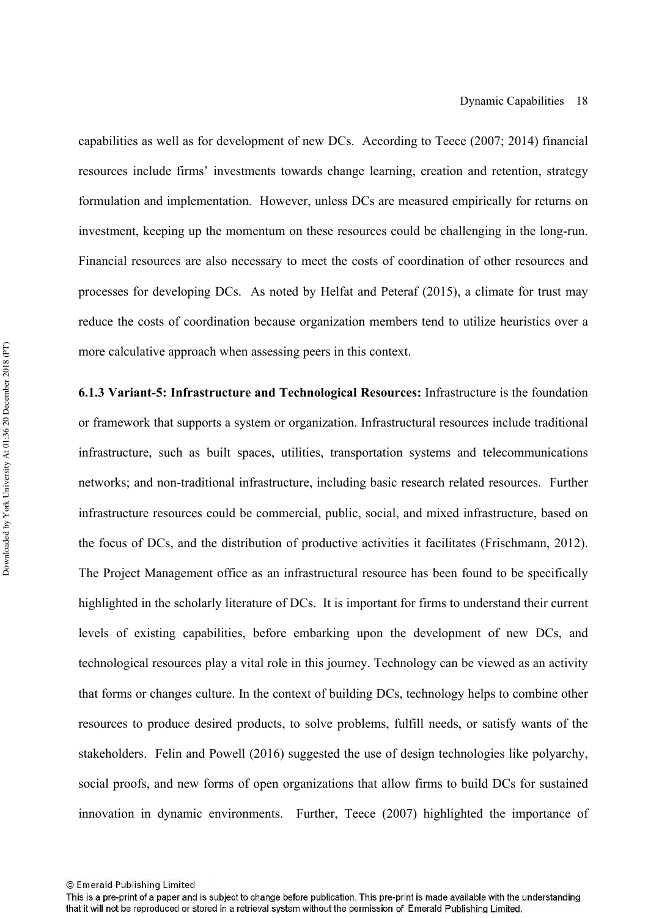capabilities as well as for development of new DCs. According to Teece (2007; 2014) financial resources include firms' investments towards change learning, creation and retention, strategy formulation and implementation. However, unless DCs are measured empirically for returns on investment, keeping up the momentum on these resources could be challenging in the long-run. Financial resources are also necessary to meet the costs of coordination of other resources and processes for developing DCs. As noted by Helfat and Peteraf (2015), a climate for trust may reduce the costs of coordination because organization members tend to utilize heuristics over a more calculative approach when assessing peers in this context.

**6.1.3 Variant-5: Infrastructure and Technological Resources:** Infrastructure is the foundation or framework that supports a system or organization. Infrastructural resources include traditional infrastructure, such as built spaces, utilities, transportation systems and telecommunications networks; and non-traditional infrastructure, including basic research related resources. Further infrastructure resources could be commercial, public, social, and mixed infrastructure, based on the focus of DCs, and the distribution of productive activities it facilitates (Frischmann, 2012). The Project Management office as an infrastructural resource has been found to be specifically highlighted in the scholarly literature of DCs. It is important for firms to understand their current levels of existing capabilities, before embarking upon the development of new DCs, and technological resources play a vital role in this journey. Technology can be viewed as an activity that forms or changes culture. In the context of building DCs, technology helps to combine other resources to produce desired products, to solve problems, fulfill needs, or satisfy wants of the stakeholders. Felin and Powell (2016) suggested the use of design technologies like polyarchy, social proofs, and new forms of open organizations that allow firms to build DCs for sustained innovation in dynamic environments. Further, Teece (2007) highlighted the importance of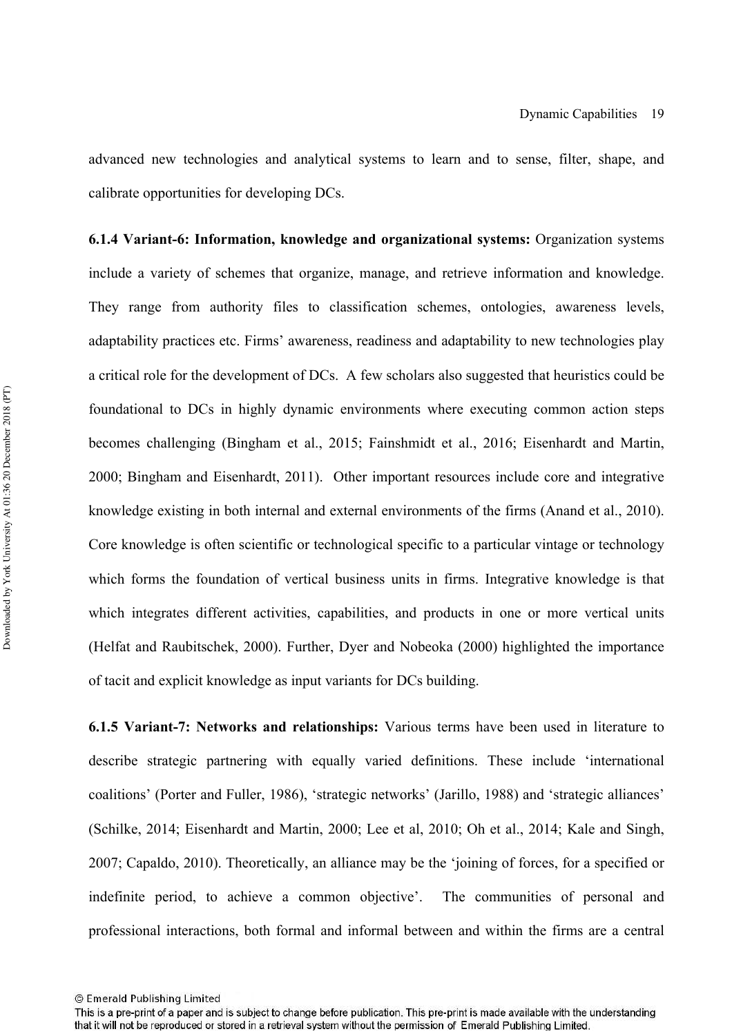advanced new technologies and analytical systems to learn and to sense, filter, shape, and calibrate opportunities for developing DCs.

**6.1.4 Variant-6: Information, knowledge and organizational systems:** Organization systems include a variety of schemes that organize, manage, and retrieve information and knowledge. They range from authority files to classification schemes, ontologies, awareness levels, adaptability practices etc. Firms' awareness, readiness and adaptability to new technologies play a critical role for the development of DCs. A few scholars also suggested that heuristics could be foundational to DCs in highly dynamic environments where executing common action steps becomes challenging (Bingham et al., 2015; Fainshmidt et al., 2016; Eisenhardt and Martin, 2000; Bingham and Eisenhardt, 2011). Other important resources include core and integrative knowledge existing in both internal and external environments of the firms (Anand et al., 2010). Core knowledge is often scientific or technological specific to a particular vintage or technology which forms the foundation of vertical business units in firms. Integrative knowledge is that which integrates different activities, capabilities, and products in one or more vertical units (Helfat and Raubitschek, 2000). Further, Dyer and Nobeoka (2000) highlighted the importance of tacit and explicit knowledge as input variants for DCs building.

**6.1.5 Variant-7: Networks and relationships:** Various terms have been used in literature to describe strategic partnering with equally varied definitions. These include 'international coalitions' (Porter and Fuller, 1986), 'strategic networks' (Jarillo, 1988) and 'strategic alliances' (Schilke, 2014; Eisenhardt and Martin, 2000; Lee et al, 2010; Oh et al., 2014; Kale and Singh, 2007; Capaldo, 2010). Theoretically, an alliance may be the 'joining of forces, for a specified or indefinite period, to achieve a common objective'. The communities of personal and professional interactions, both formal and informal between and within the firms are a central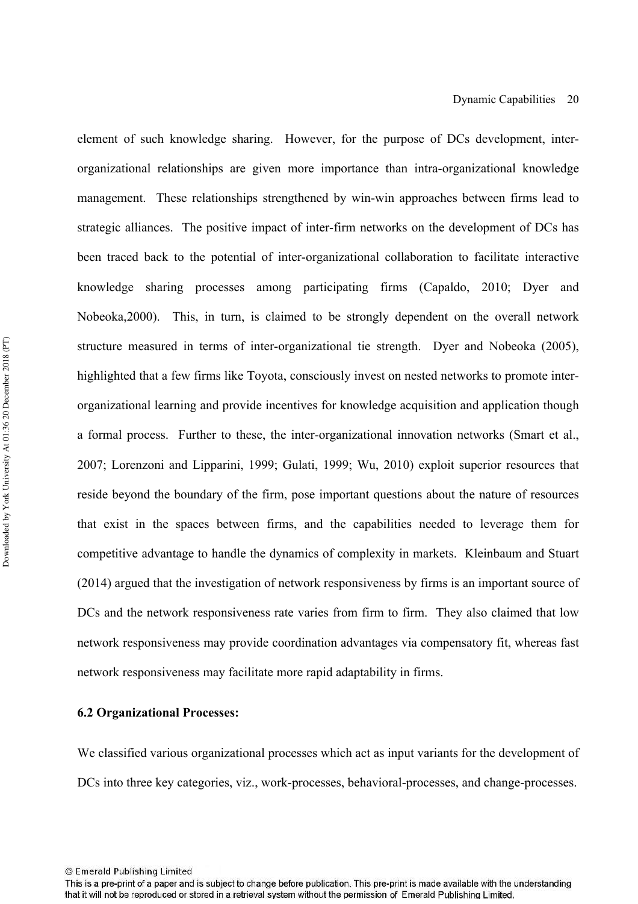element of such knowledge sharing. However, for the purpose of DCs development, inter-organizational relationships are given more importance than intra-organizational knowledge management. These relationships strengthened by win-win approaches between firms lead to strategic alliances. The positive impact of inter-firm networks on the development of DCs has been traced back to the potential of inter-organizational collaboration to facilitate interactive knowledge sharing processes among participating firms (Capaldo, 2010; Dyer and Nobeoka,2000). This, in turn, is claimed to be strongly dependent on the overall network structure measured in terms of inter-organizational tie strength. Dyer and Nobeoka (2005), highlighted that a few firms like Toyota, consciously invest on nested networks to promote inter-organizational learning and provide incentives for knowledge acquisition and application though a formal process. Further to these, the inter-organizational innovation networks (Smart et al., 2007; Lorenzoni and Lipparini, 1999; Gulati, 1999; Wu, 2010) exploit superior resources that reside beyond the boundary of the firm, pose important questions about the nature of resources that exist in the spaces between firms, and the capabilities needed to leverage them for competitive advantage to handle the dynamics of complexity in markets. Kleinbaum and Stuart (2014) argued that the investigation of network responsiveness by firms is an important source of DCs and the network responsiveness rate varies from firm to firm. They also claimed that low network responsiveness may provide coordination advantages via compensatory fit, whereas fast network responsiveness may facilitate more rapid adaptability in firms.

### 6.2 Organizational Processes:

We classified various organizational processes which act as input variants for the development of DCs into three key categories, viz., work-processes, behavioral-processes, and change-processes.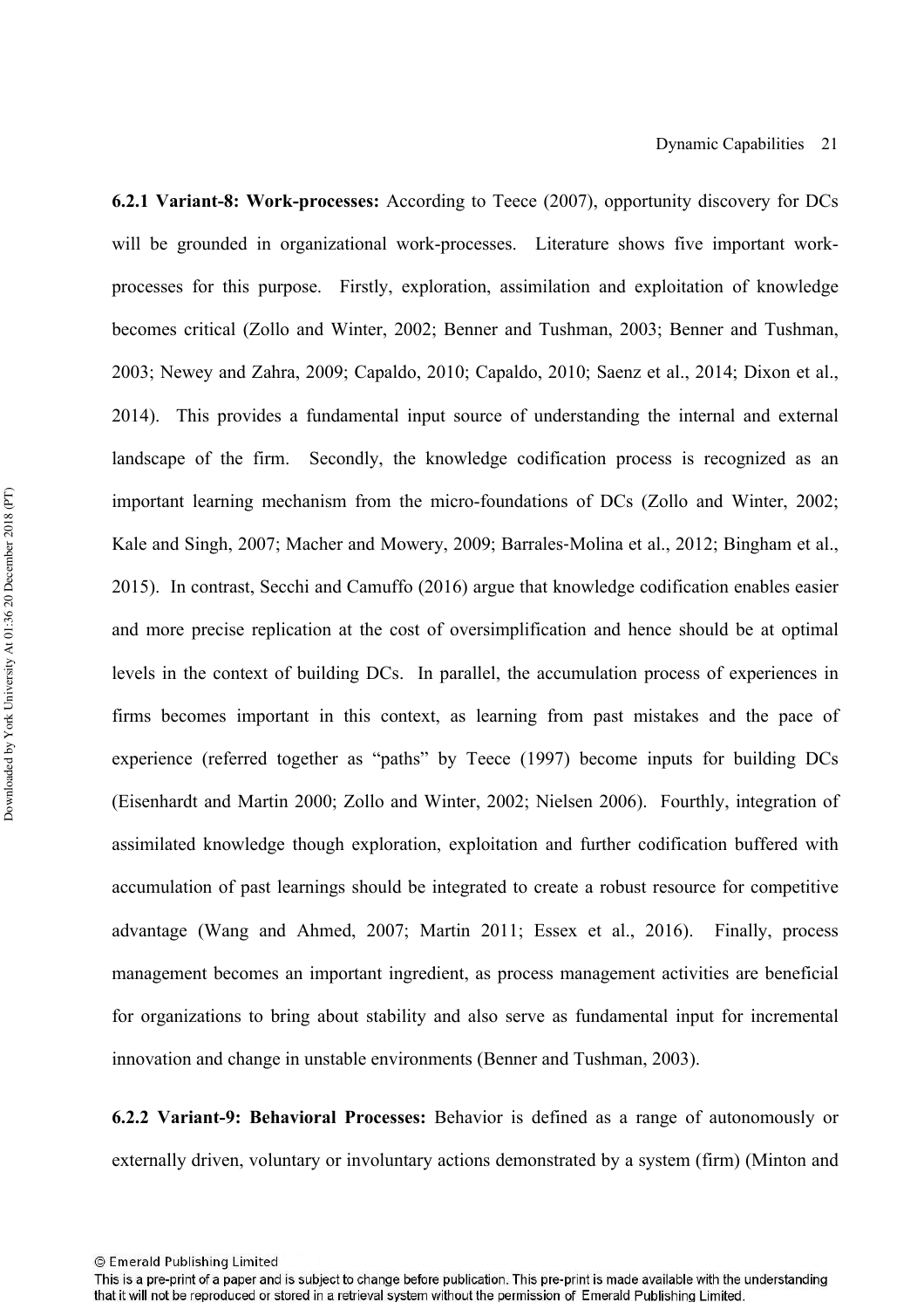**6.2.1 Variant-8: Work-processes:** According to Teece (2007), opportunity discovery for DCs will be grounded in organizational work-processes. Literature shows five important work-processes for this purpose. Firstly, exploration, assimilation and exploitation of knowledge becomes critical (Zollo and Winter, 2002; Benner and Tushman, 2003; Benner and Tushman, 2003; Newey and Zahra, 2009; Capaldo, 2010; Capaldo, 2010; Saenz et al., 2014; Dixon et al., 2014). This provides a fundamental input source of understanding the internal and external landscape of the firm. Secondly, the knowledge codification process is recognized as an important learning mechanism from the micro-foundations of DCs (Zollo and Winter, 2002; Kale and Singh, 2007; Macher and Mowery, 2009; Barrales-Molina et al., 2012; Bingham et al., 2015). In contrast, Secchi and Camuffo (2016) argue that knowledge codification enables easier and more precise replication at the cost of oversimplification and hence should be at optimal levels in the context of building DCs. In parallel, the accumulation process of experiences in firms becomes important in this context, as learning from past mistakes and the pace of experience (referred together as "paths" by Teece (1997) become inputs for building DCs (Eisenhardt and Martin 2000; Zollo and Winter, 2002; Nielsen 2006). Fourthly, integration of assimilated knowledge though exploration, exploitation and further codification buffered with accumulation of past learnings should be integrated to create a robust resource for competitive advantage (Wang and Ahmed, 2007; Martin 2011; Essex et al., 2016). Finally, process management becomes an important ingredient, as process management activities are beneficial for organizations to bring about stability and also serve as fundamental input for incremental innovation and change in unstable environments (Benner and Tushman, 2003).

**6.2.2 Variant-9: Behavioral Processes:** Behavior is defined as a range of autonomously or externally driven, voluntary or involuntary actions demonstrated by a system (firm) (Minton and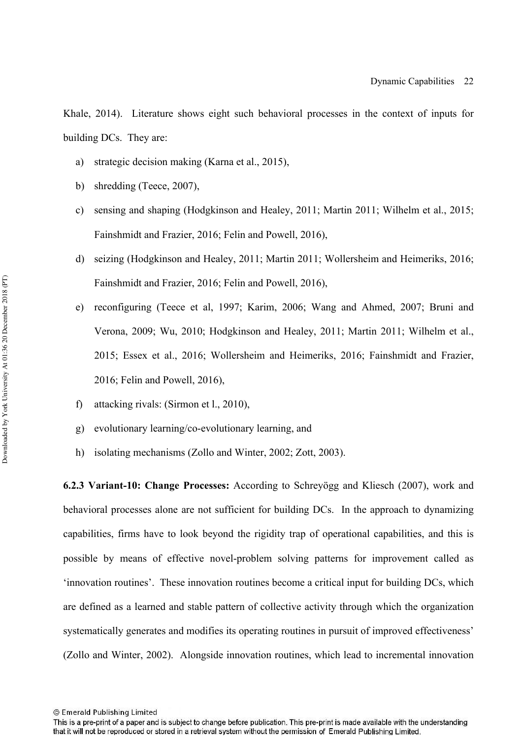Khale, 2014). Literature shows eight such behavioral processes in the context of inputs for building DCs. They are:

a) strategic decision making (Karna et al., 2015),
b) shredding (Teece, 2007),
c) sensing and shaping (Hodgkinson and Healey, 2011; Martin 2011; Wilhelm et al., 2015; Fainshmidt and Frazier, 2016; Felin and Powell, 2016),
d) seizing (Hodgkinson and Healey, 2011; Martin 2011; Wollersheim and Heimeriks, 2016; Fainshmidt and Frazier, 2016; Felin and Powell, 2016),
e) reconfiguring (Teece et al, 1997; Karim, 2006; Wang and Ahmed, 2007; Bruni and Verona, 2009; Wu, 2010; Hodgkinson and Healey, 2011; Martin 2011; Wilhelm et al., 2015; Essex et al., 2016; Wollersheim and Heimeriks, 2016; Fainshmidt and Frazier, 2016; Felin and Powell, 2016),
f) attacking rivals: (Sirmon et l., 2010),
g) evolutionary learning/co-evolutionary learning, and
h) isolating mechanisms (Zollo and Winter, 2002; Zott, 2003).

**6.2.3 Variant-10: Change Processes:** According to Schreyögg and Kliesch (2007), work and behavioral processes alone are not sufficient for building DCs. In the approach to dynamizing capabilities, firms have to look beyond the rigidity trap of operational capabilities, and this is possible by means of effective novel-problem solving patterns for improvement called as 'innovation routines'. These innovation routines become a critical input for building DCs, which are defined as a learned and stable pattern of collective activity through which the organization systematically generates and modifies its operating routines in pursuit of improved effectiveness' (Zollo and Winter, 2002). Alongside innovation routines, which lead to incremental innovation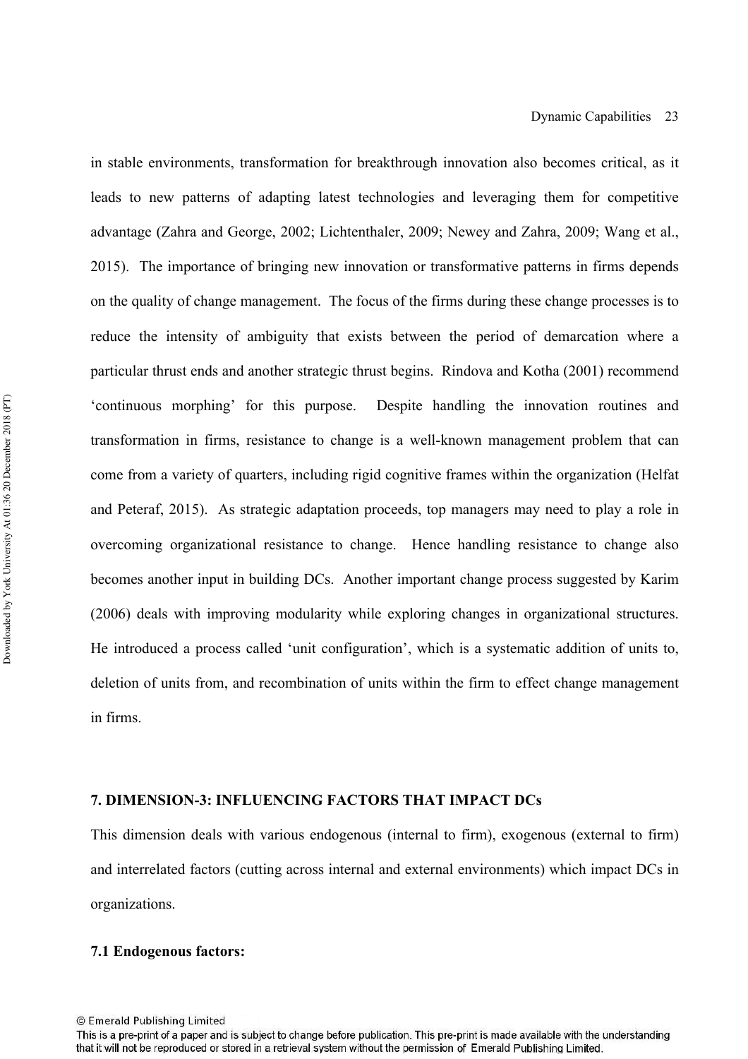in stable environments, transformation for breakthrough innovation also becomes critical, as it leads to new patterns of adapting latest technologies and leveraging them for competitive advantage (Zahra and George, 2002; Lichtenthaler, 2009; Newey and Zahra, 2009; Wang et al., 2015). The importance of bringing new innovation or transformative patterns in firms depends on the quality of change management. The focus of the firms during these change processes is to reduce the intensity of ambiguity that exists between the period of demarcation where a particular thrust ends and another strategic thrust begins. Rindova and Kotha (2001) recommend 'continuous morphing' for this purpose. Despite handling the innovation routines and transformation in firms, resistance to change is a well-known management problem that can come from a variety of quarters, including rigid cognitive frames within the organization (Helfat and Peteraf, 2015). As strategic adaptation proceeds, top managers may need to play a role in overcoming organizational resistance to change. Hence handling resistance to change also becomes another input in building DCs. Another important change process suggested by Karim (2006) deals with improving modularity while exploring changes in organizational structures. He introduced a process called 'unit configuration', which is a systematic addition of units to, deletion of units from, and recombination of units within the firm to effect change management in firms.

## 7. DIMENSION-3: INFLUENCING FACTORS THAT IMPACT DCs

This dimension deals with various endogenous (internal to firm), exogenous (external to firm) and interrelated factors (cutting across internal and external environments) which impact DCs in organizations.

### 7.1 Endogenous factors: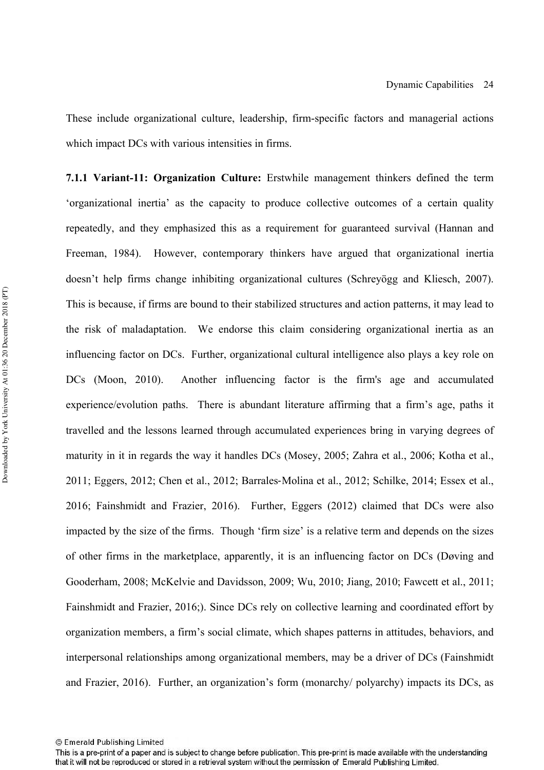These include organizational culture, leadership, firm-specific factors and managerial actions which impact DCs with various intensities in firms.

**7.1.1 Variant-11: Organization Culture:** Erstwhile management thinkers defined the term 'organizational inertia' as the capacity to produce collective outcomes of a certain quality repeatedly, and they emphasized this as a requirement for guaranteed survival (Hannan and Freeman, 1984). However, contemporary thinkers have argued that organizational inertia doesn't help firms change inhibiting organizational cultures (Schreyögg and Kliesch, 2007). This is because, if firms are bound to their stabilized structures and action patterns, it may lead to the risk of maladaptation. We endorse this claim considering organizational inertia as an influencing factor on DCs. Further, organizational cultural intelligence also plays a key role on DCs (Moon, 2010). Another influencing factor is the firm's age and accumulated experience/evolution paths. There is abundant literature affirming that a firm's age, paths it travelled and the lessons learned through accumulated experiences bring in varying degrees of maturity in it in regards the way it handles DCs (Mosey, 2005; Zahra et al., 2006; Kotha et al., 2011; Eggers, 2012; Chen et al., 2012; Barrales-Molina et al., 2012; Schilke, 2014; Essex et al., 2016; Fainshmidt and Frazier, 2016). Further, Eggers (2012) claimed that DCs were also impacted by the size of the firms. Though 'firm size' is a relative term and depends on the sizes of other firms in the marketplace, apparently, it is an influencing factor on DCs (Døving and Gooderham, 2008; McKelvie and Davidsson, 2009; Wu, 2010; Jiang, 2010; Fawcett et al., 2011; Fainshmidt and Frazier, 2016;). Since DCs rely on collective learning and coordinated effort by organization members, a firm's social climate, which shapes patterns in attitudes, behaviors, and interpersonal relationships among organizational members, may be a driver of DCs (Fainshmidt and Frazier, 2016). Further, an organization's form (monarchy/ polyarchy) impacts its DCs, as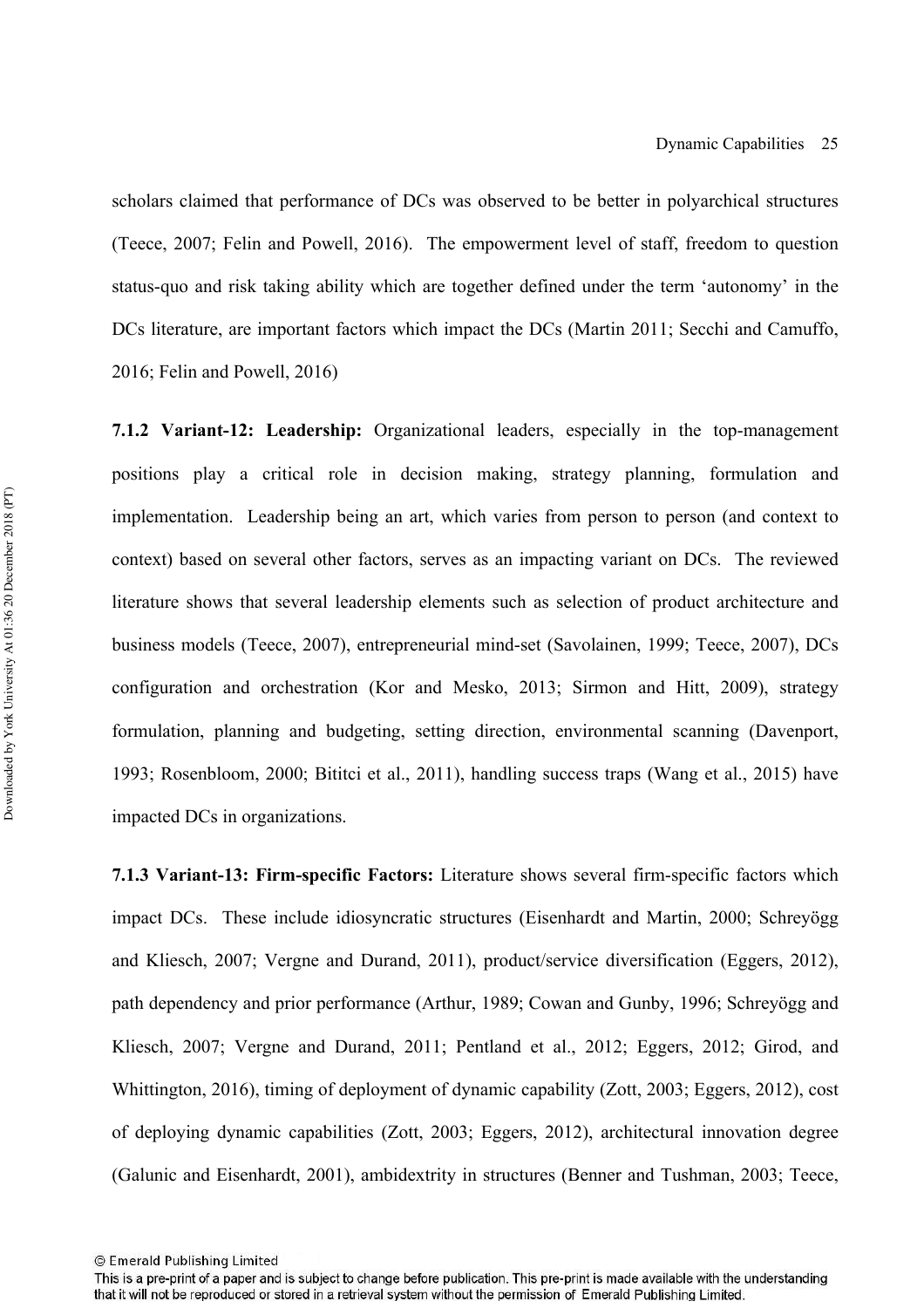scholars claimed that performance of DCs was observed to be better in polyarchical structures (Teece, 2007; Felin and Powell, 2016). The empowerment level of staff, freedom to question status-quo and risk taking ability which are together defined under the term 'autonomy' in the DCs literature, are important factors which impact the DCs (Martin 2011; Secchi and Camuffo, 2016; Felin and Powell, 2016)

**7.1.2 Variant-12: Leadership:** Organizational leaders, especially in the top-management positions play a critical role in decision making, strategy planning, formulation and implementation. Leadership being an art, which varies from person to person (and context to context) based on several other factors, serves as an impacting variant on DCs. The reviewed literature shows that several leadership elements such as selection of product architecture and business models (Teece, 2007), entrepreneurial mind-set (Savolainen, 1999; Teece, 2007), DCs configuration and orchestration (Kor and Mesko, 2013; Sirmon and Hitt, 2009), strategy formulation, planning and budgeting, setting direction, environmental scanning (Davenport, 1993; Rosenbloom, 2000; Bititci et al., 2011), handling success traps (Wang et al., 2015) have impacted DCs in organizations.

**7.1.3 Variant-13: Firm-specific Factors:** Literature shows several firm-specific factors which impact DCs. These include idiosyncratic structures (Eisenhardt and Martin, 2000; Schreyögg and Kliesch, 2007; Vergne and Durand, 2011), product/service diversification (Eggers, 2012), path dependency and prior performance (Arthur, 1989; Cowan and Gunby, 1996; Schreyögg and Kliesch, 2007; Vergne and Durand, 2011; Pentland et al., 2012; Eggers, 2012; Girod, and Whittington, 2016), timing of deployment of dynamic capability (Zott, 2003; Eggers, 2012), cost of deploying dynamic capabilities (Zott, 2003; Eggers, 2012), architectural innovation degree (Galunic and Eisenhardt, 2001), ambidextrity in structures (Benner and Tushman, 2003; Teece,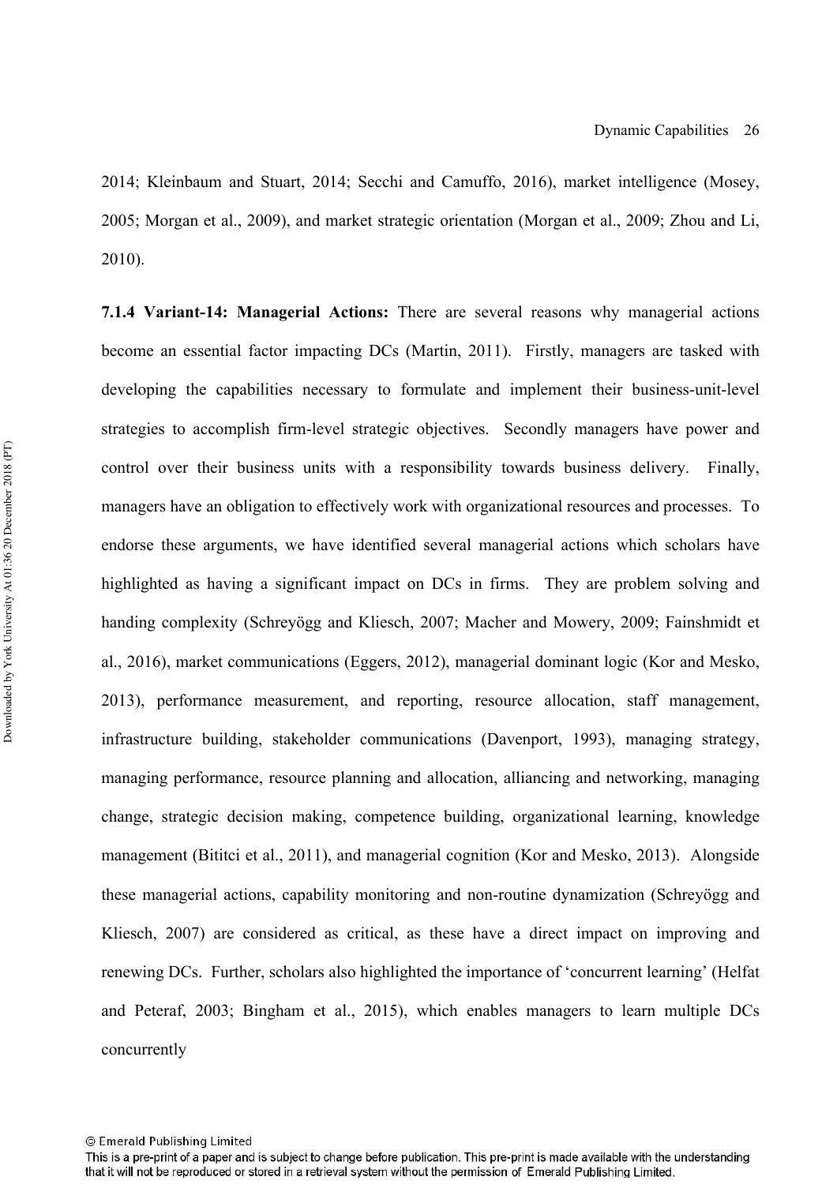2014; Kleinbaum and Stuart, 2014; Secchi and Camuffo, 2016), market intelligence (Mosey, 2005; Morgan et al., 2009), and market strategic orientation (Morgan et al., 2009; Zhou and Li, 2010).

**7.1.4 Variant-14: Managerial Actions:** There are several reasons why managerial actions become an essential factor impacting DCs (Martin, 2011). Firstly, managers are tasked with developing the capabilities necessary to formulate and implement their business-unit-level strategies to accomplish firm-level strategic objectives. Secondly managers have power and control over their business units with a responsibility towards business delivery. Finally, managers have an obligation to effectively work with organizational resources and processes. To endorse these arguments, we have identified several managerial actions which scholars have highlighted as having a significant impact on DCs in firms. They are problem solving and handing complexity (Schreyögg and Kliesch, 2007; Macher and Mowery, 2009; Fainshmidt et al., 2016), market communications (Eggers, 2012), managerial dominant logic (Kor and Mesko, 2013), performance measurement, and reporting, resource allocation, staff management, infrastructure building, stakeholder communications (Davenport, 1993), managing strategy, managing performance, resource planning and allocation, alliancing and networking, managing change, strategic decision making, competence building, organizational learning, knowledge management (Bititci et al., 2011), and managerial cognition (Kor and Mesko, 2013). Alongside these managerial actions, capability monitoring and non-routine dynamization (Schreyögg and Kliesch, 2007) are considered as critical, as these have a direct impact on improving and renewing DCs. Further, scholars also highlighted the importance of 'concurrent learning' (Helfat and Peteraf, 2003; Bingham et al., 2015), which enables managers to learn multiple DCs concurrently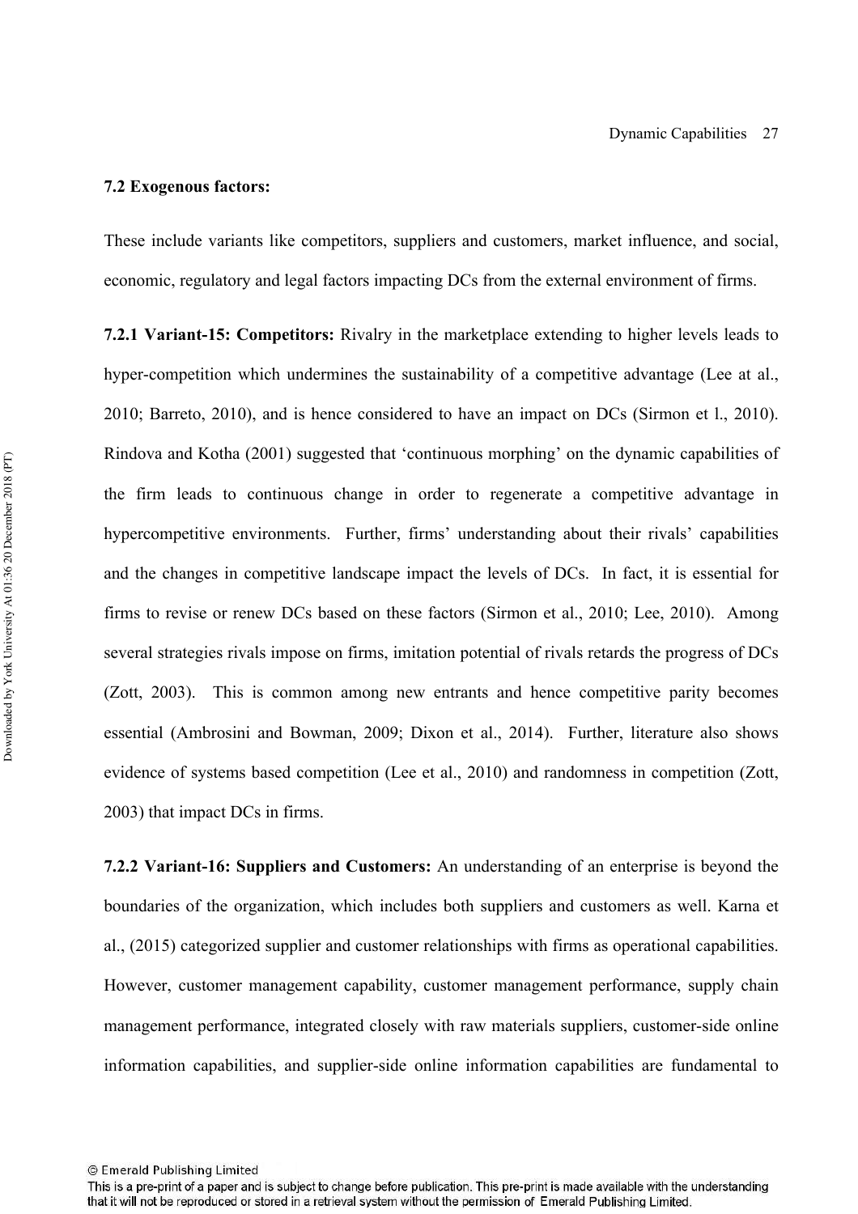### 7.2 Exogenous factors:

These include variants like competitors, suppliers and customers, market influence, and social, economic, regulatory and legal factors impacting DCs from the external environment of firms.

**7.2.1 Variant-15: Competitors:** Rivalry in the marketplace extending to higher levels leads to hyper-competition which undermines the sustainability of a competitive advantage (Lee at al., 2010; Barreto, 2010), and is hence considered to have an impact on DCs (Sirmon et l., 2010). Rindova and Kotha (2001) suggested that 'continuous morphing' on the dynamic capabilities of the firm leads to continuous change in order to regenerate a competitive advantage in hypercompetitive environments. Further, firms' understanding about their rivals' capabilities and the changes in competitive landscape impact the levels of DCs. In fact, it is essential for firms to revise or renew DCs based on these factors (Sirmon et al., 2010; Lee, 2010). Among several strategies rivals impose on firms, imitation potential of rivals retards the progress of DCs (Zott, 2003). This is common among new entrants and hence competitive parity becomes essential (Ambrosini and Bowman, 2009; Dixon et al., 2014). Further, literature also shows evidence of systems based competition (Lee et al., 2010) and randomness in competition (Zott, 2003) that impact DCs in firms.

**7.2.2 Variant-16: Suppliers and Customers:** An understanding of an enterprise is beyond the boundaries of the organization, which includes both suppliers and customers as well. Karna et al., (2015) categorized supplier and customer relationships with firms as operational capabilities. However, customer management capability, customer management performance, supply chain management performance, integrated closely with raw materials suppliers, customer-side online information capabilities, and supplier-side online information capabilities are fundamental to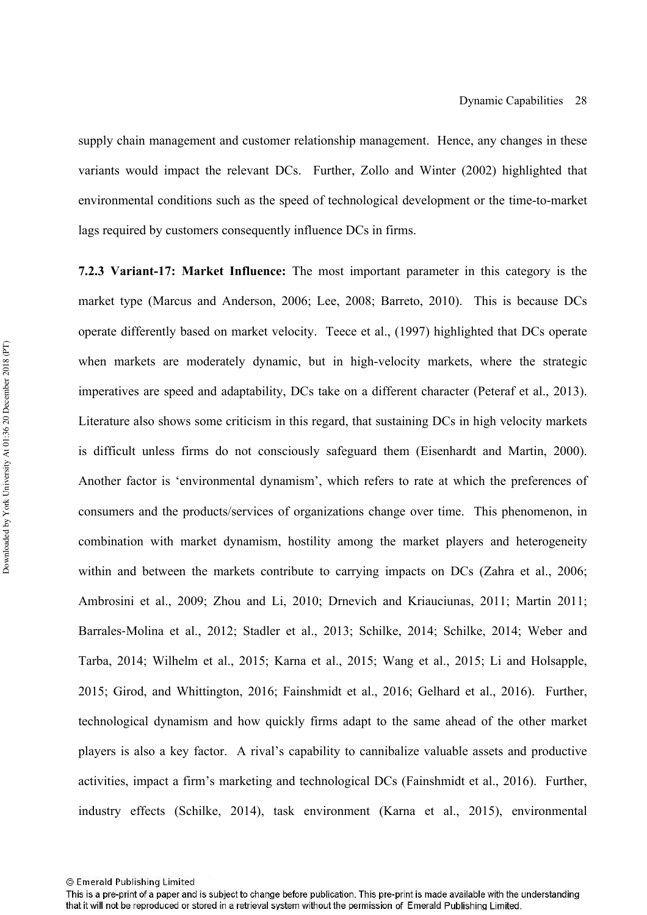supply chain management and customer relationship management. Hence, any changes in these variants would impact the relevant DCs. Further, Zollo and Winter (2002) highlighted that environmental conditions such as the speed of technological development or the time-to-market lags required by customers consequently influence DCs in firms.

**7.2.3 Variant-17: Market Influence:** The most important parameter in this category is the market type (Marcus and Anderson, 2006; Lee, 2008; Barreto, 2010). This is because DCs operate differently based on market velocity. Teece et al., (1997) highlighted that DCs operate when markets are moderately dynamic, but in high-velocity markets, where the strategic imperatives are speed and adaptability, DCs take on a different character (Peteraf et al., 2013). Literature also shows some criticism in this regard, that sustaining DCs in high velocity markets is difficult unless firms do not consciously safeguard them (Eisenhardt and Martin, 2000). Another factor is 'environmental dynamism', which refers to rate at which the preferences of consumers and the products/services of organizations change over time. This phenomenon, in combination with market dynamism, hostility among the market players and heterogeneity within and between the markets contribute to carrying impacts on DCs (Zahra et al., 2006; Ambrosini et al., 2009; Zhou and Li, 2010; Drnevich and Kriauciunas, 2011; Martin 2011; Barrales-Molina et al., 2012; Stadler et al., 2013; Schilke, 2014; Schilke, 2014; Weber and Tarba, 2014; Wilhelm et al., 2015; Karna et al., 2015; Wang et al., 2015; Li and Holsapple, 2015; Girod, and Whittington, 2016; Fainshmidt et al., 2016; Gelhard et al., 2016). Further, technological dynamism and how quickly firms adapt to the same ahead of the other market players is also a key factor. A rival's capability to cannibalize valuable assets and productive activities, impact a firm's marketing and technological DCs (Fainshmidt et al., 2016). Further, industry effects (Schilke, 2014), task environment (Karna et al., 2015), environmental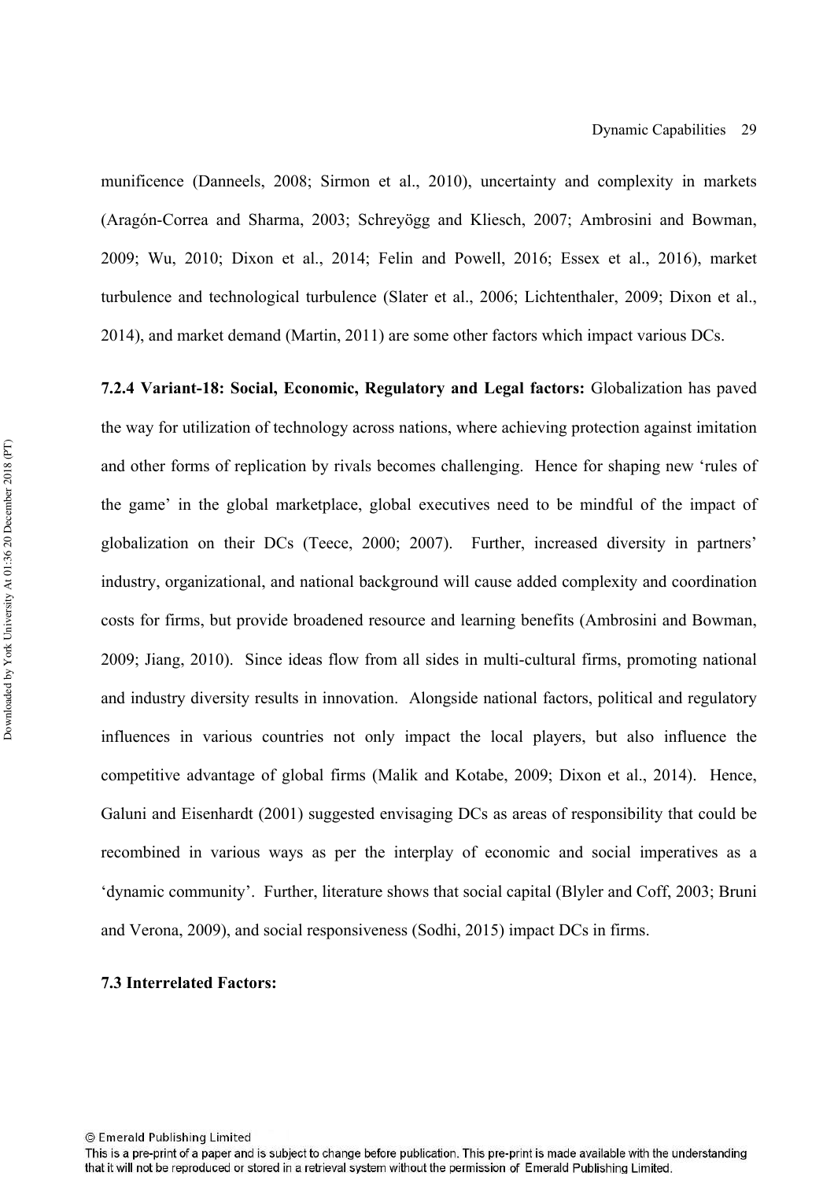munificence (Danneels, 2008; Sirmon et al., 2010), uncertainty and complexity in markets (Aragón-Correa and Sharma, 2003; Schreyögg and Kliesch, 2007; Ambrosini and Bowman, 2009; Wu, 2010; Dixon et al., 2014; Felin and Powell, 2016; Essex et al., 2016), market turbulence and technological turbulence (Slater et al., 2006; Lichtenthaler, 2009; Dixon et al., 2014), and market demand (Martin, 2011) are some other factors which impact various DCs.

**7.2.4 Variant-18: Social, Economic, Regulatory and Legal factors:** Globalization has paved the way for utilization of technology across nations, where achieving protection against imitation and other forms of replication by rivals becomes challenging. Hence for shaping new 'rules of the game' in the global marketplace, global executives need to be mindful of the impact of globalization on their DCs (Teece, 2000; 2007). Further, increased diversity in partners' industry, organizational, and national background will cause added complexity and coordination costs for firms, but provide broadened resource and learning benefits (Ambrosini and Bowman, 2009; Jiang, 2010). Since ideas flow from all sides in multi-cultural firms, promoting national and industry diversity results in innovation. Alongside national factors, political and regulatory influences in various countries not only impact the local players, but also influence the competitive advantage of global firms (Malik and Kotabe, 2009; Dixon et al., 2014). Hence, Galuni and Eisenhardt (2001) suggested envisaging DCs as areas of responsibility that could be recombined in various ways as per the interplay of economic and social imperatives as a 'dynamic community'. Further, literature shows that social capital (Blyler and Coff, 2003; Bruni and Verona, 2009), and social responsiveness (Sodhi, 2015) impact DCs in firms.

### 7.3 Interrelated Factors: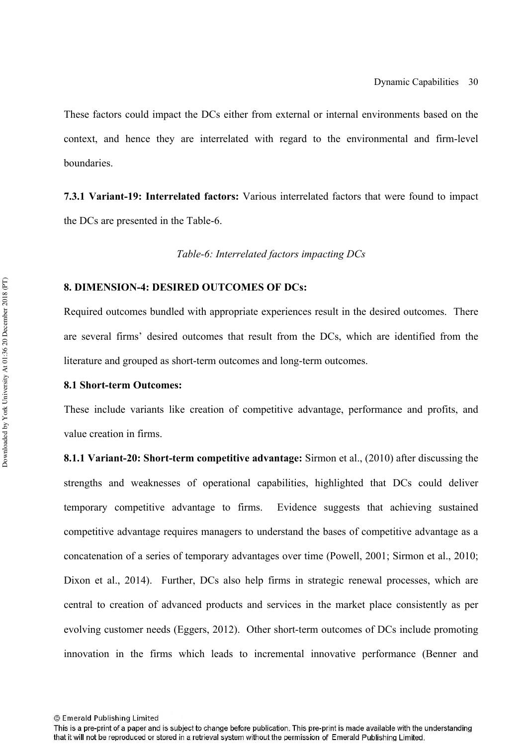These factors could impact the DCs either from external or internal environments based on the context, and hence they are interrelated with regard to the environmental and firm-level boundaries.

**7.3.1 Variant-19: Interrelated factors:** Various interrelated factors that were found to impact the DCs are presented in the Table-6.

*Table-6: Interrelated factors impacting DCs*

## 8. DIMENSION-4: DESIRED OUTCOMES OF DCs:

Required outcomes bundled with appropriate experiences result in the desired outcomes. There are several firms' desired outcomes that result from the DCs, which are identified from the literature and grouped as short-term outcomes and long-term outcomes.

### 8.1 Short-term Outcomes:

These include variants like creation of competitive advantage, performance and profits, and value creation in firms.

**8.1.1 Variant-20: Short-term competitive advantage:** Sirmon et al., (2010) after discussing the strengths and weaknesses of operational capabilities, highlighted that DCs could deliver temporary competitive advantage to firms. Evidence suggests that achieving sustained competitive advantage requires managers to understand the bases of competitive advantage as a concatenation of a series of temporary advantages over time (Powell, 2001; Sirmon et al., 2010; Dixon et al., 2014). Further, DCs also help firms in strategic renewal processes, which are central to creation of advanced products and services in the market place consistently as per evolving customer needs (Eggers, 2012). Other short-term outcomes of DCs include promoting innovation in the firms which leads to incremental innovative performance (Benner and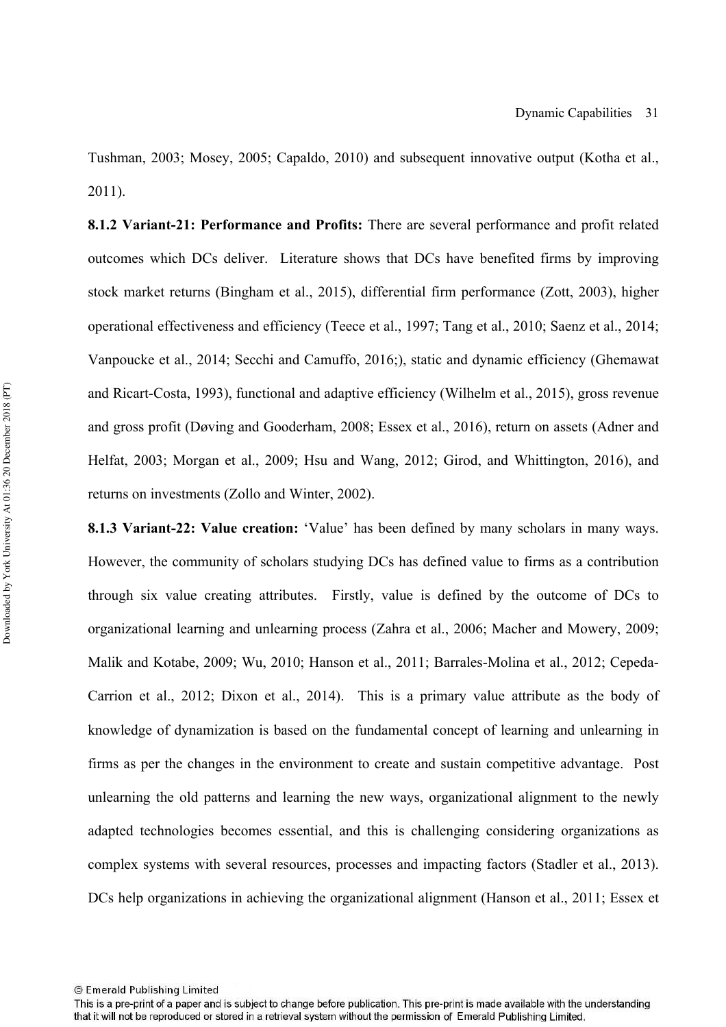Tushman, 2003; Mosey, 2005; Capaldo, 2010) and subsequent innovative output (Kotha et al., 2011).

**8.1.2 Variant-21: Performance and Profits:** There are several performance and profit related outcomes which DCs deliver. Literature shows that DCs have benefited firms by improving stock market returns (Bingham et al., 2015), differential firm performance (Zott, 2003), higher operational effectiveness and efficiency (Teece et al., 1997; Tang et al., 2010; Saenz et al., 2014; Vanpoucke et al., 2014; Secchi and Camuffo, 2016;), static and dynamic efficiency (Ghemawat and Ricart-Costa, 1993), functional and adaptive efficiency (Wilhelm et al., 2015), gross revenue and gross profit (Døving and Gooderham, 2008; Essex et al., 2016), return on assets (Adner and Helfat, 2003; Morgan et al., 2009; Hsu and Wang, 2012; Girod, and Whittington, 2016), and returns on investments (Zollo and Winter, 2002).

**8.1.3 Variant-22: Value creation:** 'Value' has been defined by many scholars in many ways. However, the community of scholars studying DCs has defined value to firms as a contribution through six value creating attributes. Firstly, value is defined by the outcome of DCs to organizational learning and unlearning process (Zahra et al., 2006; Macher and Mowery, 2009; Malik and Kotabe, 2009; Wu, 2010; Hanson et al., 2011; Barrales-Molina et al., 2012; Cepeda-Carrion et al., 2012; Dixon et al., 2014). This is a primary value attribute as the body of knowledge of dynamization is based on the fundamental concept of learning and unlearning in firms as per the changes in the environment to create and sustain competitive advantage. Post unlearning the old patterns and learning the new ways, organizational alignment to the newly adapted technologies becomes essential, and this is challenging considering organizations as complex systems with several resources, processes and impacting factors (Stadler et al., 2013). DCs help organizations in achieving the organizational alignment (Hanson et al., 2011; Essex et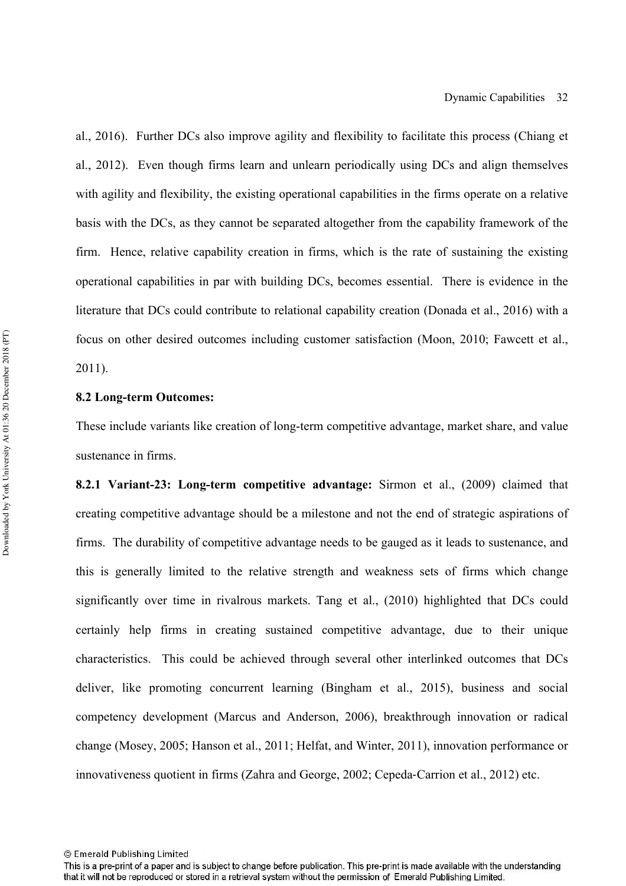al., 2016). Further DCs also improve agility and flexibility to facilitate this process (Chiang et al., 2012). Even though firms learn and unlearn periodically using DCs and align themselves with agility and flexibility, the existing operational capabilities in the firms operate on a relative basis with the DCs, as they cannot be separated altogether from the capability framework of the firm. Hence, relative capability creation in firms, which is the rate of sustaining the existing operational capabilities in par with building DCs, becomes essential. There is evidence in the literature that DCs could contribute to relational capability creation (Donada et al., 2016) with a focus on other desired outcomes including customer satisfaction (Moon, 2010; Fawcett et al., 2011).

### 8.2 Long-term Outcomes:

These include variants like creation of long-term competitive advantage, market share, and value sustenance in firms.

**8.2.1 Variant-23: Long-term competitive advantage:** Sirmon et al., (2009) claimed that creating competitive advantage should be a milestone and not the end of strategic aspirations of firms. The durability of competitive advantage needs to be gauged as it leads to sustenance, and this is generally limited to the relative strength and weakness sets of firms which change significantly over time in rivalrous markets. Tang et al., (2010) highlighted that DCs could certainly help firms in creating sustained competitive advantage, due to their unique characteristics. This could be achieved through several other interlinked outcomes that DCs deliver, like promoting concurrent learning (Bingham et al., 2015), business and social competency development (Marcus and Anderson, 2006), breakthrough innovation or radical change (Mosey, 2005; Hanson et al., 2011; Helfat, and Winter, 2011), innovation performance or innovativeness quotient in firms (Zahra and George, 2002; Cepeda-Carrion et al., 2012) etc.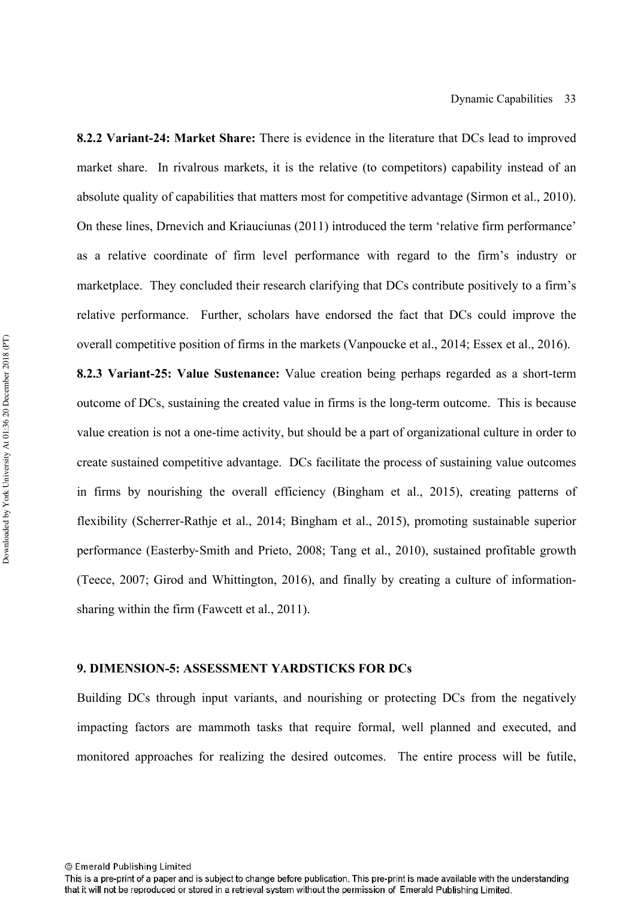**8.2.2 Variant-24: Market Share:** There is evidence in the literature that DCs lead to improved market share. In rivalrous markets, it is the relative (to competitors) capability instead of an absolute quality of capabilities that matters most for competitive advantage (Sirmon et al., 2010). On these lines, Drnevich and Kriauciunas (2011) introduced the term 'relative firm performance' as a relative coordinate of firm level performance with regard to the firm's industry or marketplace. They concluded their research clarifying that DCs contribute positively to a firm's relative performance. Further, scholars have endorsed the fact that DCs could improve the overall competitive position of firms in the markets (Vanpoucke et al., 2014; Essex et al., 2016).

**8.2.3 Variant-25: Value Sustenance:** Value creation being perhaps regarded as a short-term outcome of DCs, sustaining the created value in firms is the long-term outcome. This is because value creation is not a one-time activity, but should be a part of organizational culture in order to create sustained competitive advantage. DCs facilitate the process of sustaining value outcomes in firms by nourishing the overall efficiency (Bingham et al., 2015), creating patterns of flexibility (Scherrer-Rathje et al., 2014; Bingham et al., 2015), promoting sustainable superior performance (Easterby-Smith and Prieto, 2008; Tang et al., 2010), sustained profitable growth (Teece, 2007; Girod and Whittington, 2016), and finally by creating a culture of information-sharing within the firm (Fawcett et al., 2011).

## 9. DIMENSION-5: ASSESSMENT YARDSTICKS FOR DCs

Building DCs through input variants, and nourishing or protecting DCs from the negatively impacting factors are mammoth tasks that require formal, well planned and executed, and monitored approaches for realizing the desired outcomes. The entire process will be futile,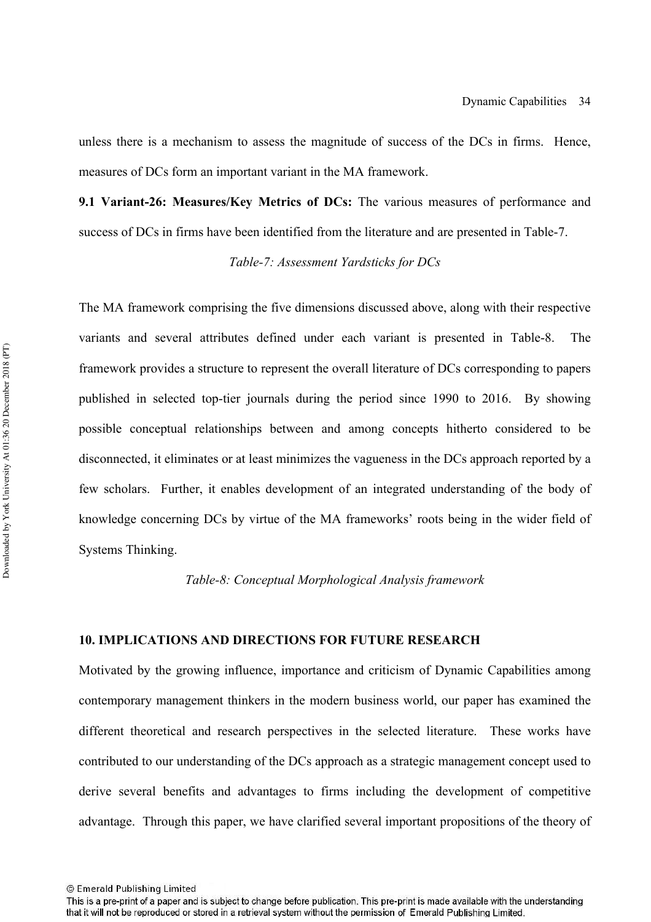unless there is a mechanism to assess the magnitude of success of the DCs in firms. Hence, measures of DCs form an important variant in the MA framework.

**9.1 Variant-26: Measures/Key Metrics of DCs:** The various measures of performance and success of DCs in firms have been identified from the literature and are presented in Table-7.

*Table-7: Assessment Yardsticks for DCs*

The MA framework comprising the five dimensions discussed above, along with their respective variants and several attributes defined under each variant is presented in Table-8. The framework provides a structure to represent the overall literature of DCs corresponding to papers published in selected top-tier journals during the period since 1990 to 2016. By showing possible conceptual relationships between and among concepts hitherto considered to be disconnected, it eliminates or at least minimizes the vagueness in the DCs approach reported by a few scholars. Further, it enables development of an integrated understanding of the body of knowledge concerning DCs by virtue of the MA frameworks' roots being in the wider field of Systems Thinking.

*Table-8: Conceptual Morphological Analysis framework*

## 10. IMPLICATIONS AND DIRECTIONS FOR FUTURE RESEARCH

Motivated by the growing influence, importance and criticism of Dynamic Capabilities among contemporary management thinkers in the modern business world, our paper has examined the different theoretical and research perspectives in the selected literature. These works have contributed to our understanding of the DCs approach as a strategic management concept used to derive several benefits and advantages to firms including the development of competitive advantage. Through this paper, we have clarified several important propositions of the theory of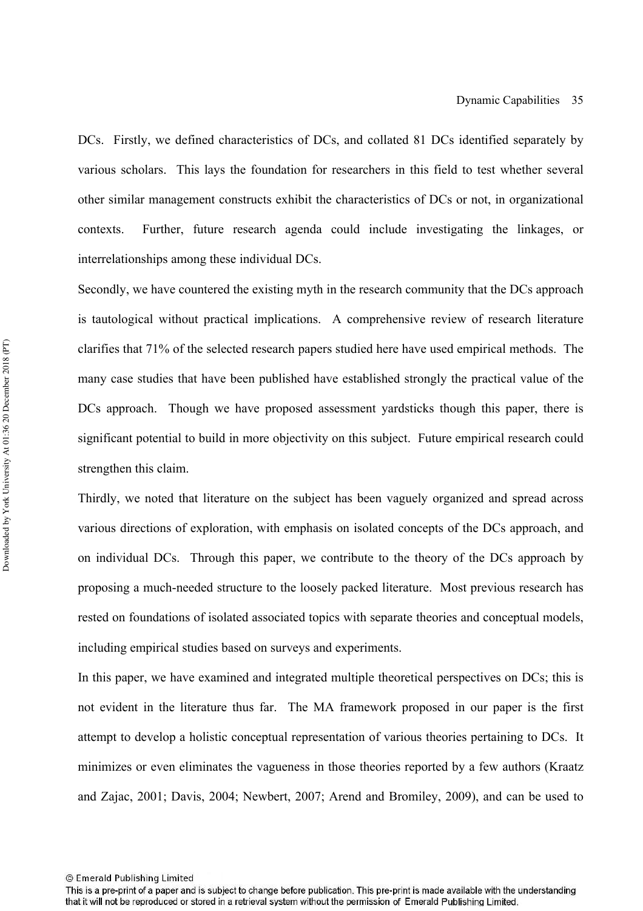DCs. Firstly, we defined characteristics of DCs, and collated 81 DCs identified separately by various scholars. This lays the foundation for researchers in this field to test whether several other similar management constructs exhibit the characteristics of DCs or not, in organizational contexts. Further, future research agenda could include investigating the linkages, or interrelationships among these individual DCs.

Secondly, we have countered the existing myth in the research community that the DCs approach is tautological without practical implications. A comprehensive review of research literature clarifies that 71% of the selected research papers studied here have used empirical methods. The many case studies that have been published have established strongly the practical value of the DCs approach. Though we have proposed assessment yardsticks though this paper, there is significant potential to build in more objectivity on this subject. Future empirical research could strengthen this claim.

Thirdly, we noted that literature on the subject has been vaguely organized and spread across various directions of exploration, with emphasis on isolated concepts of the DCs approach, and on individual DCs. Through this paper, we contribute to the theory of the DCs approach by proposing a much-needed structure to the loosely packed literature. Most previous research has rested on foundations of isolated associated topics with separate theories and conceptual models, including empirical studies based on surveys and experiments.

In this paper, we have examined and integrated multiple theoretical perspectives on DCs; this is not evident in the literature thus far. The MA framework proposed in our paper is the first attempt to develop a holistic conceptual representation of various theories pertaining to DCs. It minimizes or even eliminates the vagueness in those theories reported by a few authors (Kraatz and Zajac, 2001; Davis, 2004; Newbert, 2007; Arend and Bromiley, 2009), and can be used to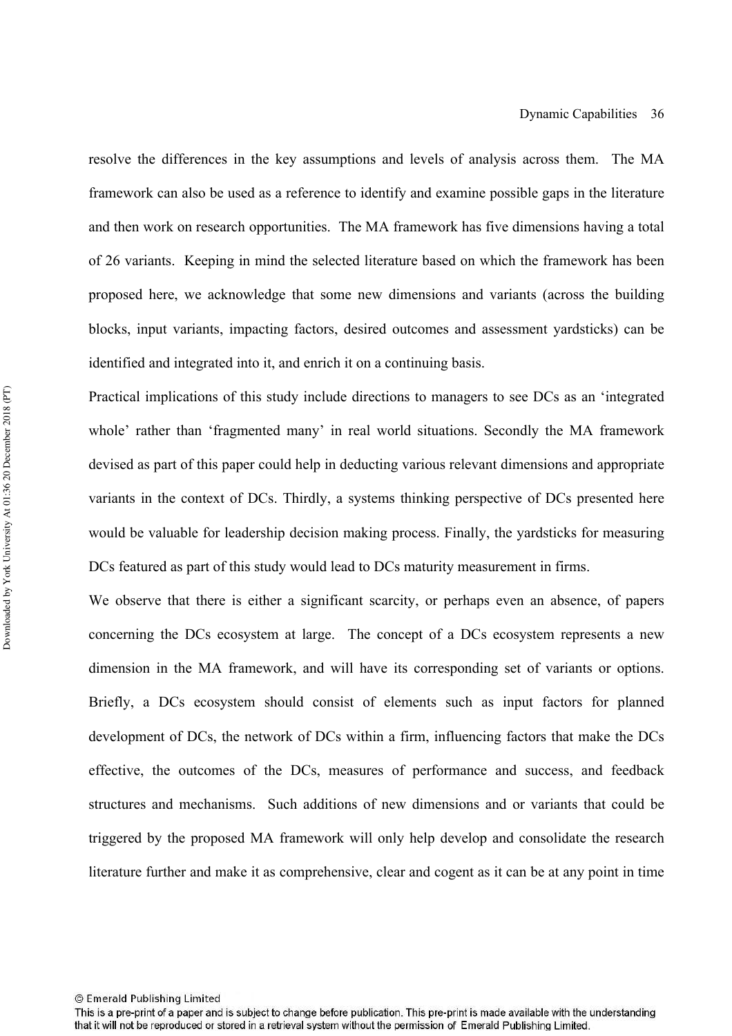resolve the differences in the key assumptions and levels of analysis across them. The MA framework can also be used as a reference to identify and examine possible gaps in the literature and then work on research opportunities. The MA framework has five dimensions having a total of 26 variants. Keeping in mind the selected literature based on which the framework has been proposed here, we acknowledge that some new dimensions and variants (across the building blocks, input variants, impacting factors, desired outcomes and assessment yardsticks) can be identified and integrated into it, and enrich it on a continuing basis.

Practical implications of this study include directions to managers to see DCs as an 'integrated whole' rather than 'fragmented many' in real world situations. Secondly the MA framework devised as part of this paper could help in deducting various relevant dimensions and appropriate variants in the context of DCs. Thirdly, a systems thinking perspective of DCs presented here would be valuable for leadership decision making process. Finally, the yardsticks for measuring DCs featured as part of this study would lead to DCs maturity measurement in firms.

We observe that there is either a significant scarcity, or perhaps even an absence, of papers concerning the DCs ecosystem at large. The concept of a DCs ecosystem represents a new dimension in the MA framework, and will have its corresponding set of variants or options. Briefly, a DCs ecosystem should consist of elements such as input factors for planned development of DCs, the network of DCs within a firm, influencing factors that make the DCs effective, the outcomes of the DCs, measures of performance and success, and feedback structures and mechanisms. Such additions of new dimensions and or variants that could be triggered by the proposed MA framework will only help develop and consolidate the research literature further and make it as comprehensive, clear and cogent as it can be at any point in time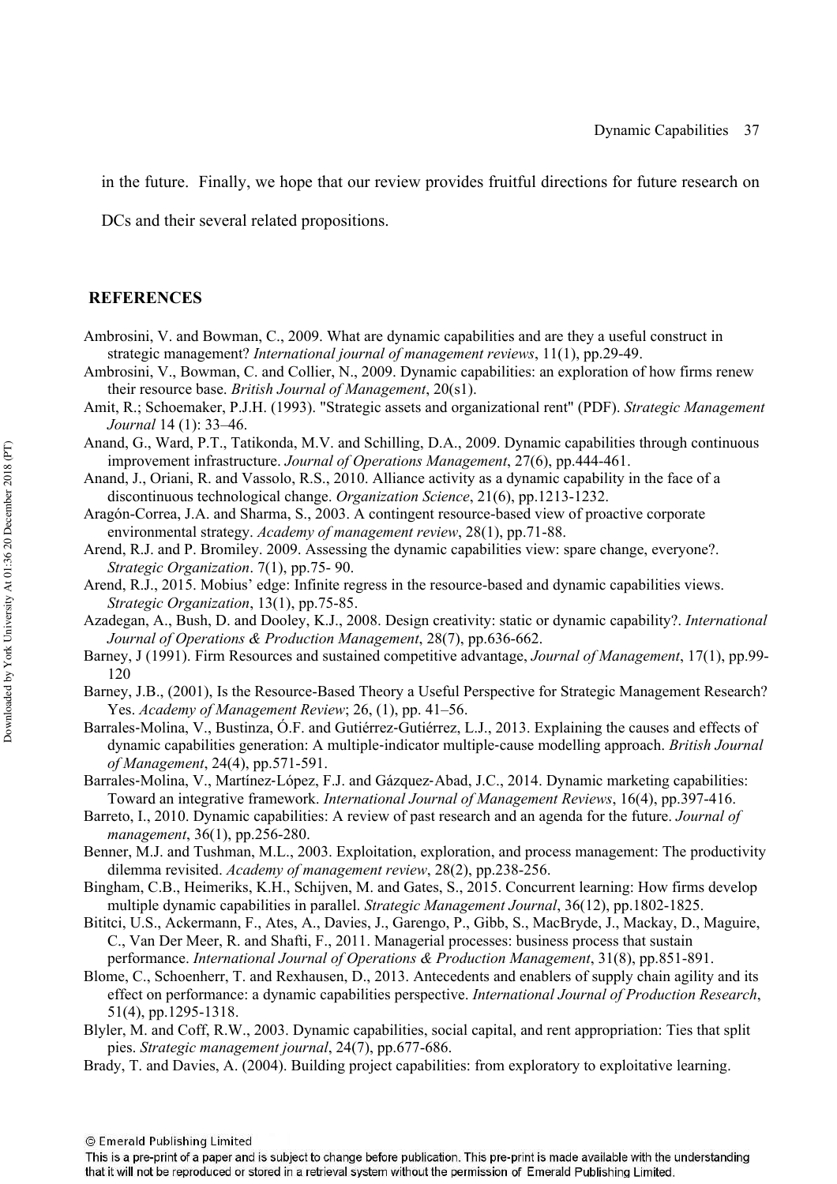in the future. Finally, we hope that our review provides fruitful directions for future research on DCs and their several related propositions.

## REFERENCES

Ambrosini, V. and Bowman, C., 2009. What are dynamic capabilities and are they a useful construct in strategic management? *International journal of management reviews*, 11(1), pp.29-49.

Ambrosini, V., Bowman, C. and Collier, N., 2009. Dynamic capabilities: an exploration of how firms renew their resource base. *British Journal of Management*, 20(s1).

Amit, R.; Schoemaker, P.J.H. (1993). "Strategic assets and organizational rent" (PDF). *Strategic Management Journal* 14 (1): 33–46.

Anand, G., Ward, P.T., Tatikonda, M.V. and Schilling, D.A., 2009. Dynamic capabilities through continuous improvement infrastructure. *Journal of Operations Management*, 27(6), pp.444-461.

Anand, J., Oriani, R. and Vassolo, R.S., 2010. Alliance activity as a dynamic capability in the face of a discontinuous technological change. *Organization Science*, 21(6), pp.1213-1232.

Aragón-Correa, J.A. and Sharma, S., 2003. A contingent resource-based view of proactive corporate environmental strategy. *Academy of management review*, 28(1), pp.71-88.

Arend, R.J. and P. Bromiley. 2009. Assessing the dynamic capabilities view: spare change, everyone?. *Strategic Organization*. 7(1), pp.75- 90.

Arend, R.J., 2015. Mobius' edge: Infinite regress in the resource-based and dynamic capabilities views. *Strategic Organization*, 13(1), pp.75-85.

Azadegan, A., Bush, D. and Dooley, K.J., 2008. Design creativity: static or dynamic capability?. *International Journal of Operations & Production Management*, 28(7), pp.636-662.

Barney, J (1991). Firm Resources and sustained competitive advantage, *Journal of Management*, 17(1), pp.99-120

Barney, J.B., (2001), Is the Resource-Based Theory a Useful Perspective for Strategic Management Research? Yes. *Academy of Management Review*; 26, (1), pp. 41–56.

Barrales-Molina, V., Bustinza, Ó.F. and Gutiérrez-Gutiérrez, L.J., 2013. Explaining the causes and effects of dynamic capabilities generation: A multiple-indicator multiple-cause modelling approach. *British Journal of Management*, 24(4), pp.571-591.

Barrales-Molina, V., Martínez-López, F.J. and Gázquez-Abad, J.C., 2014. Dynamic marketing capabilities: Toward an integrative framework. *International Journal of Management Reviews*, 16(4), pp.397-416.

Barreto, I., 2010. Dynamic capabilities: A review of past research and an agenda for the future. *Journal of management*, 36(1), pp.256-280.

Benner, M.J. and Tushman, M.L., 2003. Exploitation, exploration, and process management: The productivity dilemma revisited. *Academy of management review*, 28(2), pp.238-256.

Bingham, C.B., Heimeriks, K.H., Schijven, M. and Gates, S., 2015. Concurrent learning: How firms develop multiple dynamic capabilities in parallel. *Strategic Management Journal*, 36(12), pp.1802-1825.

Bititci, U.S., Ackermann, F., Ates, A., Davies, J., Garengo, P., Gibb, S., MacBryde, J., Mackay, D., Maguire, C., Van Der Meer, R. and Shafti, F., 2011. Managerial processes: business process that sustain performance. *International Journal of Operations & Production Management*, 31(8), pp.851-891.

Blome, C., Schoenherr, T. and Rexhausen, D., 2013. Antecedents and enablers of supply chain agility and its effect on performance: a dynamic capabilities perspective. *International Journal of Production Research*, 51(4), pp.1295-1318.

Blyler, M. and Coff, R.W., 2003. Dynamic capabilities, social capital, and rent appropriation: Ties that split pies. *Strategic management journal*, 24(7), pp.677-686.

Brady, T. and Davies, A. (2004). Building project capabilities: from exploratory to exploitative learning.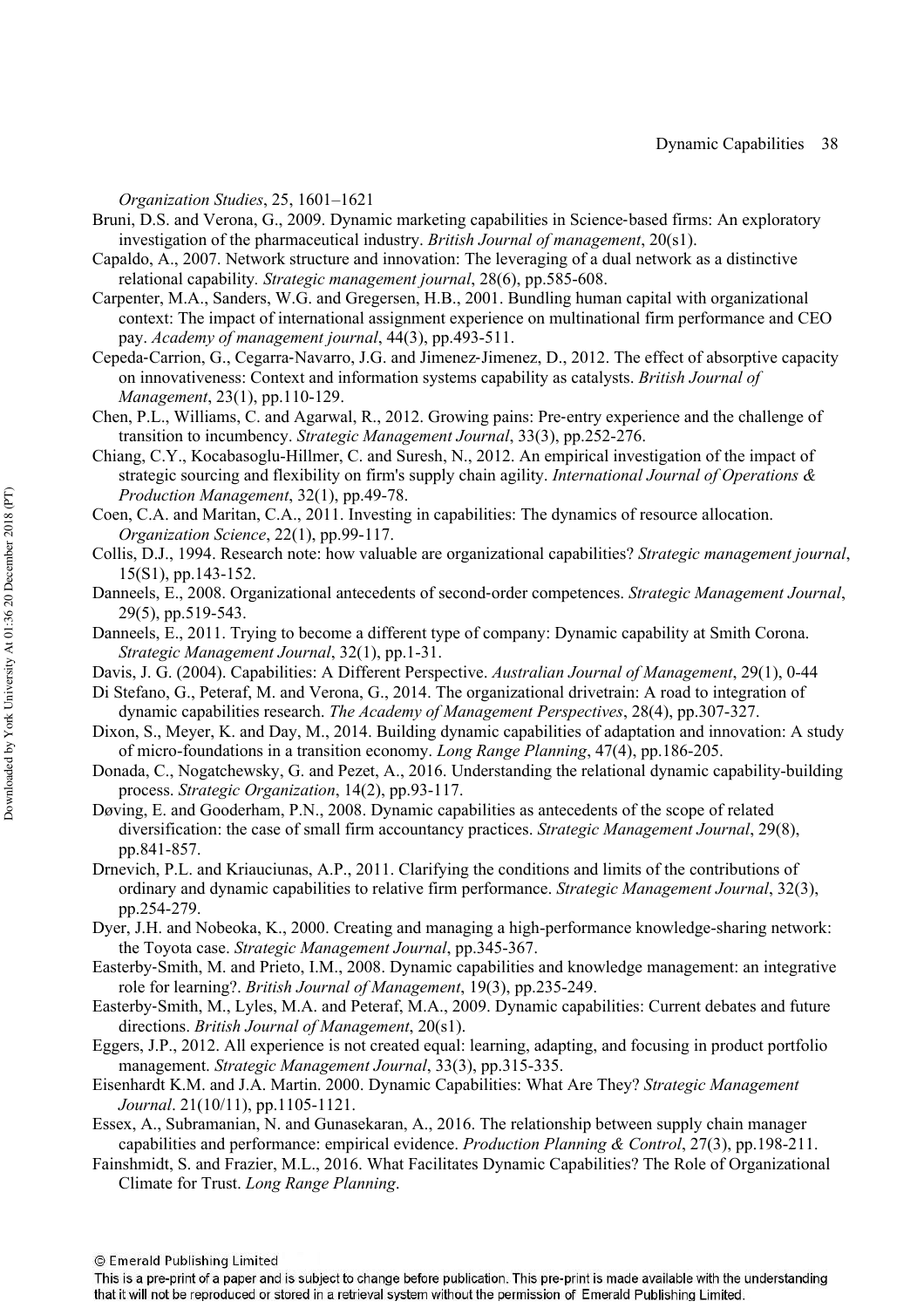*Organization Studies*, 25, 1601–1621

Bruni, D.S. and Verona, G., 2009. Dynamic marketing capabilities in Science‐based firms: An exploratory investigation of the pharmaceutical industry. *British Journal of management*, 20(s1).

Capaldo, A., 2007. Network structure and innovation: The leveraging of a dual network as a distinctive relational capability. *Strategic management journal*, 28(6), pp.585-608.

Carpenter, M.A., Sanders, W.G. and Gregersen, H.B., 2001. Bundling human capital with organizational context: The impact of international assignment experience on multinational firm performance and CEO pay. *Academy of management journal*, 44(3), pp.493-511.

Cepeda‐Carrion, G., Cegarra‐Navarro, J.G. and Jimenez‐Jimenez, D., 2012. The effect of absorptive capacity on innovativeness: Context and information systems capability as catalysts. *British Journal of Management*, 23(1), pp.110-129.

Chen, P.L., Williams, C. and Agarwal, R., 2012. Growing pains: Pre‐entry experience and the challenge of transition to incumbency. *Strategic Management Journal*, 33(3), pp.252-276.

Chiang, C.Y., Kocabasoglu-Hillmer, C. and Suresh, N., 2012. An empirical investigation of the impact of strategic sourcing and flexibility on firm's supply chain agility. *International Journal of Operations & Production Management*, 32(1), pp.49-78.

Coen, C.A. and Maritan, C.A., 2011. Investing in capabilities: The dynamics of resource allocation. *Organization Science*, 22(1), pp.99-117.

Collis, D.J., 1994. Research note: how valuable are organizational capabilities? *Strategic management journal*, 15(S1), pp.143-152.

Danneels, E., 2008. Organizational antecedents of second‐order competences. *Strategic Management Journal*, 29(5), pp.519-543.

Danneels, E., 2011. Trying to become a different type of company: Dynamic capability at Smith Corona. *Strategic Management Journal*, 32(1), pp.1-31.

Davis, J. G. (2004). Capabilities: A Different Perspective. *Australian Journal of Management*, 29(1), 0-44

Di Stefano, G., Peteraf, M. and Verona, G., 2014. The organizational drivetrain: A road to integration of dynamic capabilities research. *The Academy of Management Perspectives*, 28(4), pp.307-327.

Dixon, S., Meyer, K. and Day, M., 2014. Building dynamic capabilities of adaptation and innovation: A study of micro-foundations in a transition economy. *Long Range Planning*, 47(4), pp.186-205.

Donada, C., Nogatchewsky, G. and Pezet, A., 2016. Understanding the relational dynamic capability-building process. *Strategic Organization*, 14(2), pp.93-117.

Døving, E. and Gooderham, P.N., 2008. Dynamic capabilities as antecedents of the scope of related diversification: the case of small firm accountancy practices. *Strategic Management Journal*, 29(8), pp.841-857.

Drnevich, P.L. and Kriauciunas, A.P., 2011. Clarifying the conditions and limits of the contributions of ordinary and dynamic capabilities to relative firm performance. *Strategic Management Journal*, 32(3), pp.254-279.

Dyer, J.H. and Nobeoka, K., 2000. Creating and managing a high-performance knowledge-sharing network: the Toyota case. *Strategic Management Journal*, pp.345-367.

Easterby‐Smith, M. and Prieto, I.M., 2008. Dynamic capabilities and knowledge management: an integrative role for learning?. *British Journal of Management*, 19(3), pp.235-249.

Easterby‐Smith, M., Lyles, M.A. and Peteraf, M.A., 2009. Dynamic capabilities: Current debates and future directions. *British Journal of Management*, 20(s1).

Eggers, J.P., 2012. All experience is not created equal: learning, adapting, and focusing in product portfolio management. *Strategic Management Journal*, 33(3), pp.315-335.

Eisenhardt K.M. and J.A. Martin. 2000. Dynamic Capabilities: What Are They? *Strategic Management Journal*. 21(10/11), pp.1105-1121.

Essex, A., Subramanian, N. and Gunasekaran, A., 2016. The relationship between supply chain manager capabilities and performance: empirical evidence. *Production Planning & Control*, 27(3), pp.198-211.

Fainshmidt, S. and Frazier, M.L., 2016. What Facilitates Dynamic Capabilities? The Role of Organizational Climate for Trust. *Long Range Planning*.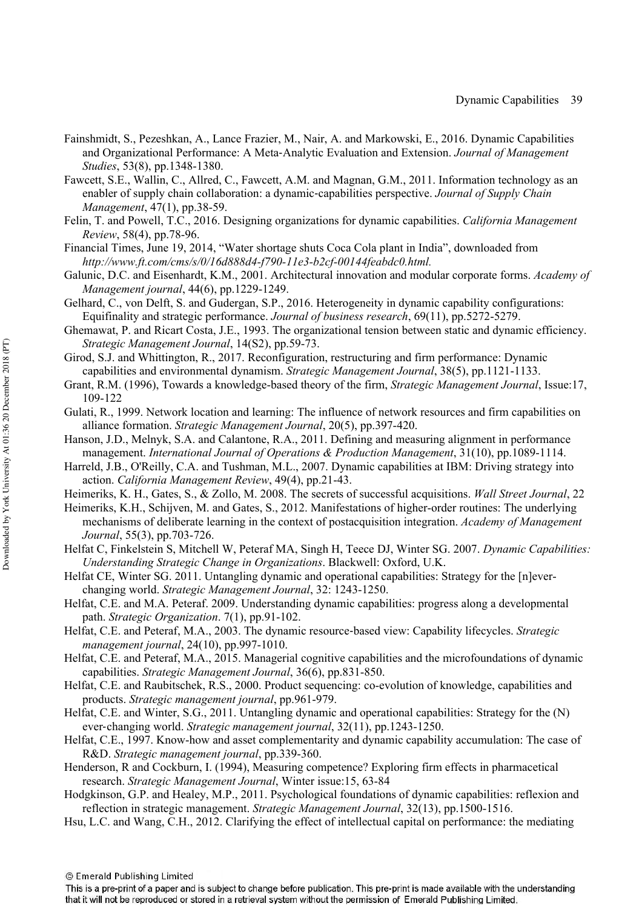Fainshmidt, S., Pezeshkan, A., Lance Frazier, M., Nair, A. and Markowski, E., 2016. Dynamic Capabilities and Organizational Performance: A Meta‐Analytic Evaluation and Extension. *Journal of Management Studies*, 53(8), pp.1348-1380.

Fawcett, S.E., Wallin, C., Allred, C., Fawcett, A.M. and Magnan, G.M., 2011. Information technology as an enabler of supply chain collaboration: a dynamic‐capabilities perspective. *Journal of Supply Chain Management*, 47(1), pp.38-59.

Felin, T. and Powell, T.C., 2016. Designing organizations for dynamic capabilities. *California Management Review*, 58(4), pp.78-96.

Financial Times, June 19, 2014, "Water shortage shuts Coca Cola plant in India", downloaded from *http://www.ft.com/cms/s/0/16d888d4-f790-11e3-b2cf-00144feabdc0.html.*

Galunic, D.C. and Eisenhardt, K.M., 2001. Architectural innovation and modular corporate forms. *Academy of Management journal*, 44(6), pp.1229-1249.

Gelhard, C., von Delft, S. and Gudergan, S.P., 2016. Heterogeneity in dynamic capability configurations: Equifinality and strategic performance. *Journal of business research*, 69(11), pp.5272-5279.

Ghemawat, P. and Ricart Costa, J.E., 1993. The organizational tension between static and dynamic efficiency. *Strategic Management Journal*, 14(S2), pp.59-73.

Girod, S.J. and Whittington, R., 2017. Reconfiguration, restructuring and firm performance: Dynamic capabilities and environmental dynamism. *Strategic Management Journal*, 38(5), pp.1121-1133.

Grant, R.M. (1996), Towards a knowledge-based theory of the firm, *Strategic Management Journal*, Issue:17, 109-122

Gulati, R., 1999. Network location and learning: The influence of network resources and firm capabilities on alliance formation. *Strategic Management Journal*, 20(5), pp.397-420.

Hanson, J.D., Melnyk, S.A. and Calantone, R.A., 2011. Defining and measuring alignment in performance management. *International Journal of Operations & Production Management*, 31(10), pp.1089-1114.

Harreld, J.B., O'Reilly, C.A. and Tushman, M.L., 2007. Dynamic capabilities at IBM: Driving strategy into action. *California Management Review*, 49(4), pp.21-43.

Heimeriks, K. H., Gates, S., & Zollo, M. 2008. The secrets of successful acquisitions. *Wall Street Journal*, 22

Heimeriks, K.H., Schijven, M. and Gates, S., 2012. Manifestations of higher-order routines: The underlying mechanisms of deliberate learning in the context of postacquisition integration. *Academy of Management Journal*, 55(3), pp.703-726.

Helfat C, Finkelstein S, Mitchell W, Peteraf MA, Singh H, Teece DJ, Winter SG. 2007. *Dynamic Capabilities: Understanding Strategic Change in Organizations*. Blackwell: Oxford, U.K.

Helfat CE, Winter SG. 2011. Untangling dynamic and operational capabilities: Strategy for the [n]ever-changing world. *Strategic Management Journal*, 32: 1243-1250.

Helfat, C.E. and M.A. Peteraf. 2009. Understanding dynamic capabilities: progress along a developmental path. *Strategic Organization*. 7(1), pp.91-102.

Helfat, C.E. and Peteraf, M.A., 2003. The dynamic resource‐based view: Capability lifecycles. *Strategic management journal*, 24(10), pp.997-1010.

Helfat, C.E. and Peteraf, M.A., 2015. Managerial cognitive capabilities and the microfoundations of dynamic capabilities. *Strategic Management Journal*, 36(6), pp.831-850.

Helfat, C.E. and Raubitschek, R.S., 2000. Product sequencing: co-evolution of knowledge, capabilities and products. *Strategic management journal*, pp.961-979.

Helfat, C.E. and Winter, S.G., 2011. Untangling dynamic and operational capabilities: Strategy for the (N) ever‐changing world. *Strategic management journal*, 32(11), pp.1243-1250.

Helfat, C.E., 1997. Know-how and asset complementarity and dynamic capability accumulation: The case of R&D. *Strategic management journal*, pp.339-360.

Henderson, R and Cockburn, I. (1994), Measuring competence? Exploring firm effects in pharmacetical research. *Strategic Management Journal*, Winter issue:15, 63-84

Hodgkinson, G.P. and Healey, M.P., 2011. Psychological foundations of dynamic capabilities: reflexion and reflection in strategic management. *Strategic Management Journal*, 32(13), pp.1500-1516.

Hsu, L.C. and Wang, C.H., 2012. Clarifying the effect of intellectual capital on performance: the mediating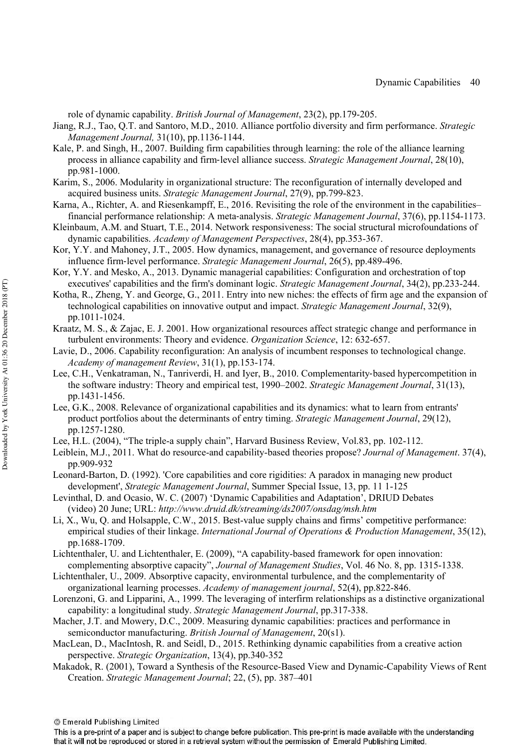role of dynamic capability. *British Journal of Management*, 23(2), pp.179-205.

Jiang, R.J., Tao, Q.T. and Santoro, M.D., 2010. Alliance portfolio diversity and firm performance. *Strategic Management Journal,* 31(10), pp.1136-1144.

Kale, P. and Singh, H., 2007. Building firm capabilities through learning: the role of the alliance learning process in alliance capability and firm‐level alliance success. *Strategic Management Journal*, 28(10), pp.981-1000.

Karim, S., 2006. Modularity in organizational structure: The reconfiguration of internally developed and acquired business units. *Strategic Management Journal*, 27(9), pp.799-823.

Karna, A., Richter, A. and Riesenkampff, E., 2016. Revisiting the role of the environment in the capabilities–financial performance relationship: A meta‐analysis. *Strategic Management Journal*, 37(6), pp.1154-1173.

Kleinbaum, A.M. and Stuart, T.E., 2014. Network responsiveness: The social structural microfoundations of dynamic capabilities. *Academy of Management Perspectives*, 28(4), pp.353-367.

Kor, Y.Y. and Mahoney, J.T., 2005. How dynamics, management, and governance of resource deployments influence firm‐level performance. *Strategic Management Journal*, 26(5), pp.489-496.

Kor, Y.Y. and Mesko, A., 2013. Dynamic managerial capabilities: Configuration and orchestration of top executives' capabilities and the firm's dominant logic. *Strategic Management Journal*, 34(2), pp.233-244.

Kotha, R., Zheng, Y. and George, G., 2011. Entry into new niches: the effects of firm age and the expansion of technological capabilities on innovative output and impact. *Strategic Management Journal*, 32(9), pp.1011-1024.

Kraatz, M. S., & Zajac, E. J. 2001. How organizational resources affect strategic change and performance in turbulent environments: Theory and evidence. *Organization Science*, 12: 632-657.

Lavie, D., 2006. Capability reconfiguration: An analysis of incumbent responses to technological change. *Academy of management Review*, 31(1), pp.153-174.

Lee, C.H., Venkatraman, N., Tanriverdi, H. and Iyer, B., 2010. Complementarity‐based hypercompetition in the software industry: Theory and empirical test, 1990–2002. *Strategic Management Journal*, 31(13), pp.1431-1456.

Lee, G.K., 2008. Relevance of organizational capabilities and its dynamics: what to learn from entrants' product portfolios about the determinants of entry timing. *Strategic Management Journal*, 29(12), pp.1257-1280.

Lee, H.L. (2004), "The triple-a supply chain", Harvard Business Review, Vol.83, pp. 102-112.

Leiblein, M.J., 2011. What do resource-and capability-based theories propose? *Journal of Management*. 37(4), pp.909-932

Leonard-Barton, D. (1992). 'Core capabilities and core rigidities: A paradox in managing new product development', *Strategic Management Journal*, Summer Special Issue, 13, pp. 11 1-125

Levinthal, D. and Ocasio, W. C. (2007) 'Dynamic Capabilities and Adaptation', DRIUD Debates (video) 20 June; URL: *http://www.druid.dk/streaming/ds2007/onsdag/msh.htm*

Li, X., Wu, Q. and Holsapple, C.W., 2015. Best-value supply chains and firms' competitive performance: empirical studies of their linkage. *International Journal of Operations & Production Management*, 35(12), pp.1688-1709.

Lichtenthaler, U. and Lichtenthaler, E. (2009), "A capability-based framework for open innovation: complementing absorptive capacity", *Journal of Management Studies*, Vol. 46 No. 8, pp. 1315-1338.

Lichtenthaler, U., 2009. Absorptive capacity, environmental turbulence, and the complementarity of organizational learning processes. *Academy of management journal*, 52(4), pp.822-846.

Lorenzoni, G. and Lipparini, A., 1999. The leveraging of interfirm relationships as a distinctive organizational capability: a longitudinal study. *Strategic Management Journal*, pp.317-338.

Macher, J.T. and Mowery, D.C., 2009. Measuring dynamic capabilities: practices and performance in semiconductor manufacturing. *British Journal of Management*, 20(s1).

MacLean, D., MacIntosh, R. and Seidl, D., 2015. Rethinking dynamic capabilities from a creative action perspective. *Strategic Organization*, 13(4), pp.340-352

Makadok, R. (2001), Toward a Synthesis of the Resource-Based View and Dynamic-Capability Views of Rent Creation. *Strategic Management Journal*; 22, (5), pp. 387–401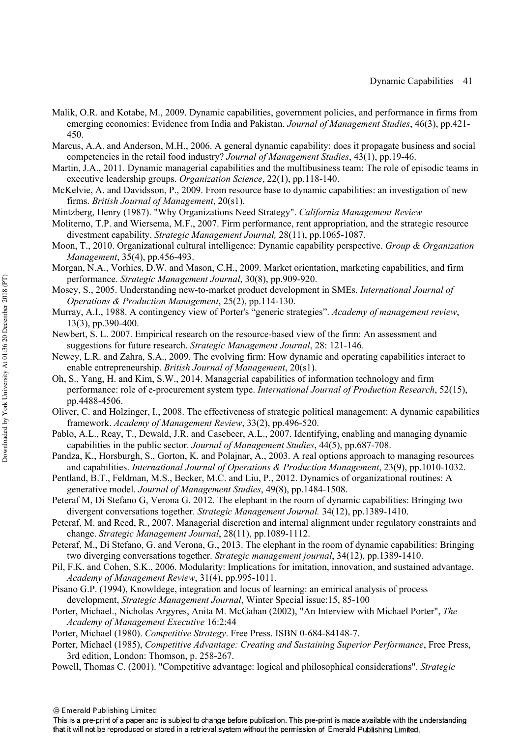Malik, O.R. and Kotabe, M., 2009. Dynamic capabilities, government policies, and performance in firms from emerging economies: Evidence from India and Pakistan. *Journal of Management Studies*, 46(3), pp.421-450.

Marcus, A.A. and Anderson, M.H., 2006. A general dynamic capability: does it propagate business and social competencies in the retail food industry? *Journal of Management Studies*, 43(1), pp.19-46.

Martin, J.A., 2011. Dynamic managerial capabilities and the multibusiness team: The role of episodic teams in executive leadership groups. *Organization Science*, 22(1), pp.118-140.

McKelvie, A. and Davidsson, P., 2009. From resource base to dynamic capabilities: an investigation of new firms. *British Journal of Management*, 20(s1).

Mintzberg, Henry (1987). "Why Organizations Need Strategy". *California Management Review*

Moliterno, T.P. and Wiersema, M.F., 2007. Firm performance, rent appropriation, and the strategic resource divestment capability. *Strategic Management Journal,* 28(11), pp.1065-1087.

Moon, T., 2010. Organizational cultural intelligence: Dynamic capability perspective. *Group & Organization Management*, 35(4), pp.456-493.

Morgan, N.A., Vorhies, D.W. and Mason, C.H., 2009. Market orientation, marketing capabilities, and firm performance. *Strategic Management Journal*, 30(8), pp.909-920.

Mosey, S., 2005. Understanding new-to-market product development in SMEs. *International Journal of Operations & Production Management*, 25(2), pp.114-130.

Murray, A.I., 1988. A contingency view of Porter's "generic strategies". *Academy of management review*, 13(3), pp.390-400.

Newbert, S. L. 2007. Empirical research on the resource-based view of the firm: An assessment and suggestions for future research. *Strategic Management Journal*, 28: 121-146.

Newey, L.R. and Zahra, S.A., 2009. The evolving firm: How dynamic and operating capabilities interact to enable entrepreneurship. *British Journal of Management*, 20(s1).

Oh, S., Yang, H. and Kim, S.W., 2014. Managerial capabilities of information technology and firm performance: role of e-procurement system type. *International Journal of Production Research*, 52(15), pp.4488-4506.

Oliver, C. and Holzinger, I., 2008. The effectiveness of strategic political management: A dynamic capabilities framework. *Academy of Management Review*, 33(2), pp.496-520.

Pablo, A.L., Reay, T., Dewald, J.R. and Casebeer, A.L., 2007. Identifying, enabling and managing dynamic capabilities in the public sector. *Journal of Management Studies*, 44(5), pp.687-708.

Pandza, K., Horsburgh, S., Gorton, K. and Polajnar, A., 2003. A real options approach to managing resources and capabilities. *International Journal of Operations & Production Management*, 23(9), pp.1010-1032.

Pentland, B.T., Feldman, M.S., Becker, M.C. and Liu, P., 2012. Dynamics of organizational routines: A generative model. *Journal of Management Studies*, 49(8), pp.1484-1508.

Peteraf M, Di Stefano G, Verona G. 2012. The elephant in the room of dynamic capabilities: Bringing two divergent conversations together. *Strategic Management Journal.* 34(12), pp.1389-1410.

Peteraf, M. and Reed, R., 2007. Managerial discretion and internal alignment under regulatory constraints and change. *Strategic Management Journal*, 28(11), pp.1089-1112.

Peteraf, M., Di Stefano, G. and Verona, G., 2013. The elephant in the room of dynamic capabilities: Bringing two diverging conversations together. *Strategic management journal*, 34(12), pp.1389-1410.

Pil, F.K. and Cohen, S.K., 2006. Modularity: Implications for imitation, innovation, and sustained advantage. *Academy of Management Review*, 31(4), pp.995-1011.

Pisano G.P. (1994), Knowldege, integration and locus of learning: an emirical analysis of process development, *Strategic Management Journal*, Winter Special issue:15, 85-100

Porter, Michael., Nicholas Argyres, Anita M. McGahan (2002), "An Interview with Michael Porter", *The Academy of Management Executive* 16:2:44

Porter, Michael (1980). *Competitive Strategy*. Free Press. ISBN 0-684-84148-7.

Porter, Michael (1985), *Competitive Advantage: Creating and Sustaining Superior Performance*, Free Press, 3rd edition, London: Thomson, p. 258-267.

Powell, Thomas C. (2001). "Competitive advantage: logical and philosophical considerations". *Strategic*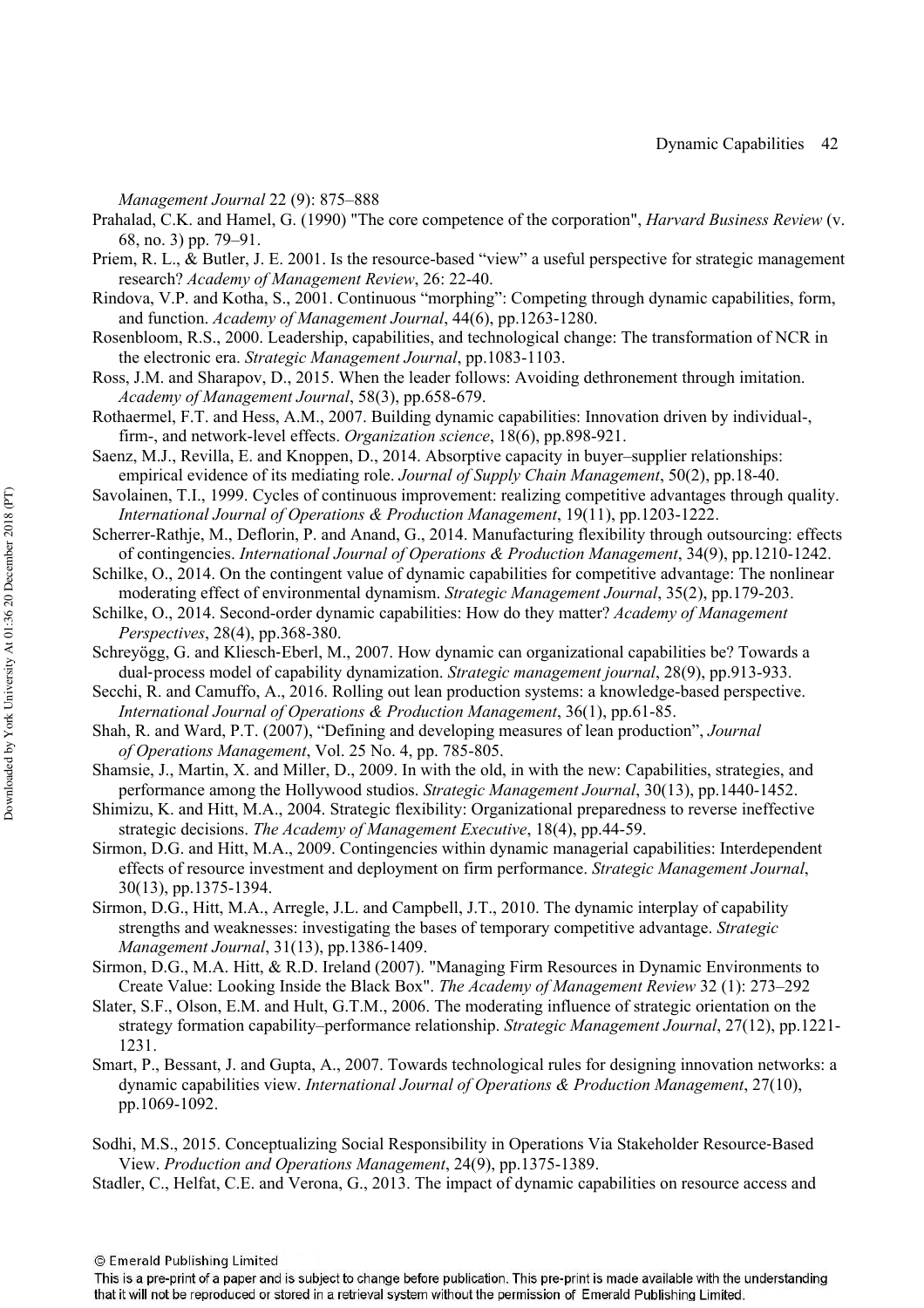*Management Journal* 22 (9): 875–888

Prahalad, C.K. and Hamel, G. (1990) "The core competence of the corporation", *Harvard Business Review* (v. 68, no. 3) pp. 79–91.

Priem, R. L., & Butler, J. E. 2001. Is the resource-based "view" a useful perspective for strategic management research? *Academy of Management Review*, 26: 22-40.

Rindova, V.P. and Kotha, S., 2001. Continuous "morphing": Competing through dynamic capabilities, form, and function. *Academy of Management Journal*, 44(6), pp.1263-1280.

Rosenbloom, R.S., 2000. Leadership, capabilities, and technological change: The transformation of NCR in the electronic era. *Strategic Management Journal*, pp.1083-1103.

Ross, J.M. and Sharapov, D., 2015. When the leader follows: Avoiding dethronement through imitation. *Academy of Management Journal*, 58(3), pp.658-679.

Rothaermel, F.T. and Hess, A.M., 2007. Building dynamic capabilities: Innovation driven by individual-, firm-, and network-level effects. *Organization science*, 18(6), pp.898-921.

Saenz, M.J., Revilla, E. and Knoppen, D., 2014. Absorptive capacity in buyer–supplier relationships: empirical evidence of its mediating role. *Journal of Supply Chain Management*, 50(2), pp.18-40.

Savolainen, T.I., 1999. Cycles of continuous improvement: realizing competitive advantages through quality. *International Journal of Operations & Production Management*, 19(11), pp.1203-1222.

Scherrer-Rathje, M., Deflorin, P. and Anand, G., 2014. Manufacturing flexibility through outsourcing: effects of contingencies. *International Journal of Operations & Production Management*, 34(9), pp.1210-1242.

Schilke, O., 2014. On the contingent value of dynamic capabilities for competitive advantage: The nonlinear moderating effect of environmental dynamism. *Strategic Management Journal*, 35(2), pp.179-203.

Schilke, O., 2014. Second-order dynamic capabilities: How do they matter? *Academy of Management Perspectives*, 28(4), pp.368-380.

Schreyögg, G. and Kliesch-Eberl, M., 2007. How dynamic can organizational capabilities be? Towards a dual-process model of capability dynamization. *Strategic management journal*, 28(9), pp.913-933.

Secchi, R. and Camuffo, A., 2016. Rolling out lean production systems: a knowledge-based perspective. *International Journal of Operations & Production Management*, 36(1), pp.61-85.

Shah, R. and Ward, P.T. (2007), "Defining and developing measures of lean production", *Journal of Operations Management*, Vol. 25 No. 4, pp. 785-805.

Shamsie, J., Martin, X. and Miller, D., 2009. In with the old, in with the new: Capabilities, strategies, and performance among the Hollywood studios. *Strategic Management Journal*, 30(13), pp.1440-1452.

Shimizu, K. and Hitt, M.A., 2004. Strategic flexibility: Organizational preparedness to reverse ineffective strategic decisions. *The Academy of Management Executive*, 18(4), pp.44-59.

Sirmon, D.G. and Hitt, M.A., 2009. Contingencies within dynamic managerial capabilities: Interdependent effects of resource investment and deployment on firm performance. *Strategic Management Journal*, 30(13), pp.1375-1394.

Sirmon, D.G., Hitt, M.A., Arregle, J.L. and Campbell, J.T., 2010. The dynamic interplay of capability strengths and weaknesses: investigating the bases of temporary competitive advantage. *Strategic Management Journal*, 31(13), pp.1386-1409.

Sirmon, D.G., M.A. Hitt, & R.D. Ireland (2007). "Managing Firm Resources in Dynamic Environments to Create Value: Looking Inside the Black Box". *The Academy of Management Review* 32 (1): 273–292

Slater, S.F., Olson, E.M. and Hult, G.T.M., 2006. The moderating influence of strategic orientation on the strategy formation capability–performance relationship. *Strategic Management Journal*, 27(12), pp.1221-1231.

Smart, P., Bessant, J. and Gupta, A., 2007. Towards technological rules for designing innovation networks: a dynamic capabilities view. *International Journal of Operations & Production Management*, 27(10), pp.1069-1092.

Sodhi, M.S., 2015. Conceptualizing Social Responsibility in Operations Via Stakeholder Resource-Based View. *Production and Operations Management*, 24(9), pp.1375-1389.

Stadler, C., Helfat, C.E. and Verona, G., 2013. The impact of dynamic capabilities on resource access and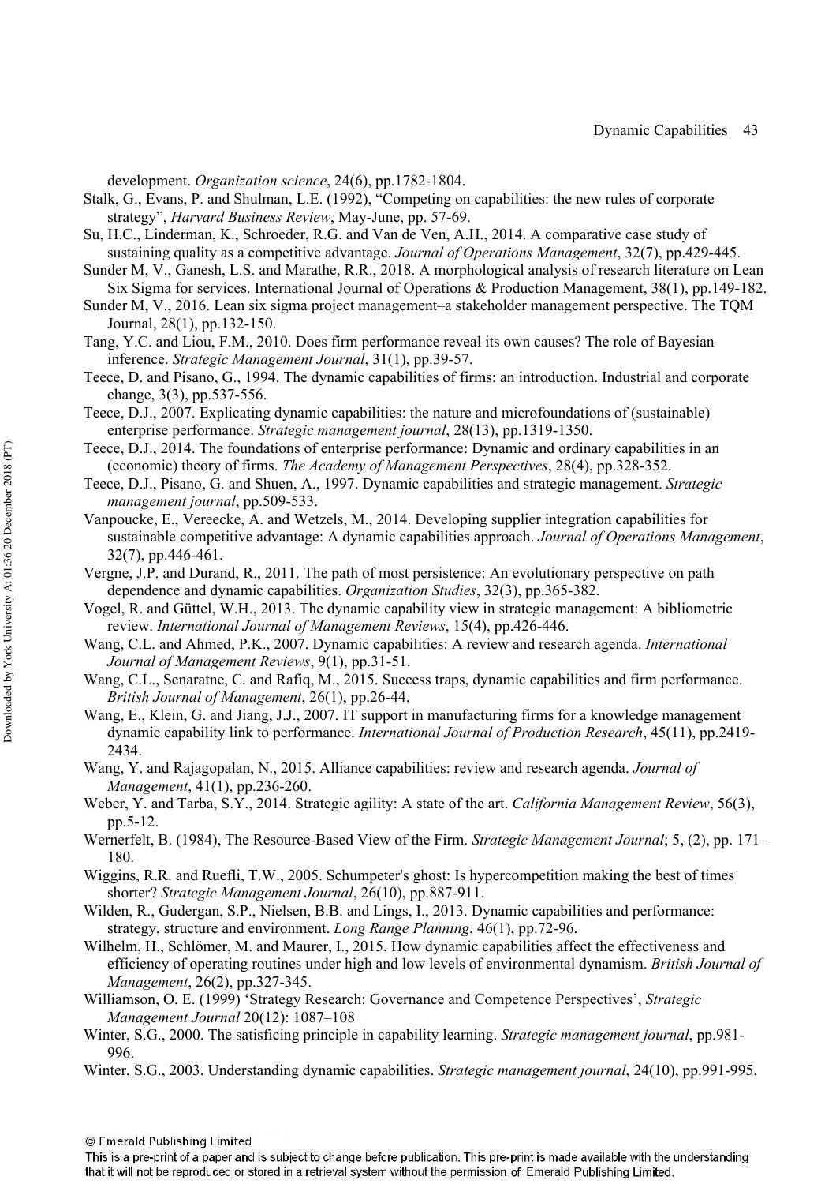development. *Organization science*, 24(6), pp.1782-1804.

Stalk, G., Evans, P. and Shulman, L.E. (1992), "Competing on capabilities: the new rules of corporate strategy", *Harvard Business Review*, May-June, pp. 57-69.

Su, H.C., Linderman, K., Schroeder, R.G. and Van de Ven, A.H., 2014. A comparative case study of sustaining quality as a competitive advantage. *Journal of Operations Management*, 32(7), pp.429-445.

Sunder M, V., Ganesh, L.S. and Marathe, R.R., 2018. A morphological analysis of research literature on Lean Six Sigma for services. International Journal of Operations & Production Management, 38(1), pp.149-182.

Sunder M, V., 2016. Lean six sigma project management–a stakeholder management perspective. The TQM Journal, 28(1), pp.132-150.

Tang, Y.C. and Liou, F.M., 2010. Does firm performance reveal its own causes? The role of Bayesian inference. *Strategic Management Journal*, 31(1), pp.39-57.

Teece, D. and Pisano, G., 1994. The dynamic capabilities of firms: an introduction. Industrial and corporate change, 3(3), pp.537-556.

Teece, D.J., 2007. Explicating dynamic capabilities: the nature and microfoundations of (sustainable) enterprise performance. *Strategic management journal*, 28(13), pp.1319-1350.

Teece, D.J., 2014. The foundations of enterprise performance: Dynamic and ordinary capabilities in an (economic) theory of firms. *The Academy of Management Perspectives*, 28(4), pp.328-352.

Teece, D.J., Pisano, G. and Shuen, A., 1997. Dynamic capabilities and strategic management. *Strategic management journal*, pp.509-533.

Vanpoucke, E., Vereecke, A. and Wetzels, M., 2014. Developing supplier integration capabilities for sustainable competitive advantage: A dynamic capabilities approach. *Journal of Operations Management*, 32(7), pp.446-461.

Vergne, J.P. and Durand, R., 2011. The path of most persistence: An evolutionary perspective on path dependence and dynamic capabilities. *Organization Studies*, 32(3), pp.365-382.

Vogel, R. and Güttel, W.H., 2013. The dynamic capability view in strategic management: A bibliometric review. *International Journal of Management Reviews*, 15(4), pp.426-446.

Wang, C.L. and Ahmed, P.K., 2007. Dynamic capabilities: A review and research agenda. *International Journal of Management Reviews*, 9(1), pp.31-51.

Wang, C.L., Senaratne, C. and Rafiq, M., 2015. Success traps, dynamic capabilities and firm performance. *British Journal of Management*, 26(1), pp.26-44.

Wang, E., Klein, G. and Jiang, J.J., 2007. IT support in manufacturing firms for a knowledge management dynamic capability link to performance. *International Journal of Production Research*, 45(11), pp.2419-2434.

Wang, Y. and Rajagopalan, N., 2015. Alliance capabilities: review and research agenda. *Journal of Management*, 41(1), pp.236-260.

Weber, Y. and Tarba, S.Y., 2014. Strategic agility: A state of the art. *California Management Review*, 56(3), pp.5-12.

Wernerfelt, B. (1984), The Resource-Based View of the Firm. *Strategic Management Journal*; 5, (2), pp. 171–180.

Wiggins, R.R. and Ruefli, T.W., 2005. Schumpeter's ghost: Is hypercompetition making the best of times shorter? *Strategic Management Journal*, 26(10), pp.887-911.

Wilden, R., Gudergan, S.P., Nielsen, B.B. and Lings, I., 2013. Dynamic capabilities and performance: strategy, structure and environment. *Long Range Planning*, 46(1), pp.72-96.

Wilhelm, H., Schlömer, M. and Maurer, I., 2015. How dynamic capabilities affect the effectiveness and efficiency of operating routines under high and low levels of environmental dynamism. *British Journal of Management*, 26(2), pp.327-345.

Williamson, O. E. (1999) 'Strategy Research: Governance and Competence Perspectives', *Strategic Management Journal* 20(12): 1087–108

Winter, S.G., 2000. The satisficing principle in capability learning. *Strategic management journal*, pp.981-996.

Winter, S.G., 2003. Understanding dynamic capabilities. *Strategic management journal*, 24(10), pp.991-995.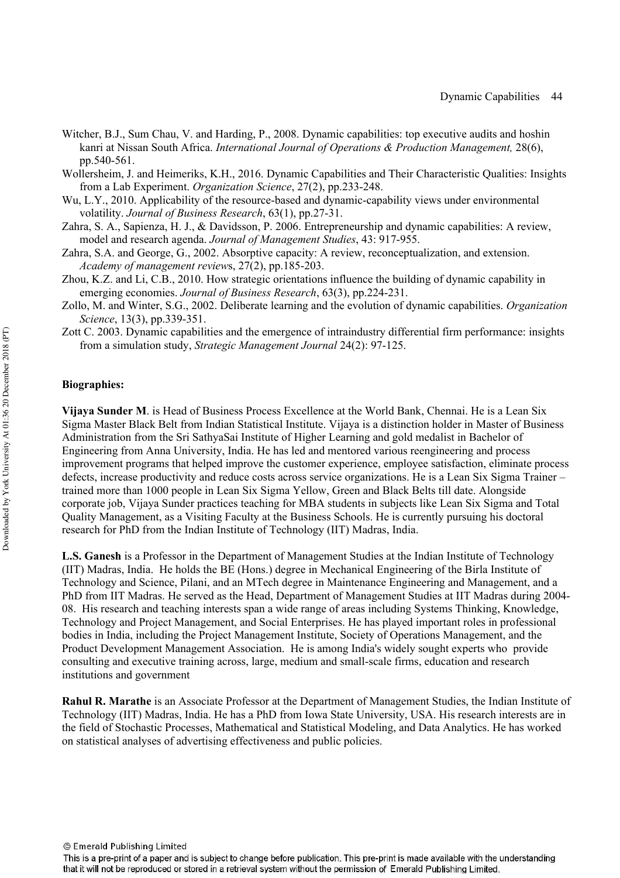Witcher, B.J., Sum Chau, V. and Harding, P., 2008. Dynamic capabilities: top executive audits and hoshin kanri at Nissan South Africa. *International Journal of Operations & Production Management,* 28(6), pp.540-561.

Wollersheim, J. and Heimeriks, K.H., 2016. Dynamic Capabilities and Their Characteristic Qualities: Insights from a Lab Experiment. *Organization Science*, 27(2), pp.233-248.

Wu, L.Y., 2010. Applicability of the resource-based and dynamic-capability views under environmental volatility. *Journal of Business Research*, 63(1), pp.27-31.

Zahra, S. A., Sapienza, H. J., & Davidsson, P. 2006. Entrepreneurship and dynamic capabilities: A review, model and research agenda. *Journal of Management Studies*, 43: 917-955.

Zahra, S.A. and George, G., 2002. Absorptive capacity: A review, reconceptualization, and extension. *Academy of management review*s, 27(2), pp.185-203.

Zhou, K.Z. and Li, C.B., 2010. How strategic orientations influence the building of dynamic capability in emerging economies. *Journal of Business Research*, 63(3), pp.224-231.

Zollo, M. and Winter, S.G., 2002. Deliberate learning and the evolution of dynamic capabilities. *Organization Science*, 13(3), pp.339-351.

Zott C. 2003. Dynamic capabilities and the emergence of intraindustry differential firm performance: insights from a simulation study, *Strategic Management Journal* 24(2): 97-125.

**Biographies:**

**Vijaya Sunder M**. is Head of Business Process Excellence at the World Bank, Chennai. He is a Lean Six Sigma Master Black Belt from Indian Statistical Institute. Vijaya is a distinction holder in Master of Business Administration from the Sri SathyaSai Institute of Higher Learning and gold medalist in Bachelor of Engineering from Anna University, India. He has led and mentored various reengineering and process improvement programs that helped improve the customer experience, employee satisfaction, eliminate process defects, increase productivity and reduce costs across service organizations. He is a Lean Six Sigma Trainer – trained more than 1000 people in Lean Six Sigma Yellow, Green and Black Belts till date. Alongside corporate job, Vijaya Sunder practices teaching for MBA students in subjects like Lean Six Sigma and Total Quality Management, as a Visiting Faculty at the Business Schools. He is currently pursuing his doctoral research for PhD from the Indian Institute of Technology (IIT) Madras, India.

**L.S. Ganesh** is a Professor in the Department of Management Studies at the Indian Institute of Technology (IIT) Madras, India. He holds the BE (Hons.) degree in Mechanical Engineering of the Birla Institute of Technology and Science, Pilani, and an MTech degree in Maintenance Engineering and Management, and a PhD from IIT Madras. He served as the Head, Department of Management Studies at IIT Madras during 2004-08. His research and teaching interests span a wide range of areas including Systems Thinking, Knowledge, Technology and Project Management, and Social Enterprises. He has played important roles in professional bodies in India, including the Project Management Institute, Society of Operations Management, and the Product Development Management Association. He is among India's widely sought experts who provide consulting and executive training across, large, medium and small-scale firms, education and research institutions and government

**Rahul R. Marathe** is an Associate Professor at the Department of Management Studies, the Indian Institute of Technology (IIT) Madras, India. He has a PhD from Iowa State University, USA. His research interests are in the field of Stochastic Processes, Mathematical and Statistical Modeling, and Data Analytics. He has worked on statistical analyses of advertising effectiveness and public policies.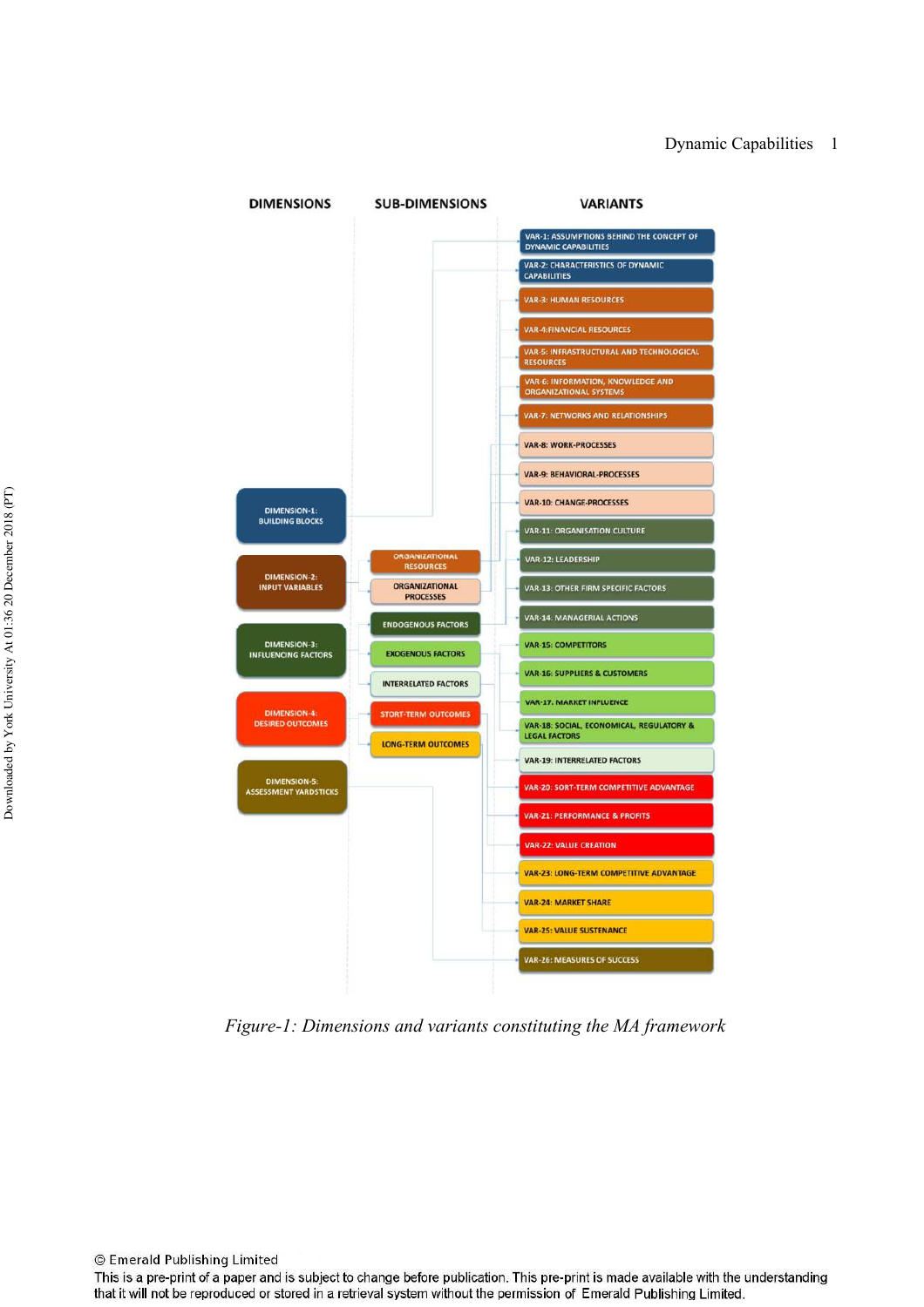DIMENSIONS

SUB-DIMENSIONS

VARIANTS

VAR-1: ASSUMPTIONS BEHIND THE CONCEPT OF DYNAMIC CAPABILITIES

VAR-2: CHARACTERISTICS OF DYNAMIC CAPABILITIES

VAR-3: HUMAN RESOURCES

VAR-4:FINANCIAL RESOURCES

VAR-5: INFRASTRUCTURAL AND TECHNOLOGICAL RESOURCES

VAR-6: INFORMATION, KNOWLEDGE AND ORGANIZATIONAL SYSTEMS

VAR-7: NETWORKS AND RELATIONSHIPS

VAR-8: WORK-PROCESSES

VAR-9: BEHAVIORAL-PROCESSES

VAR-10: CHANGE-PROCESSES

VAR-11: ORGANISATION CULTURE

VAR-12: LEADERSHIP

VAR-13: OTHER FIRM SPECIFIC FACTORS

VAR-14: MANAGERIAL ACTIONS

VAR-15: COMPETITORS

VAR-16: SUPPLIERS & CUSTOMERS

VAR-17: MARKET INFLUENCE

VAR-18: SOCIAL, ECONOMICAL, REGULATORY & LEGAL FACTORS

VAR-19: INTERRELATED FACTORS

VAR-20: SORT-TERM COMPETITIVE ADVANTAGE

VAR-21: PERFORMANCE & PROFITS

VAR-22: VALUE CREATION

VAR-23: LONG-TERM COMPETITIVE ADVANTAGE

VAR-24: MARKET SHARE

VAR-25: VALUE SUSTENANCE

VAR-26: MEASURES OF SUCCESS

DIMENSION-1: BUILDING BLOCKS

DIMENSION-2: INPUT VARIABLES

ORGANIZATIONAL RESOURCES

ORGANIZATIONAL PROCESSES

DIMENSION-3: INFLUENCING FACTORS

ENDOGENOUS FACTORS

EXOGENOUS FACTORS

INTERRELATED FACTORS

DIMENSION-4: DESIRED OUTCOMES

SHORT-TERM OUTCOMES

LONG-TERM OUTCOMES

DIMENSION-5: ASSESSMENT YARDSTICKS

*Figure-1: Dimensions and variants constituting the MA framework*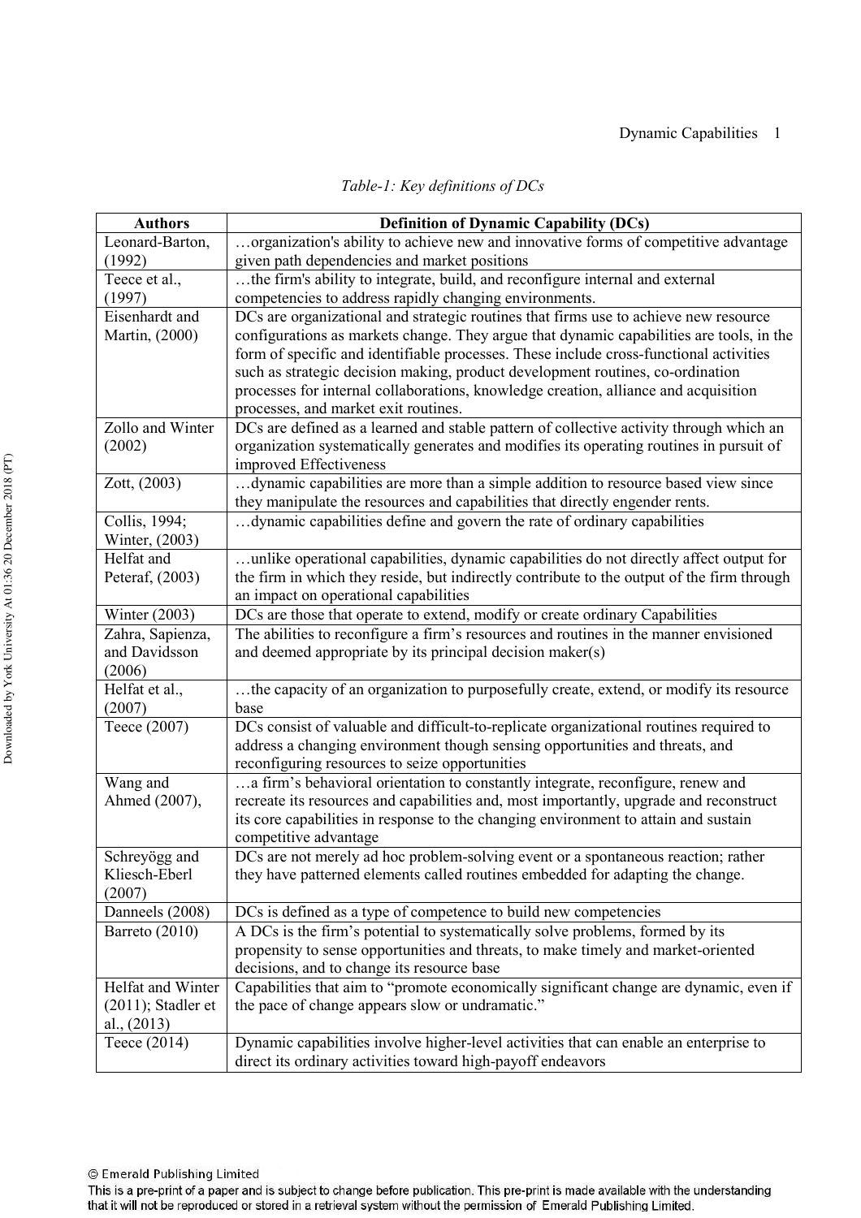*Table-1: Key definitions of DCs*

| Authors | Definition of Dynamic Capability (DCs) |
|---|---|
| Leonard-Barton, (1992) | …organization's ability to achieve new and innovative forms of competitive advantage given path dependencies and market positions |
| Teece et al., (1997) | …the firm's ability to integrate, build, and reconfigure internal and external competencies to address rapidly changing environments. |
| Eisenhardt and Martin, (2000) | DCs are organizational and strategic routines that firms use to achieve new resource configurations as markets change. They argue that dynamic capabilities are tools, in the form of specific and identifiable processes. These include cross-functional activities such as strategic decision making, product development routines, co-ordination processes for internal collaborations, knowledge creation, alliance and acquisition processes, and market exit routines. |
| Zollo and Winter (2002) | DCs are defined as a learned and stable pattern of collective activity through which an organization systematically generates and modifies its operating routines in pursuit of improved Effectiveness |
| Zott, (2003) | …dynamic capabilities are more than a simple addition to resource based view since they manipulate the resources and capabilities that directly engender rents. |
| Collis, 1994; Winter, (2003) | …dynamic capabilities define and govern the rate of ordinary capabilities |
| Helfat and Peteraf, (2003) | …unlike operational capabilities, dynamic capabilities do not directly affect output for the firm in which they reside, but indirectly contribute to the output of the firm through an impact on operational capabilities |
| Winter (2003) | DCs are those that operate to extend, modify or create ordinary Capabilities |
| Zahra, Sapienza, and Davidsson (2006) | The abilities to reconfigure a firm's resources and routines in the manner envisioned and deemed appropriate by its principal decision maker(s) |
| Helfat et al., (2007) | …the capacity of an organization to purposefully create, extend, or modify its resource base |
| Teece (2007) | DCs consist of valuable and difficult-to-replicate organizational routines required to address a changing environment though sensing opportunities and threats, and reconfiguring resources to seize opportunities |
| Wang and Ahmed (2007), | …a firm's behavioral orientation to constantly integrate, reconfigure, renew and recreate its resources and capabilities and, most importantly, upgrade and reconstruct its core capabilities in response to the changing environment to attain and sustain competitive advantage |
| Schreyögg and Kliesch-Eberl (2007) | DCs are not merely ad hoc problem-solving event or a spontaneous reaction; rather they have patterned elements called routines embedded for adapting the change. |
| Danneels (2008) | DCs is defined as a type of competence to build new competencies |
| Barreto (2010) | A DCs is the firm's potential to systematically solve problems, formed by its propensity to sense opportunities and threats, to make timely and market-oriented decisions, and to change its resource base |
| Helfat and Winter (2011); Stadler et al., (2013) | Capabilities that aim to "promote economically significant change are dynamic, even if the pace of change appears slow or undramatic." |
| Teece (2014) | Dynamic capabilities involve higher-level activities that can enable an enterprise to direct its ordinary activities toward high-payoff endeavors |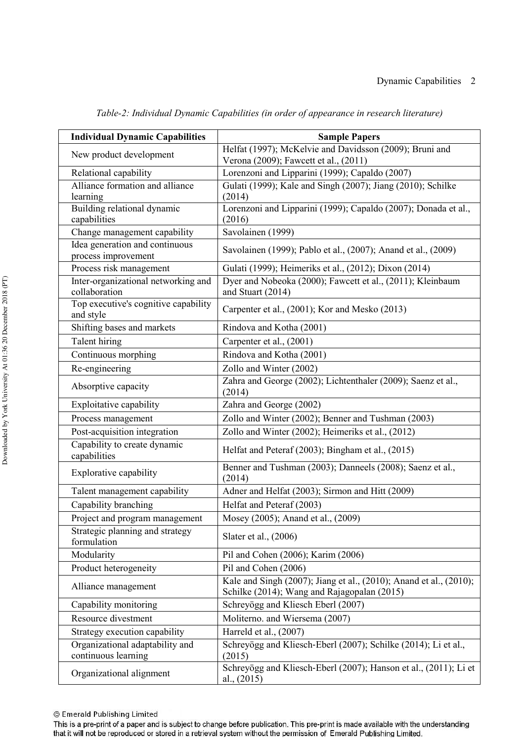*Table-2: Individual Dynamic Capabilities (in order of appearance in research literature)*

| Individual Dynamic Capabilities | Sample Papers |
|---|---|
| New product development | Helfat (1997); McKelvie and Davidsson (2009); Bruni and Verona (2009); Fawcett et al., (2011) |
| Relational capability | Lorenzoni and Lipparini (1999); Capaldo (2007) |
| Alliance formation and alliance learning | Gulati (1999); Kale and Singh (2007); Jiang (2010); Schilke (2014) |
| Building relational dynamic capabilities | Lorenzoni and Lipparini (1999); Capaldo (2007); Donada et al., (2016) |
| Change management capability | Savolainen (1999) |
| Idea generation and continuous process improvement | Savolainen (1999); Pablo et al., (2007); Anand et al., (2009) |
| Process risk management | Gulati (1999); Heimeriks et al., (2012); Dixon (2014) |
| Inter-organizational networking and collaboration | Dyer and Nobeoka (2000); Fawcett et al., (2011); Kleinbaum and Stuart (2014) |
| Top executive's cognitive capability and style | Carpenter et al., (2001); Kor and Mesko (2013) |
| Shifting bases and markets | Rindova and Kotha (2001) |
| Talent hiring | Carpenter et al., (2001) |
| Continuous morphing | Rindova and Kotha (2001) |
| Re-engineering | Zollo and Winter (2002) |
| Absorptive capacity | Zahra and George (2002); Lichtenthaler (2009); Saenz et al., (2014) |
| Exploitative capability | Zahra and George (2002) |
| Process management | Zollo and Winter (2002); Benner and Tushman (2003) |
| Post-acquisition integration | Zollo and Winter (2002); Heimeriks et al., (2012) |
| Capability to create dynamic capabilities | Helfat and Peteraf (2003); Bingham et al., (2015) |
| Explorative capability | Benner and Tushman (2003); Danneels (2008); Saenz et al., (2014) |
| Talent management capability | Adner and Helfat (2003); Sirmon and Hitt (2009) |
| Capability branching | Helfat and Peteraf (2003) |
| Project and program management | Mosey (2005); Anand et al., (2009) |
| Strategic planning and strategy formulation | Slater et al., (2006) |
| Modularity | Pil and Cohen (2006); Karim (2006) |
| Product heterogeneity | Pil and Cohen (2006) |
| Alliance management | Kale and Singh (2007); Jiang et al., (2010); Anand et al., (2010); Schilke (2014); Wang and Rajagopalan (2015) |
| Capability monitoring | Schreyögg and Kliesch Eberl (2007) |
| Resource divestment | Moliterno. and Wiersema (2007) |
| Strategy execution capability | Harreld et al., (2007) |
| Organizational adaptability and continuous learning | Schreyögg and Kliesch-Eberl (2007); Schilke (2014); Li et al., (2015) |
| Organizational alignment | Schreyögg and Kliesch-Eberl (2007); Hanson et al., (2011); Li et al., (2015) |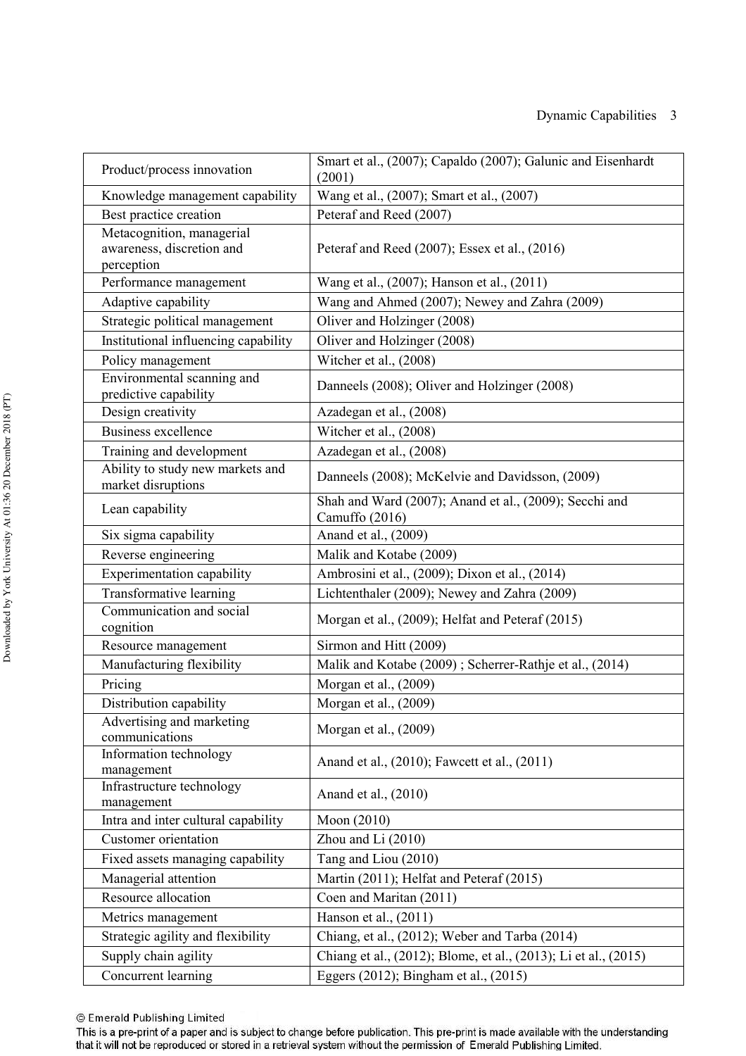| | |
|---|---|
| Product/process innovation | Smart et al., (2007); Capaldo (2007); Galunic and Eisenhardt (2001) |
| Knowledge management capability | Wang et al., (2007); Smart et al., (2007) |
| Best practice creation | Peteraf and Reed (2007) |
| Metacognition, managerial awareness, discretion and perception | Peteraf and Reed (2007); Essex et al., (2016) |
| Performance management | Wang et al., (2007); Hanson et al., (2011) |
| Adaptive capability | Wang and Ahmed (2007); Newey and Zahra (2009) |
| Strategic political management | Oliver and Holzinger (2008) |
| Institutional influencing capability | Oliver and Holzinger (2008) |
| Policy management | Witcher et al., (2008) |
| Environmental scanning and predictive capability | Danneels (2008); Oliver and Holzinger (2008) |
| Design creativity | Azadegan et al., (2008) |
| Business excellence | Witcher et al., (2008) |
| Training and development | Azadegan et al., (2008) |
| Ability to study new markets and market disruptions | Danneels (2008); McKelvie and Davidsson, (2009) |
| Lean capability | Shah and Ward (2007); Anand et al., (2009); Secchi and Camuffo (2016) |
| Six sigma capability | Anand et al., (2009) |
| Reverse engineering | Malik and Kotabe (2009) |
| Experimentation capability | Ambrosini et al., (2009); Dixon et al., (2014) |
| Transformative learning | Lichtenthaler (2009); Newey and Zahra (2009) |
| Communication and social cognition | Morgan et al., (2009); Helfat and Peteraf (2015) |
| Resource management | Sirmon and Hitt (2009) |
| Manufacturing flexibility | Malik and Kotabe (2009) ; Scherrer-Rathje et al., (2014) |
| Pricing | Morgan et al., (2009) |
| Distribution capability | Morgan et al., (2009) |
| Advertising and marketing communications | Morgan et al., (2009) |
| Information technology management | Anand et al., (2010); Fawcett et al., (2011) |
| Infrastructure technology management | Anand et al., (2010) |
| Intra and inter cultural capability | Moon (2010) |
| Customer orientation | Zhou and Li (2010) |
| Fixed assets managing capability | Tang and Liou (2010) |
| Managerial attention | Martin (2011); Helfat and Peteraf (2015) |
| Resource allocation | Coen and Maritan (2011) |
| Metrics management | Hanson et al., (2011) |
| Strategic agility and flexibility | Chiang, et al., (2012); Weber and Tarba (2014) |
| Supply chain agility | Chiang et al., (2012); Blome, et al., (2013); Li et al., (2015) |
| Concurrent learning | Eggers (2012); Bingham et al., (2015) |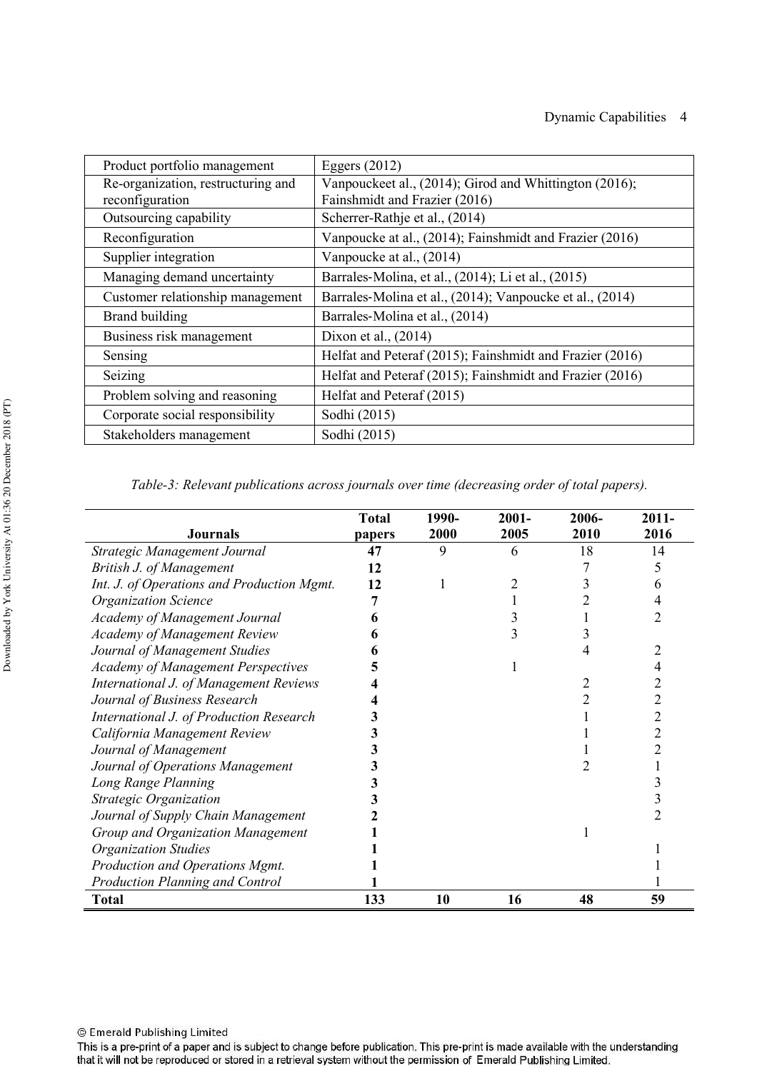| | |
|---|---|
| Product portfolio management | Eggers (2012) |
| Re-organization, restructuring and reconfiguration | Vanpouckeet al., (2014); Girod and Whittington (2016); Fainshmidt and Frazier (2016) |
| Outsourcing capability | Scherrer-Rathje et al., (2014) |
| Reconfiguration | Vanpoucke at al., (2014); Fainshmidt and Frazier (2016) |
| Supplier integration | Vanpoucke at al., (2014) |
| Managing demand uncertainty | Barrales-Molina, et al., (2014); Li et al., (2015) |
| Customer relationship management | Barrales-Molina et al., (2014); Vanpoucke et al., (2014) |
| Brand building | Barrales-Molina et al., (2014) |
| Business risk management | Dixon et al., (2014) |
| Sensing | Helfat and Peteraf (2015); Fainshmidt and Frazier (2016) |
| Seizing | Helfat and Peteraf (2015); Fainshmidt and Frazier (2016) |
| Problem solving and reasoning | Helfat and Peteraf (2015) |
| Corporate social responsibility | Sodhi (2015) |
| Stakeholders management | Sodhi (2015) |

*Table-3: Relevant publications across journals over time (decreasing order of total papers).*

| Journals | Total papers | 1990-2000 | 2001-2005 | 2006-2010 | 2011-2016 |
|---|---|---|---|---|---|
| *Strategic Management Journal* | **47** | 9 | 6 | 18 | 14 |
| *British J. of Management* | **12** | | | 7 | 5 |
| *Int. J. of Operations and Production Mgmt.* | **12** | 1 | 2 | 3 | 6 |
| *Organization Science* | **7** | | 1 | 2 | 4 |
| *Academy of Management Journal* | **6** | | 3 | 1 | 2 |
| *Academy of Management Review* | **6** | | 3 | 3 | |
| *Journal of Management Studies* | **6** | | | 4 | 2 |
| *Academy of Management Perspectives* | **5** | | 1 | | 4 |
| *International J. of Management Reviews* | **4** | | | 2 | 2 |
| *Journal of Business Research* | **4** | | | 2 | 2 |
| *International J. of Production Research* | **3** | | | 1 | 2 |
| *California Management Review* | **3** | | | 1 | 2 |
| *Journal of Management* | **3** | | | 1 | 2 |
| *Journal of Operations Management* | **3** | | | 2 | 1 |
| *Long Range Planning* | **3** | | | | 3 |
| *Strategic Organization* | **3** | | | | 3 |
| *Journal of Supply Chain Management* | **2** | | | | 2 |
| *Group and Organization Management* | **1** | | | 1 | |
| *Organization Studies* | **1** | | | | 1 |
| *Production and Operations Mgmt.* | **1** | | | | 1 |
| *Production Planning and Control* | **1** | | | | 1 |
| **Total** | **133** | **10** | **16** | **48** | **59** |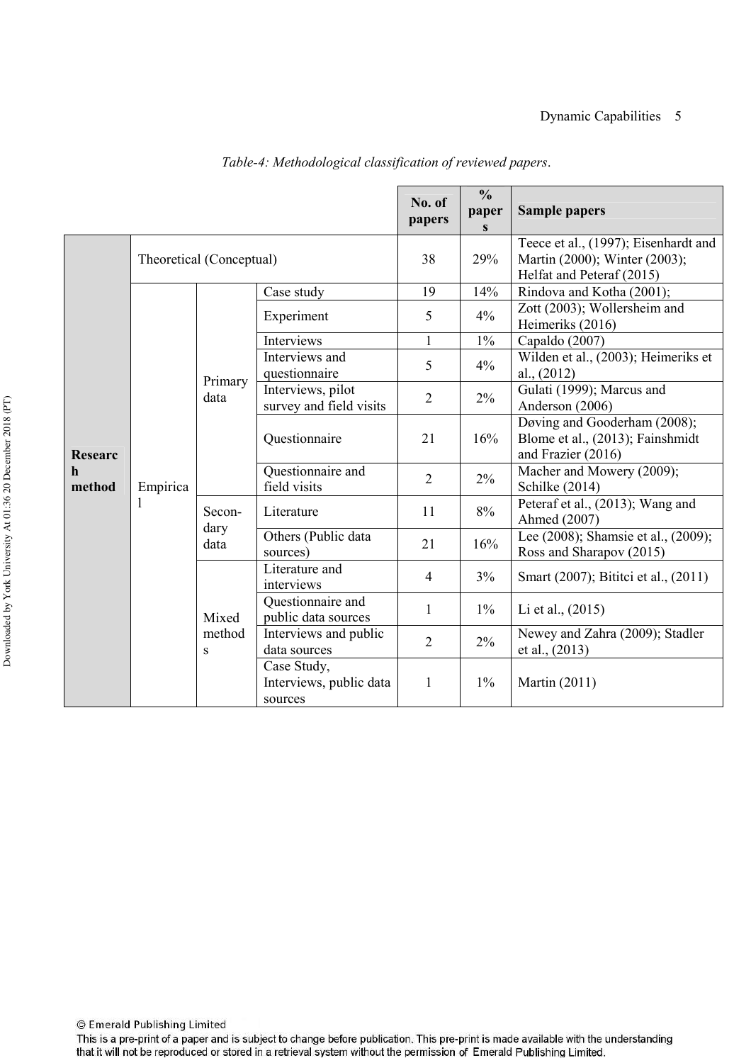*Table-4: Methodological classification of reviewed papers.*

| | | | | No. of papers | % papers | Sample papers |
|---|---|---|---|---|---|---|
| Research method | Theoretical (Conceptual) | | | 38 | 29% | Teece et al., (1997); Eisenhardt and Martin (2000); Winter (2003); Helfat and Peteraf (2015) |
| | Empirical | Primary data | Case study | 19 | 14% | Rindova and Kotha (2001); |
| | | | Experiment | 5 | 4% | Zott (2003); Wollersheim and Heimeriks (2016) |
| | | | Interviews | 1 | 1% | Capaldo (2007) |
| | | | Interviews and questionnaire | 5 | 4% | Wilden et al., (2003); Heimeriks et al., (2012) |
| | | | Interviews, pilot survey and field visits | 2 | 2% | Gulati (1999); Marcus and Anderson (2006) |
| | | | Questionnaire | 21 | 16% | Døving and Gooderham (2008); Blome et al., (2013); Fainshmidt and Frazier (2016) |
| | | | Questionnaire and field visits | 2 | 2% | Macher and Mowery (2009); Schilke (2014) |
| | | Secondary data | Literature | 11 | 8% | Peteraf et al., (2013); Wang and Ahmed (2007) |
| | | | Others (Public data sources) | 21 | 16% | Lee (2008); Shamsie et al., (2009); Ross and Sharapov (2015) |
| | | Mixed methods | Literature and interviews | 4 | 3% | Smart (2007); Bititci et al., (2011) |
| | | | Questionnaire and public data sources | 1 | 1% | Li et al., (2015) |
| | | | Interviews and public data sources | 2 | 2% | Newey and Zahra (2009); Stadler et al., (2013) |
| | | | Case Study, Interviews, public data sources | 1 | 1% | Martin (2011) |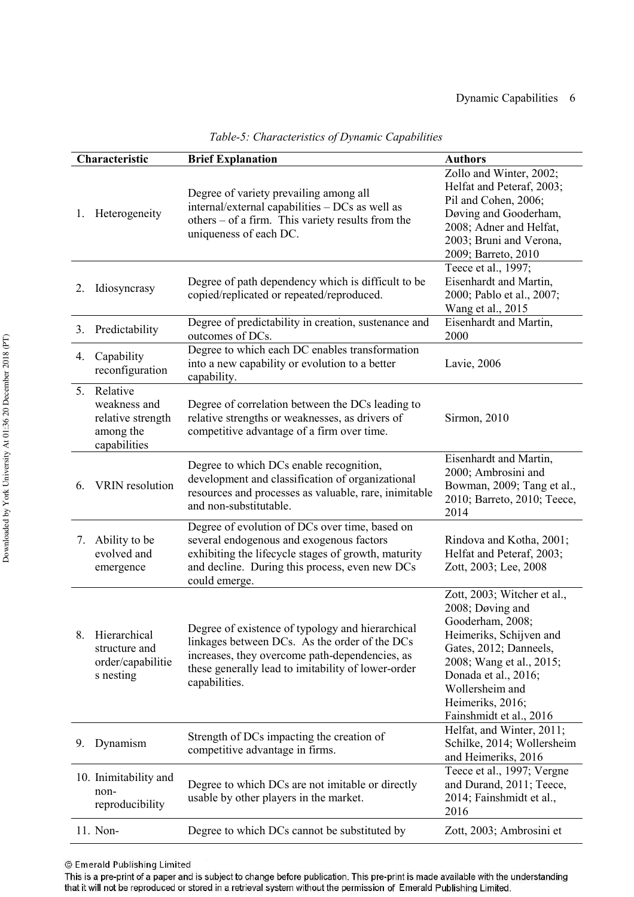*Table-5: Characteristics of Dynamic Capabilities*

| Characteristic | Brief Explanation | Authors |
|---|---|---|
| 1. Heterogeneity | Degree of variety prevailing among all internal/external capabilities – DCs as well as others – of a firm. This variety results from the uniqueness of each DC. | Zollo and Winter, 2002; Helfat and Peteraf, 2003; Pil and Cohen, 2006; Døving and Gooderham, 2008; Adner and Helfat, 2003; Bruni and Verona, 2009; Barreto, 2010 |
| 2. Idiosyncrasy | Degree of path dependency which is difficult to be copied/replicated or repeated/reproduced. | Teece et al., 1997; Eisenhardt and Martin, 2000; Pablo et al., 2007; Wang et al., 2015 |
| 3. Predictability | Degree of predictability in creation, sustenance and outcomes of DCs. | Eisenhardt and Martin, 2000 |
| 4. Capability reconfiguration | Degree to which each DC enables transformation into a new capability or evolution to a better capability. | Lavie, 2006 |
| 5. Relative weakness and relative strength among the capabilities | Degree of correlation between the DCs leading to relative strengths or weaknesses, as drivers of competitive advantage of a firm over time. | Sirmon, 2010 |
| 6. VRIN resolution | Degree to which DCs enable recognition, development and classification of organizational resources and processes as valuable, rare, inimitable and non-substitutable. | Eisenhardt and Martin, 2000; Ambrosini and Bowman, 2009; Tang et al., 2010; Barreto, 2010; Teece, 2014 |
| 7. Ability to be evolved and emergence | Degree of evolution of DCs over time, based on several endogenous and exogenous factors exhibiting the lifecycle stages of growth, maturity and decline. During this process, even new DCs could emerge. | Rindova and Kotha, 2001; Helfat and Peteraf, 2003; Zott, 2003; Lee, 2008 |
| 8. Hierarchical structure and order/capabilities nesting | Degree of existence of typology and hierarchical linkages between DCs. As the order of the DCs increases, they overcome path-dependencies, as these generally lead to imitability of lower-order capabilities. | Zott, 2003; Witcher et al., 2008; Døving and Gooderham, 2008; Heimeriks, Schijven and Gates, 2012; Danneels, 2008; Wang et al., 2015; Donada et al., 2016; Wollersheim and Heimeriks, 2016; Fainshmidt et al., 2016 |
| 9. Dynamism | Strength of DCs impacting the creation of competitive advantage in firms. | Helfat, and Winter, 2011; Schilke, 2014; Wollersheim and Heimeriks, 2016 |
| 10. Inimitability and non-reproducibility | Degree to which DCs are not imitable or directly usable by other players in the market. | Teece et al., 1997; Vergne and Durand, 2011; Teece, 2014; Fainshmidt et al., 2016 |
| 11. Non- | Degree to which DCs cannot be substituted by | Zott, 2003; Ambrosini et |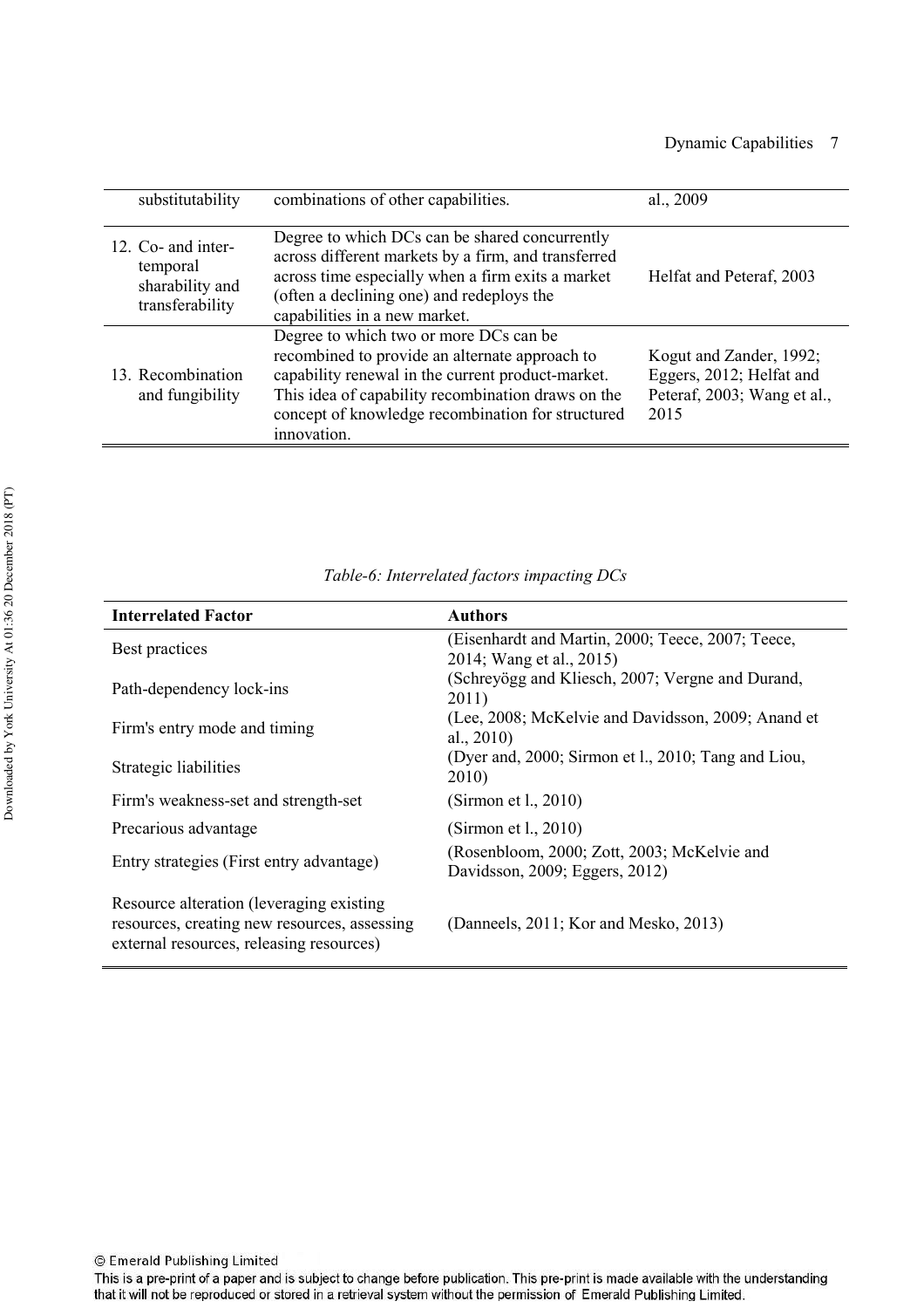| | | |
|---|---|---|
| substitutability | combinations of other capabilities. | al., 2009 |
| 12. Co- and inter-temporal sharability and transferability | Degree to which DCs can be shared concurrently across different markets by a firm, and transferred across time especially when a firm exits a market (often a declining one) and redeploys the capabilities in a new market. | Helfat and Peteraf, 2003 |
| 13. Recombination and fungibility | Degree to which two or more DCs can be recombined to provide an alternate approach to capability renewal in the current product-market. This idea of capability recombination draws on the concept of knowledge recombination for structured innovation. | Kogut and Zander, 1992; Eggers, 2012; Helfat and Peteraf, 2003; Wang et al., 2015 |

*Table-6: Interrelated factors impacting DCs*

| Interrelated Factor | Authors |
|---|---|
| Best practices | (Eisenhardt and Martin, 2000; Teece, 2007; Teece, 2014; Wang et al., 2015) |
| Path-dependency lock-ins | (Schreyögg and Kliesch, 2007; Vergne and Durand, 2011) |
| Firm's entry mode and timing | (Lee, 2008; McKelvie and Davidsson, 2009; Anand et al., 2010) |
| Strategic liabilities | (Dyer and, 2000; Sirmon et l., 2010; Tang and Liou, 2010) |
| Firm's weakness-set and strength-set | (Sirmon et l., 2010) |
| Precarious advantage | (Sirmon et l., 2010) |
| Entry strategies (First entry advantage) | (Rosenbloom, 2000; Zott, 2003; McKelvie and Davidsson, 2009; Eggers, 2012) |
| Resource alteration (leveraging existing resources, creating new resources, assessing external resources, releasing resources) | (Danneels, 2011; Kor and Mesko, 2013) |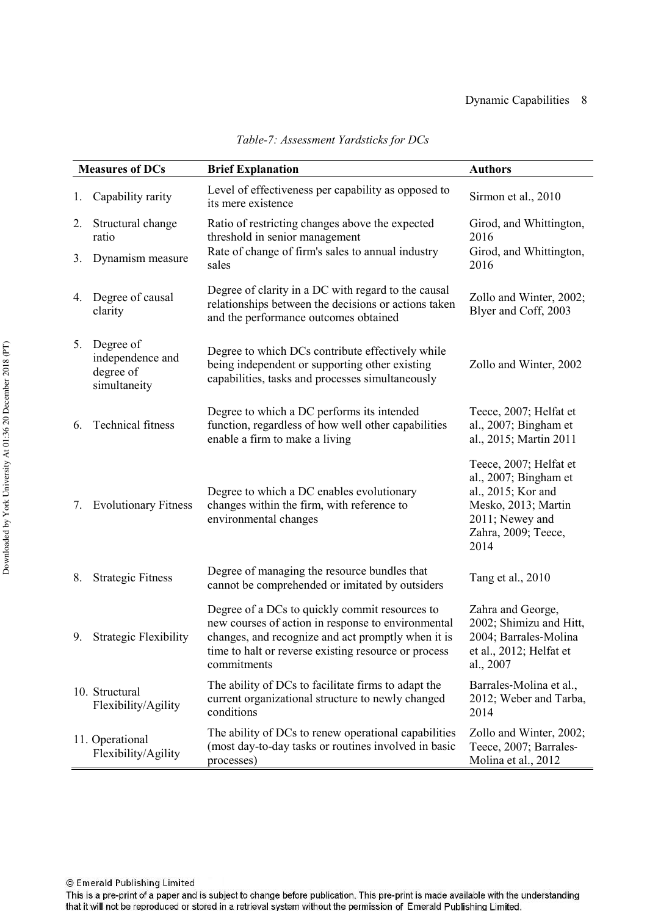*Table-7: Assessment Yardsticks for DCs*

| Measures of DCs | Brief Explanation | Authors |
|---|---|---|
| 1. Capability rarity | Level of effectiveness per capability as opposed to its mere existence | Sirmon et al., 2010 |
| 2. Structural change ratio | Ratio of restricting changes above the expected threshold in senior management | Girod, and Whittington, 2016 |
| 3. Dynamism measure | Rate of change of firm's sales to annual industry sales | Girod, and Whittington, 2016 |
| 4. Degree of causal clarity | Degree of clarity in a DC with regard to the causal relationships between the decisions or actions taken and the performance outcomes obtained | Zollo and Winter, 2002; Blyer and Coff, 2003 |
| 5. Degree of independence and degree of simultaneity | Degree to which DCs contribute effectively while being independent or supporting other existing capabilities, tasks and processes simultaneously | Zollo and Winter, 2002 |
| 6. Technical fitness | Degree to which a DC performs its intended function, regardless of how well other capabilities enable a firm to make a living | Teece, 2007; Helfat et al., 2007; Bingham et al., 2015; Martin 2011 |
| 7. Evolutionary Fitness | Degree to which a DC enables evolutionary changes within the firm, with reference to environmental changes | Teece, 2007; Helfat et al., 2007; Bingham et al., 2015; Kor and Mesko, 2013; Martin 2011; Newey and Zahra, 2009; Teece, 2014 |
| 8. Strategic Fitness | Degree of managing the resource bundles that cannot be comprehended or imitated by outsiders | Tang et al., 2010 |
| 9. Strategic Flexibility | Degree of a DCs to quickly commit resources to new courses of action in response to environmental changes, and recognize and act promptly when it is time to halt or reverse existing resource or process commitments | Zahra and George, 2002; Shimizu and Hitt, 2004; Barrales-Molina et al., 2012; Helfat et al., 2007 |
| 10. Structural Flexibility/Agility | The ability of DCs to facilitate firms to adapt the current organizational structure to newly changed conditions | Barrales-Molina et al., 2012; Weber and Tarba, 2014 |
| 11. Operational Flexibility/Agility | The ability of DCs to renew operational capabilities (most day-to-day tasks or routines involved in basic processes) | Zollo and Winter, 2002; Teece, 2007; Barrales-Molina et al., 2012 |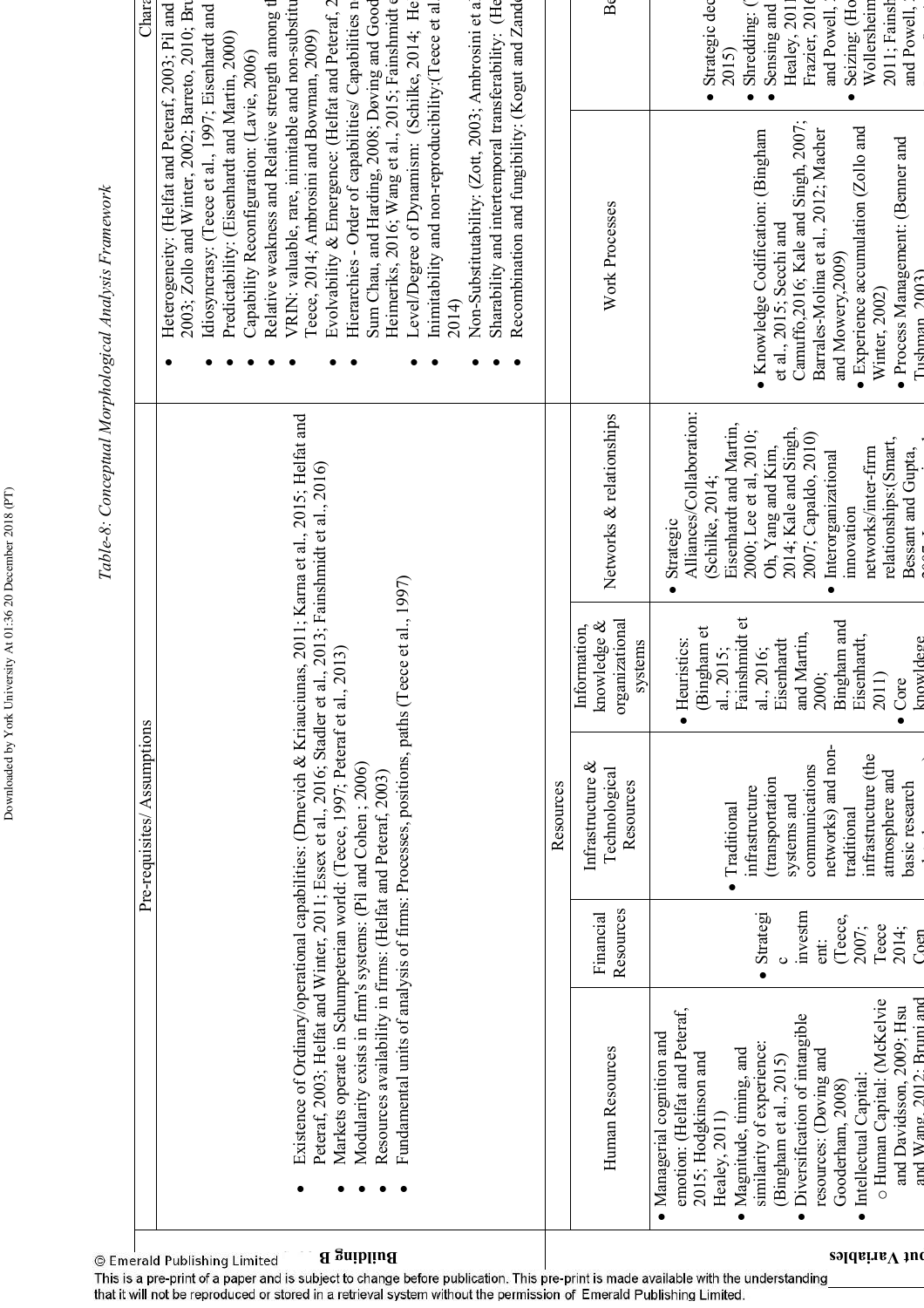*Table-8: Conceptual Morphological Analysis Framework*

| Building B[...] | Pre-requisites/ Assumptions | | | | | | Chara[...] |
|---|---|---|---|---|---|---|---|
| | • Existence of Ordinary/operational capabilities: (Dmevich & Kriauciunas, 2011; Karna et al., 2015; Helfat and Peteraf, 2003; Helfat and Winter, 2011; Essex et al., 2016; Stadler et al., 2013; Fainshmidt et al., 2016)<br>• Markets operate in Schumpeterian world: (Teece, 1997; Peteraf et al., 2013)<br>• Modularity exists in firm's systems: (Pil and Cohen ; 2006)<br>• Resources availability in firms: (Helfat and Peteraf, 2003)<br>• Fundamental units of analysis of firms: Processes, positions, paths (Teece et al., 1997) | | | | | | • Heterogeneity: (Helfat and Peteraf, 2003; Pil and [...] 2003; Zollo and Winter, 2002; Barreto, 2010; Br[...]<br>• Idiosyncrasy: (Teece et al., 1997; Eisenhardt and [...]<br>• Predictability: (Eisenhardt and Martin, 2000)<br>• Capability Reconfiguration: (Lavie, 2006)<br>• Relative weakness and Relative strength among t[...]<br>• VRIN: valuable, rare, inimitable and non-substitu[...] Teece, 2014; Ambrosini and Bowman, 2009)<br>• Evolvability & Emergence: (Helfat and Peteraf, 2[...]<br>• Hierarchies - Order of capabilities/ Capabilities n[...] Sum Chau, and Harding, 2008; Døving and Good[...] Heimeriks, 2016; Wang et al., 2015; Fainshmidt e[...]<br>• Level/Degree of Dynamism: (Schilke, 2014; He[...]<br>• Inimitability and non-reproducibility:(Teece et al[...] 2014)<br>• Non-Substitutability: (Zott, 2003; Ambrosini et a[...]<br>• Sharability and intertemporal transferability: (He[...]<br>• Recombination and fungibility: (Kogut and Zand[...] |
| | Resources | | | | | | |
| | Human Resources | Financial Resources | Infrastructure & Technological Resources | Information, knowledge & organizational systems | Networks & relationships | Work Processes | Be[...] |
| [...]ut Variables | • Managerial cognition and emotion: (Helfat and Peteraf, 2015; Hodgkinson and Healey, 2011)<br>• Magnitude, timing, and similarity of experience: (Bingham et al., 2015)<br>• Diversification of intangible resources: (Døving and Gooderham, 2008)<br>• Intellectual Capital:<br>○ Human Capital: (McKelvie and Davidsson, 2009; Hsu and Wang, 2012; Bruni and [...] | • Strategic investment: (Teece, 2007; Teece 2014; Coen [...] | • Traditional infrastructure (transportation systems and communications networks) and non-traditional infrastructure (the atmosphere and basic research [...] | • Heuristics: (Bingham et al., 2015; Fainshmidt et al., 2016; Eisenhardt and Martin, 2000; Bingham and Eisenhardt, 2011)<br>• Core knowledge [...] | • Strategic Alliances/Collaboration: (Schilke, 2014; Eisenhardt and Martin, 2000; Lee et al, 2010; Oh, Yang and Kim, 2014; Kale and Singh, 2007; Capaldo, 2010)<br>• Interorganizational innovation networks/inter-firm relationships:(Smart, Bessant and Gupta, [...] | • Knowledge Codification: (Bingham et al., 2015; Secchi and Camuffo,2016; Kale and Singh, 2007; Barrales-Molina et al., 2012; Macher and Mowery,2009)<br>• Experience accumulation (Zollo and Winter, 2002)<br>• Process Management: (Benner and Tushman, 2003) | • Strategic dec[...] 2015)<br>• Shredding: ([...]<br>• Sensing and [...] Healey, 201[...] Frazier, 201[...] and Powell, [...]<br>• Seizing: (Ho[...] Wollersheim[...] 2011; Fainsh[...] and Powell, [...] |

© Emerald Publishing Limited

This is a pre-print of a paper and is subject to change before publication. This pre-print is made available with the understanding that it will not be reproduced or stored in a retrieval system without the permission of Emerald Publishing Limited.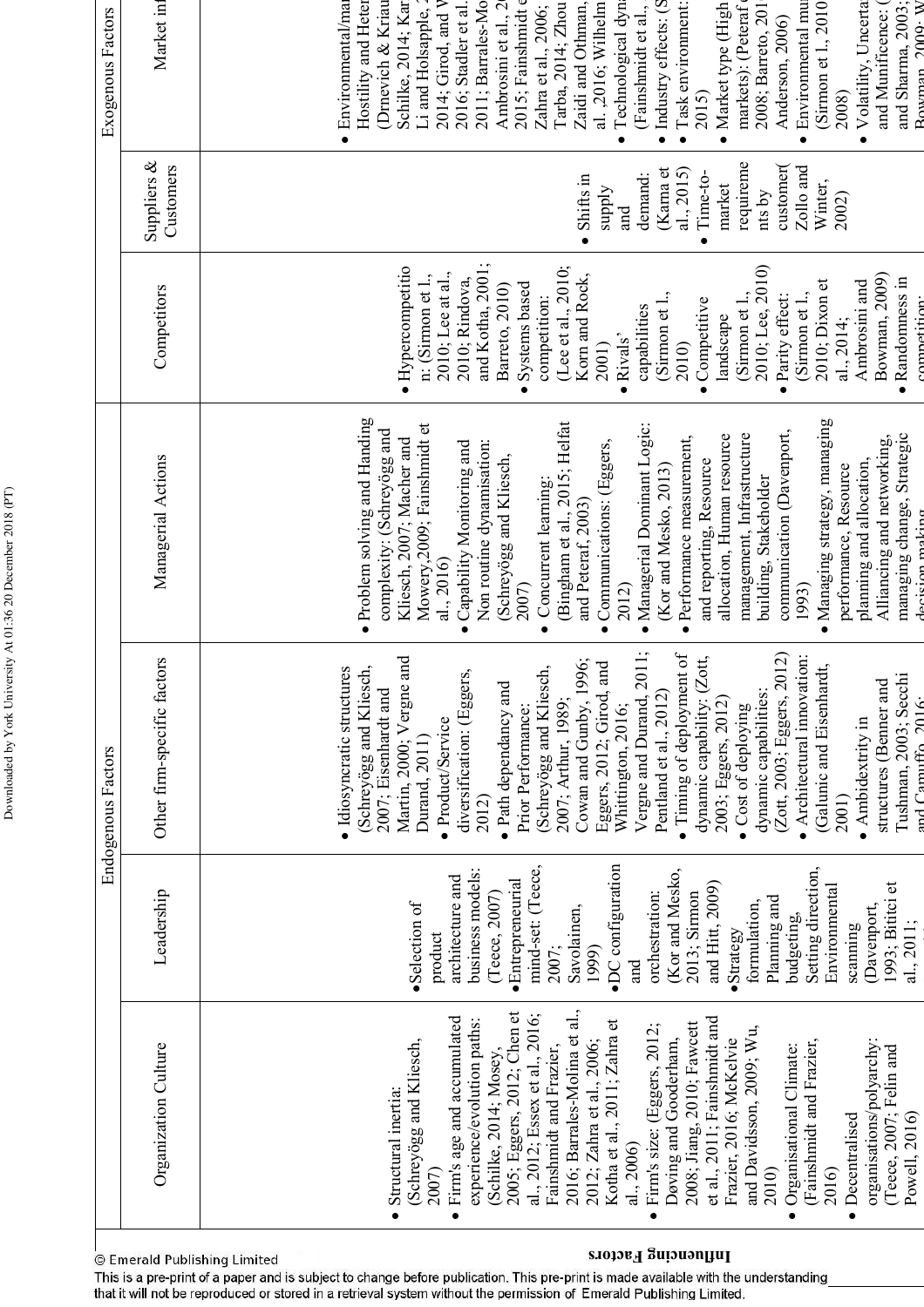| Influencing Factors | Endogenous Factors | | | | Exogenous Factors | | |
|---|---|---|---|---|---|---|---|
| | Organization Culture | Leadership | Other firm-specific factors | Managerial Actions | Competitors | Suppliers & Customers | Market inf |
| | • Structural inertia: (Schreyögg and Kliesch, 2007)<br>• Firm's age and accumulated experience/evolution paths: (Schilke, 2014; Mosey, 2005; Eggers, 2012; Chen et al., 2012; Essex et al., 2016; Fainshmidt and Frazier, 2016; Barrales-Molina et al., 2012; Zahra et al., 2006; Kotha et al., 2011; Zahra et al., 2006)<br>• Firm's size: (Eggers, 2012; Døving and Gooderham, 2008; Jiang, 2010; Fawcett et al., 2011; Fainshmidt and Frazier, 2016; McKelvie and Davidsson, 2009; Wu, 2010)<br>• Organisational Climate: (Fainshmidt and Frazier, 2016)<br>• Decentralised organisations/polyarchy: (Teece, 2007; Felin and Powell, 2016) | •Selection of product architecture and business models: (Teece, 2007)<br>•Entrepreneurial mind-set: (Teece, 2007; Savolainen, 1999)<br>•DC configuration and orchestration: (Kor and Mesko, 2013; Sirmon and Hitt, 2009)<br>•Strategy formulation, Planning and budgeting, Setting direction, Environmental scanning (Davenport, 1993; Bititci et al., 2011; | • Idiosyncratic structures (Schreyögg and Kliesch, 2007; Eisenhardt and Martin, 2000; Vergne and Durand, 2011)<br>• Product/Service diversification: (Eggers, 2012)<br>• Path dependancy and Prior Performance: (Schreyögg and Kliesch, 2007; Arthur, 1989; Cowan and Gunby, 1996; Eggers, 2012; Girod, and Whittington, 2016; Vergne and Durand, 2011; Pentland et al., 2012)<br>• Timing of deployment of dynamic capability: (Zott, 2003; Eggers, 2012)<br>• Cost of deploying dynamic capabilities: (Zott, 2003; Eggers, 2012)<br>• Architectural innovation: (Galunic and Eisenhardt, 2001)<br>• Ambidextrity in structures (Benner and Tushman, 2003; Secchi and Camuffo, 2016; | • Problem solving and Handing complexity: (Schreyögg and Kliesch, 2007; Macher and Mowery,2009; Fainshmidt et al., 2016)<br>• Capability Monitoring and Non routine dynamisation: (Schreyögg and Kliesch, 2007)<br>• Concurrent learning: (Bingham et al., 2015; Helfat and Peteraf, 2003)<br>• Communications: (Eggers, 2012)<br>• Managerial Dominant Logic: (Kor and Mesko, 2013)<br>• Performance measurement, and reporting, Resource allocation, Human resource management, Infrastructure building, Stakeholder communication (Davenport, 1993)<br>• Managing strategy, managing performance, Resource planning and allocation, Alliancing and networking, managing change, Strategic decision making | • Hypercompetition: (Sirmon et l., 2010; Lee at al., 2010; Rindova, and Kotha, 2001; Barreto, 2010)<br>• Systems based competition: (Lee et al., 2010; Korn and Rock, 2001)<br>• Rivals' capabilities (Sirmon et l., 2010)<br>• Competitive landscape (Sirmon et l., 2010; Lee, 2010)<br>• Parity effect: (Sirmon et l., 2010; Dixon et al., 2014; Ambrosini and Bowman, 2009)<br>• Randomness in competition: | • Shifts in supply and demand: (Karna et al., 2015)<br>• Time-to-market requirements by customer( Zollo and Winter, 2002) | • Environmental/mar Hostility and Heter (Drnevich & Kriau Schilke, 2014; Kar Li and Holsapple, 2 2014; Girod, and W 2016; Stadler et al. 2011; Barrales-Mo Ambrosini et al., 20 2015; Fainshmidt e Zahra et al., 2006; Tarba, 2014; Zhou Zaidi and Othman, al. ,2016; Wilhelm<br>• Technological dyn (Fainshmidt et al.,<br>• Industry effects: (S<br>• Task environment: 2015)<br>• Market type (High markets): (Peteraf 2008; Barreto, 201 Anderson, 2006)<br>• Environmental mu (Sirmon et l., 2010 2008)<br>• Volatility, Uncerta and Munificence: ( and Sharma, 2003; Bowman, 2009; W |

© Emerald Publishing Limited

This is a pre-print of a paper and is subject to change before publication. This pre-print is made available with the understanding that it will not be reproduced or stored in a retrieval system without the permission of Emerald Publishing Limited.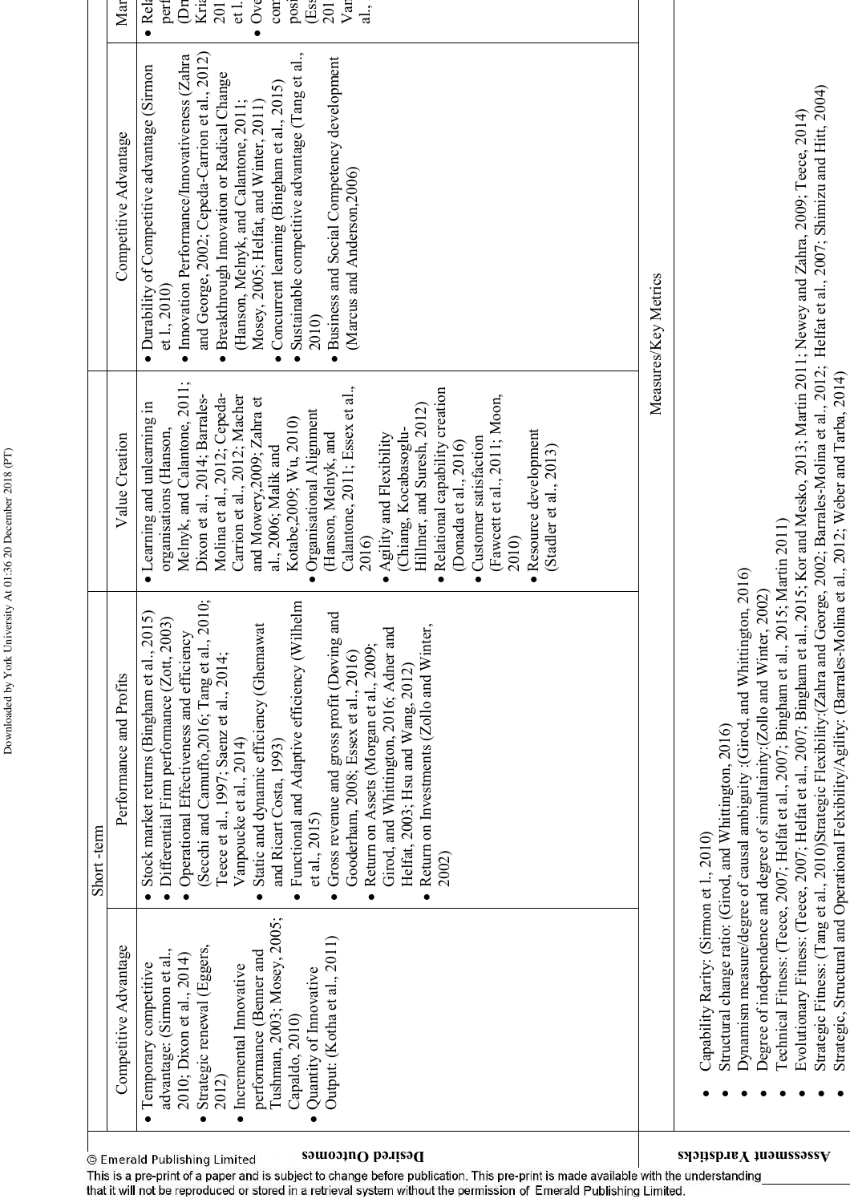| Desired Outcomes | Short -term | | | | |
|---|---|---|---|---|---|
| | Competitive Advantage | Performance and Profits | Value Creation | Competitive Advantage | Mar |
| | • Temporary competitive advantage: (Sirmon et al., 2010; Dixon et al., 2014)<br>• Strategic renewal (Eggers, 2012)<br>• Incremental Innovative performance (Benner and Tushman, 2003; Mosey, 2005; Capaldo, 2010)<br>• Quantity of Innovative Output: (Kotha et al., 2011) | • Stock market returns (Bingham et al., 2015)<br>• Differential Firm performance (Zott, 2003)<br>• Operational Effectiveness and efficiency (Secchi and Camuffo,2016; Tang et al., 2010; Teece et al., 1997; Saenz et al., 2014; Vanpoucke et al., 2014)<br>• Static and dynamic efficiency (Ghemawat and Ricart Costa, 1993)<br>• Functional and Adaptive efficiency (Wilhelm et al., 2015)<br>• Gross revenue and gross profit (Døving and Gooderham, 2008; Essex et al., 2016)<br>• Return on Assets (Morgan et al., 2009; Girod, and Whittington, 2016; Adner and Helfat, 2003; Hsu and Wang, 2012)<br>• Return on Investments (Zollo and Winter, 2002) | • Learning and unlearning in organisations (Hanson, Melnyk, and Calantone, 2011; Dixon et al., 2014; Barrales-Molina et al., 2012; Cepeda-Carrion et al., 2012; Macher and Mowery,2009; Zahra et al., 2006; Malik and Kotabe,2009; Wu, 2010)<br>• Organisational Alignment (Hanson, Melnyk, and Calantone, 2011; Essex et al., 2016)<br>• Agility and Flexibility (Chiang, Kocabasoglu-Hillmer, and Suresh, 2012)<br>• Relational capability creation (Donada et al., 2016)<br>• Customer satisfaction (Fawcett et al., 2011; Moon, 2010)<br>• Resource development (Stadler et al., 2013) | • Durability of Competitive advantage (Sirmon et l., 2010)<br>• Innovation Performance/Innovativeness (Zahra and George, 2002; Cepeda-Carrion et al., 2012)<br>• Breakthrough Innovation or Radical Change (Hanson, Melnyk, and Calantone, 2011; Mosey, 2005; Helfat, and Winter, 2011)<br>• Concurrent learning (Bingham et al., 2015)<br>• Sustainable competitive advantage (Tang et al., 2010)<br>• Business and Social Competency development (Marcus and Anderson,2006) | • Rel perf (Dr Kri 201 et l. • Ove com posi (Ess 201 Var al., |

**Assessment Yardsticks**

Measures/Key Metrics

- Capability Rarity: (Sirmon et l., 2010)
- Structural change ratio: (Girod, and Whittington, 2016)
- Dynamism measure/degree of causal ambiguity :(Girod, and Whittington, 2016)
- Degree of independence and degree of simultainity:(Zollo and Winter, 2002)
- Technical Fitness: (Teece, 2007; Helfat et al., 2007; Bingham et al., 2015; Martin 2011)
- Evolutionary Fitness: (Teece, 2007; Helfat et al., 2007; Bingham et al., 2015; Kor and Mesko, 2013; Martin 2011; Newey and Zahra, 2009; Teece, 2014)
- Strategic Fitness: (Tang et al., 2010)Strategic Flexibility:(Zahra and George, 2002; Barrales-Molina et al., 2012; Helfat et al., 2007; Shimizu and Hitt, 2004)
- Strategic, Structural and Operational Felxibility/Agility: (Barrales-Molina et al., 2012; Weber and Tarba, 2014)